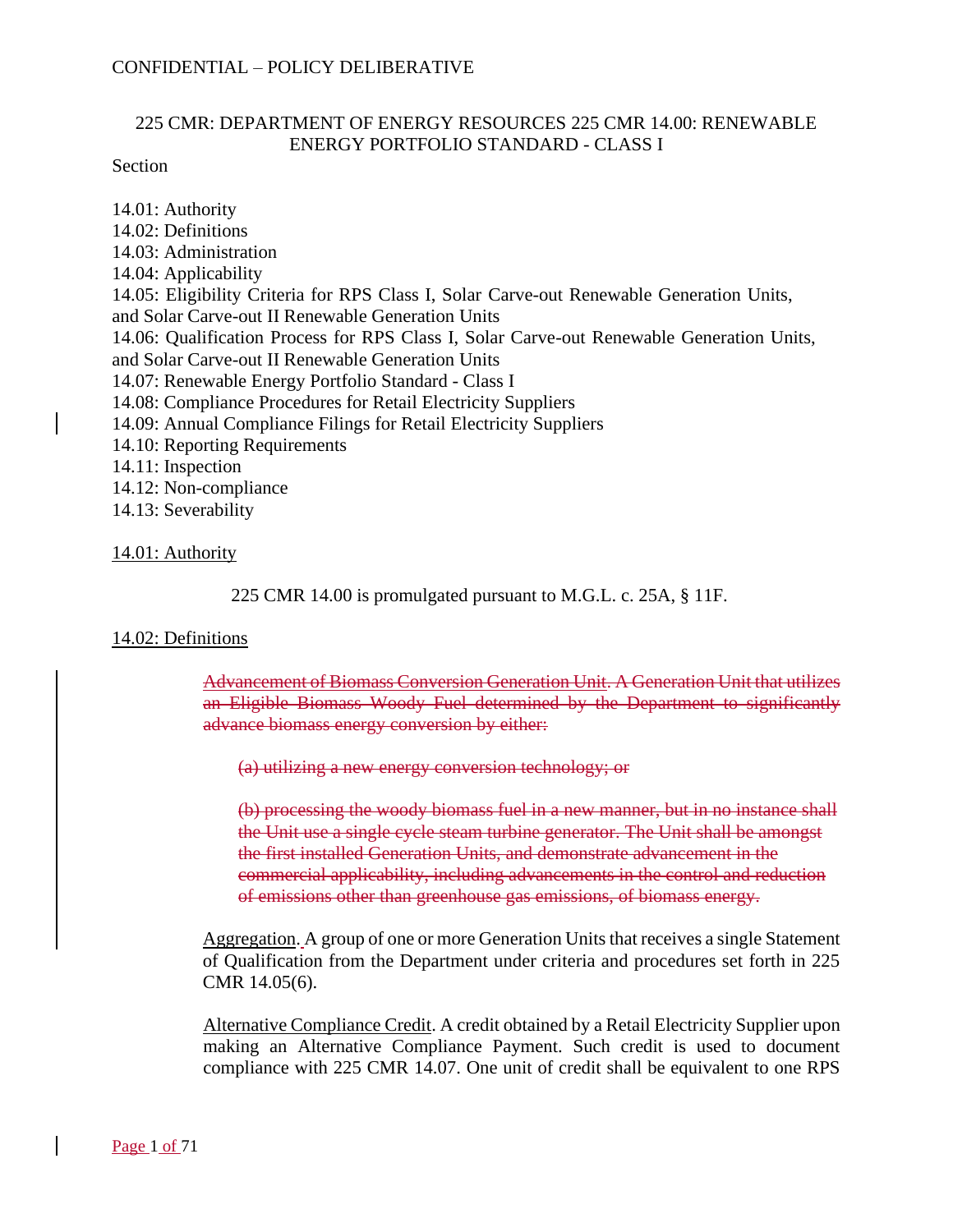CONFIDENTIAL – POLICY DELIBERATIVE

# 225 CMR: DEPARTMENT OF ENERGY RESOURCES 225 CMR 14.00: RENEWABLE ENERGY PORTFOLIO STANDARD - CLASS I

Section

14.01: Authority
14.02: Definitions
14.03: Administration
14.04: Applicability
14.05: Eligibility Criteria for RPS Class I, Solar Carve-out Renewable Generation Units, and Solar Carve-out II Renewable Generation Units
14.06: Qualification Process for RPS Class I, Solar Carve-out Renewable Generation Units, and Solar Carve-out II Renewable Generation Units
14.07: Renewable Energy Portfolio Standard - Class I
14.08: Compliance Procedures for Retail Electricity Suppliers
14.09: Annual Compliance Filings for Retail Electricity Suppliers
14.10: Reporting Requirements
14.11: Inspection
14.12: Non-compliance
14.13: Severability

## 14.01: Authority

225 CMR 14.00 is promulgated pursuant to M.G.L. c. 25A, § 11F.

## 14.02: Definitions

~~Advancement of Biomass Conversion Generation Unit. A Generation Unit that utilizes an Eligible Biomass Woody Fuel determined by the Department to significantly advance biomass energy conversion by either:~~

~~(a) utilizing a new energy conversion technology; or~~

~~(b) processing the woody biomass fuel in a new manner, but in no instance shall the Unit use a single cycle steam turbine generator. The Unit shall be amongst the first installed Generation Units, and demonstrate advancement in the commercial applicability, including advancements in the control and reduction of emissions other than greenhouse gas emissions, of biomass energy.~~

Aggregation. A group of one or more Generation Units that receives a single Statement of Qualification from the Department under criteria and procedures set forth in 225 CMR 14.05(6).

Alternative Compliance Credit. A credit obtained by a Retail Electricity Supplier upon making an Alternative Compliance Payment. Such credit is used to document compliance with 225 CMR 14.07. One unit of credit shall be equivalent to one RPS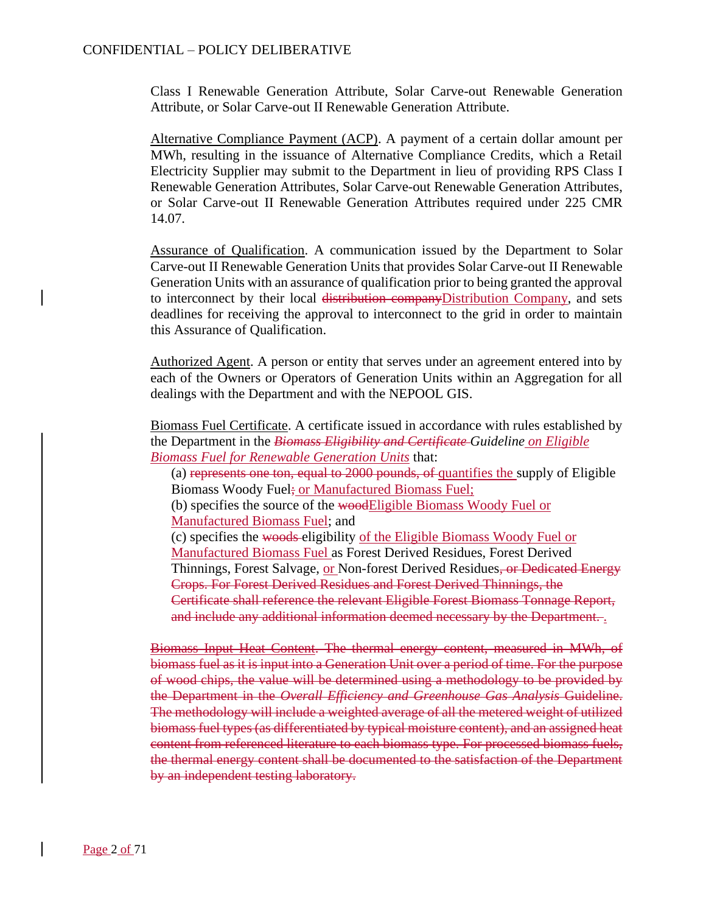Class I Renewable Generation Attribute, Solar Carve-out Renewable Generation Attribute, or Solar Carve-out II Renewable Generation Attribute.

Alternative Compliance Payment (ACP). A payment of a certain dollar amount per MWh, resulting in the issuance of Alternative Compliance Credits, which a Retail Electricity Supplier may submit to the Department in lieu of providing RPS Class I Renewable Generation Attributes, Solar Carve-out Renewable Generation Attributes, or Solar Carve-out II Renewable Generation Attributes required under 225 CMR 14.07.

Assurance of Qualification. A communication issued by the Department to Solar Carve-out II Renewable Generation Units that provides Solar Carve-out II Renewable Generation Units with an assurance of qualification prior to being granted the approval to interconnect by their local ~~distribution company~~Distribution Company, and sets deadlines for receiving the approval to interconnect to the grid in order to maintain this Assurance of Qualification.

Authorized Agent. A person or entity that serves under an agreement entered into by each of the Owners or Operators of Generation Units within an Aggregation for all dealings with the Department and with the NEPOOL GIS.

Biomass Fuel Certificate. A certificate issued in accordance with rules established by the Department in the ~~*Biomass Eligibility and Certificate*~~ *Guideline on Eligible Biomass Fuel for Renewable Generation Units* that:

(a) ~~represents one ton, equal to 2000 pounds, of~~ quantifies the supply of Eligible Biomass Woody Fuel~~;~~ or Manufactured Biomass Fuel;

(b) specifies the source of the ~~wood~~Eligible Biomass Woody Fuel or Manufactured Biomass Fuel; and

(c) specifies the ~~woods~~ eligibility of the Eligible Biomass Woody Fuel or Manufactured Biomass Fuel as Forest Derived Residues, Forest Derived Thinnings, Forest Salvage, or Non-forest Derived Residues~~, or Dedicated Energy Crops. For Forest Derived Residues and Forest Derived Thinnings, the Certificate shall reference the relevant Eligible Forest Biomass Tonnage Report, and include any additional information deemed necessary by the Department.~~ .

~~Biomass Input Heat Content. The thermal energy content, measured in MWh, of biomass fuel as it is input into a Generation Unit over a period of time. For the purpose of wood chips, the value will be determined using a methodology to be provided by the Department in the *Overall Efficiency and Greenhouse Gas Analysis* Guideline. The methodology will include a weighted average of all the metered weight of utilized biomass fuel types (as differentiated by typical moisture content), and an assigned heat content from referenced literature to each biomass type. For processed biomass fuels, the thermal energy content shall be documented to the satisfaction of the Department by an independent testing laboratory.~~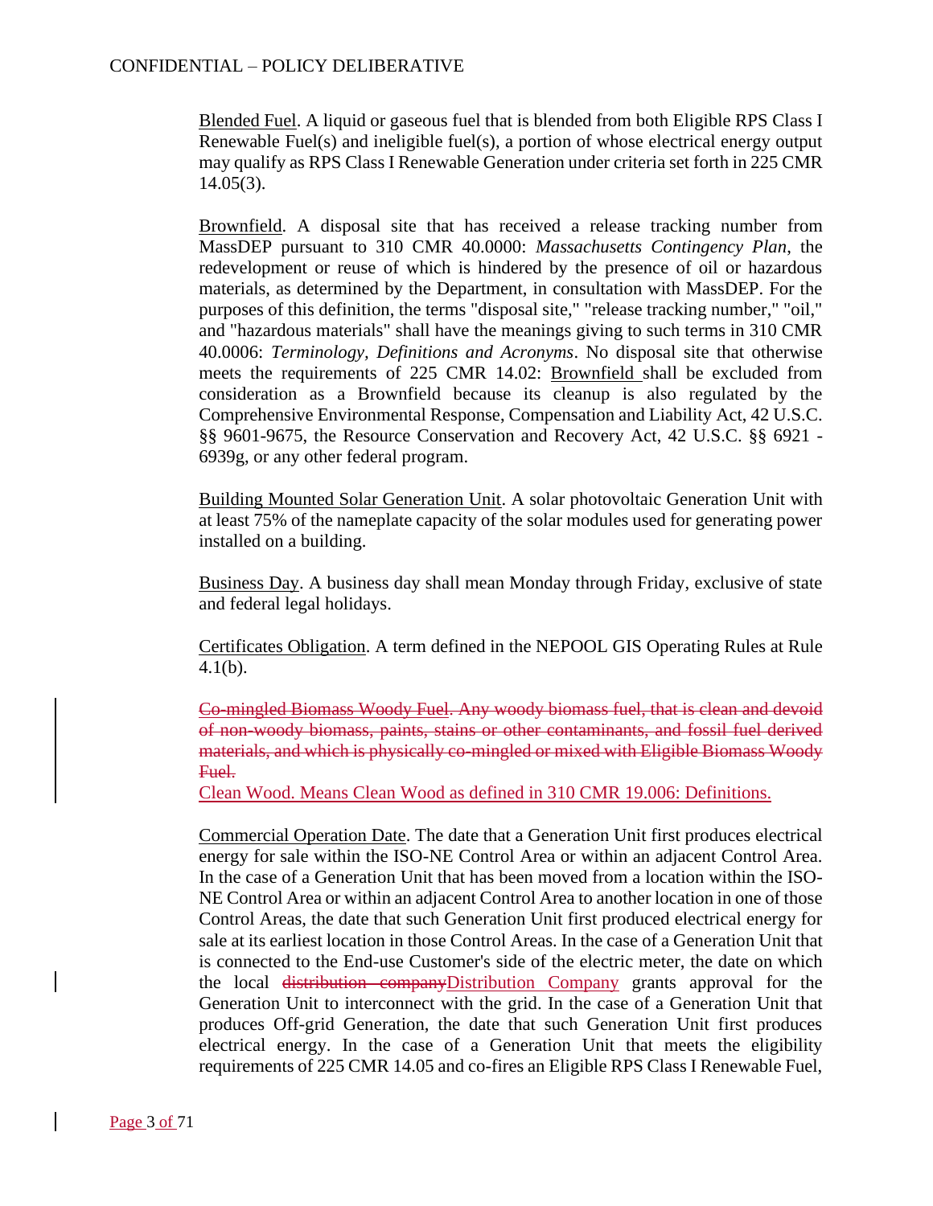CONFIDENTIAL – POLICY DELIBERATIVE

Blended Fuel. A liquid or gaseous fuel that is blended from both Eligible RPS Class I Renewable Fuel(s) and ineligible fuel(s), a portion of whose electrical energy output may qualify as RPS Class I Renewable Generation under criteria set forth in 225 CMR 14.05(3).

Brownfield. A disposal site that has received a release tracking number from MassDEP pursuant to 310 CMR 40.0000: *Massachusetts Contingency Plan*, the redevelopment or reuse of which is hindered by the presence of oil or hazardous materials, as determined by the Department, in consultation with MassDEP. For the purposes of this definition, the terms "disposal site," "release tracking number," "oil," and "hazardous materials" shall have the meanings giving to such terms in 310 CMR 40.0006: *Terminology, Definitions and Acronyms*. No disposal site that otherwise meets the requirements of 225 CMR 14.02: Brownfield shall be excluded from consideration as a Brownfield because its cleanup is also regulated by the Comprehensive Environmental Response, Compensation and Liability Act, 42 U.S.C. §§ 9601-9675, the Resource Conservation and Recovery Act, 42 U.S.C. §§ 6921 - 6939g, or any other federal program.

Building Mounted Solar Generation Unit. A solar photovoltaic Generation Unit with at least 75% of the nameplate capacity of the solar modules used for generating power installed on a building.

Business Day. A business day shall mean Monday through Friday, exclusive of state and federal legal holidays.

Certificates Obligation. A term defined in the NEPOOL GIS Operating Rules at Rule 4.1(b).

~~Co-mingled Biomass Woody Fuel. Any woody biomass fuel, that is clean and devoid of non-woody biomass, paints, stains or other contaminants, and fossil fuel derived materials, and which is physically co-mingled or mixed with Eligible Biomass Woody Fuel.~~
Clean Wood. Means Clean Wood as defined in 310 CMR 19.006: Definitions.

Commercial Operation Date. The date that a Generation Unit first produces electrical energy for sale within the ISO-NE Control Area or within an adjacent Control Area. In the case of a Generation Unit that has been moved from a location within the ISO-NE Control Area or within an adjacent Control Area to another location in one of those Control Areas, the date that such Generation Unit first produced electrical energy for sale at its earliest location in those Control Areas. In the case of a Generation Unit that is connected to the End-use Customer's side of the electric meter, the date on which the local ~~distribution company~~Distribution Company grants approval for the Generation Unit to interconnect with the grid. In the case of a Generation Unit that produces Off-grid Generation, the date that such Generation Unit first produces electrical energy. In the case of a Generation Unit that meets the eligibility requirements of 225 CMR 14.05 and co-fires an Eligible RPS Class I Renewable Fuel,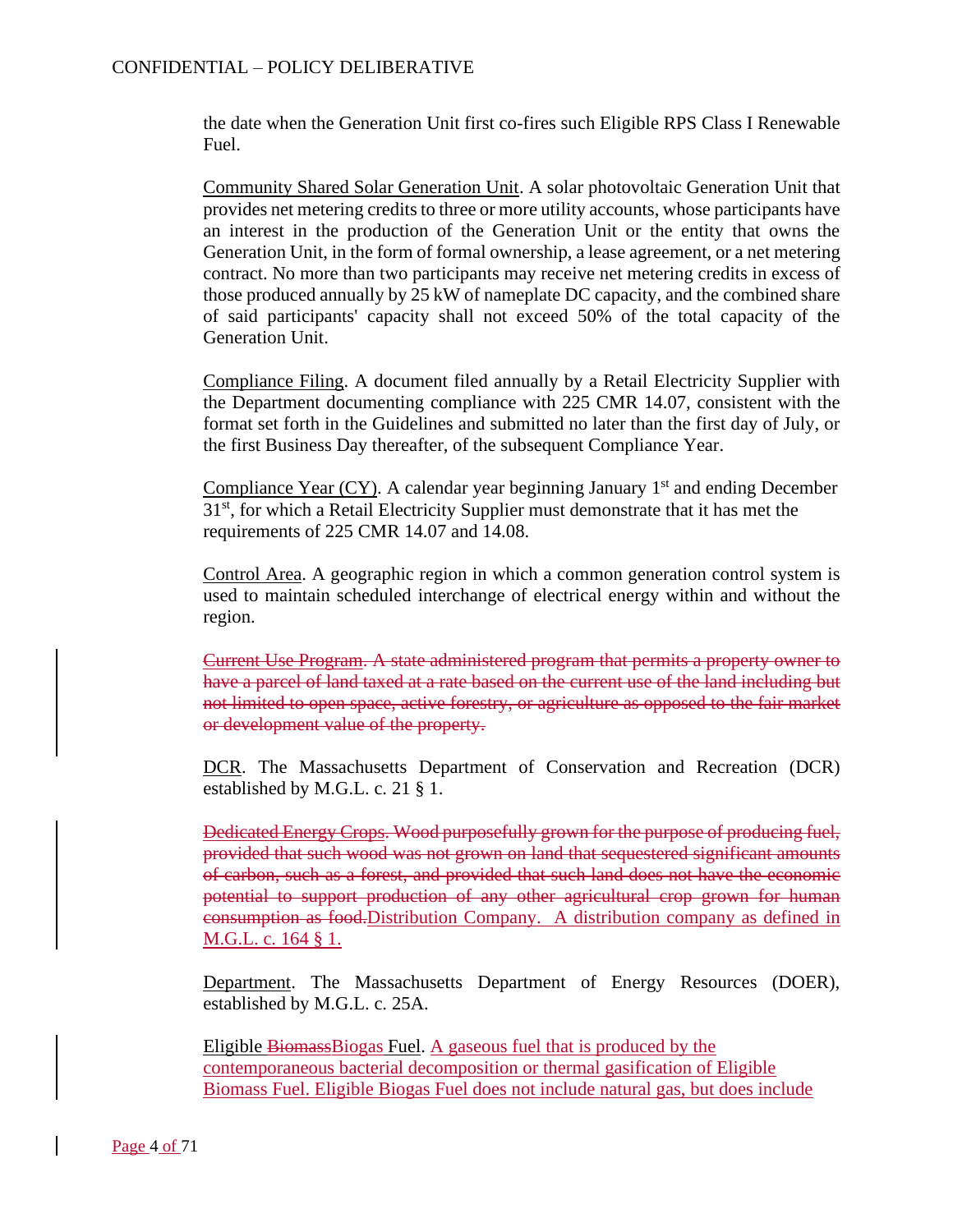the date when the Generation Unit first co-fires such Eligible RPS Class I Renewable Fuel.

Community Shared Solar Generation Unit. A solar photovoltaic Generation Unit that provides net metering credits to three or more utility accounts, whose participants have an interest in the production of the Generation Unit or the entity that owns the Generation Unit, in the form of formal ownership, a lease agreement, or a net metering contract. No more than two participants may receive net metering credits in excess of those produced annually by 25 kW of nameplate DC capacity, and the combined share of said participants' capacity shall not exceed 50% of the total capacity of the Generation Unit.

Compliance Filing. A document filed annually by a Retail Electricity Supplier with the Department documenting compliance with 225 CMR 14.07, consistent with the format set forth in the Guidelines and submitted no later than the first day of July, or the first Business Day thereafter, of the subsequent Compliance Year.

Compliance Year (CY). A calendar year beginning January 1st and ending December 31st, for which a Retail Electricity Supplier must demonstrate that it has met the requirements of 225 CMR 14.07 and 14.08.

Control Area. A geographic region in which a common generation control system is used to maintain scheduled interchange of electrical energy within and without the region.

~~Current Use Program. A state administered program that permits a property owner to have a parcel of land taxed at a rate based on the current use of the land including but not limited to open space, active forestry, or agriculture as opposed to the fair market or development value of the property.~~

DCR. The Massachusetts Department of Conservation and Recreation (DCR) established by M.G.L. c. 21 § 1.

~~Dedicated Energy Crops. Wood purposefully grown for the purpose of producing fuel, provided that such wood was not grown on land that sequestered significant amounts of carbon, such as a forest, and provided that such land does not have the economic potential to support production of any other agricultural crop grown for human consumption as food.~~Distribution Company. A distribution company as defined in M.G.L. c. 164 § 1.

Department. The Massachusetts Department of Energy Resources (DOER), established by M.G.L. c. 25A.

Eligible ~~Biomass~~Biogas Fuel. A gaseous fuel that is produced by the contemporaneous bacterial decomposition or thermal gasification of Eligible Biomass Fuel. Eligible Biogas Fuel does not include natural gas, but does include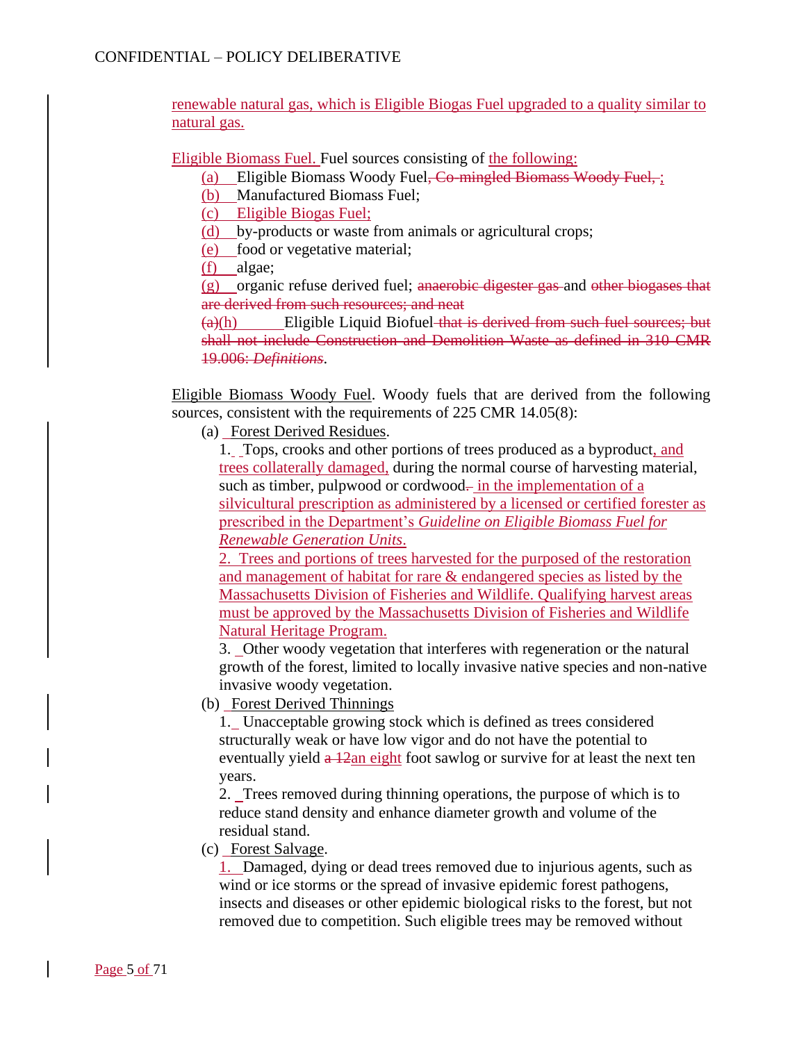renewable natural gas, which is Eligible Biogas Fuel upgraded to a quality similar to natural gas.

Eligible Biomass Fuel. Fuel sources consisting of the following:

(a) Eligible Biomass Woody Fuel, ~~Co-mingled Biomass Woody Fuel,~~ ;

(b) Manufactured Biomass Fuel;

(c) Eligible Biogas Fuel;

(d) by-products or waste from animals or agricultural crops;

(e) food or vegetative material;

(f) algae;

(g) organic refuse derived fuel; ~~anaerobic digester gas~~ and ~~other biogases that are derived from such resources; and neat~~

~~(a)~~(h) Eligible Liquid Biofuel ~~that is derived from such fuel sources; but shall not include Construction and Demolition Waste as defined in 310 CMR 19.006: *Definitions*~~.

Eligible Biomass Woody Fuel. Woody fuels that are derived from the following sources, consistent with the requirements of 225 CMR 14.05(8):

(a) Forest Derived Residues.

1. Tops, crooks and other portions of trees produced as a byproduct, and trees collaterally damaged, during the normal course of harvesting material, such as timber, pulpwood or cordwood. in the implementation of a silvicultural prescription as administered by a licensed or certified forester as prescribed in the Department's *Guideline on Eligible Biomass Fuel for Renewable Generation Units*.

2. Trees and portions of trees harvested for the purposed of the restoration and management of habitat for rare & endangered species as listed by the Massachusetts Division of Fisheries and Wildlife. Qualifying harvest areas must be approved by the Massachusetts Division of Fisheries and Wildlife Natural Heritage Program.

3. Other woody vegetation that interferes with regeneration or the natural growth of the forest, limited to locally invasive native species and non-native invasive woody vegetation.

(b) Forest Derived Thinnings

1. Unacceptable growing stock which is defined as trees considered structurally weak or have low vigor and do not have the potential to eventually yield ~~a 12~~an eight foot sawlog or survive for at least the next ten years.

2. Trees removed during thinning operations, the purpose of which is to reduce stand density and enhance diameter growth and volume of the residual stand.

(c) Forest Salvage.

1. Damaged, dying or dead trees removed due to injurious agents, such as wind or ice storms or the spread of invasive epidemic forest pathogens, insects and diseases or other epidemic biological risks to the forest, but not removed due to competition. Such eligible trees may be removed without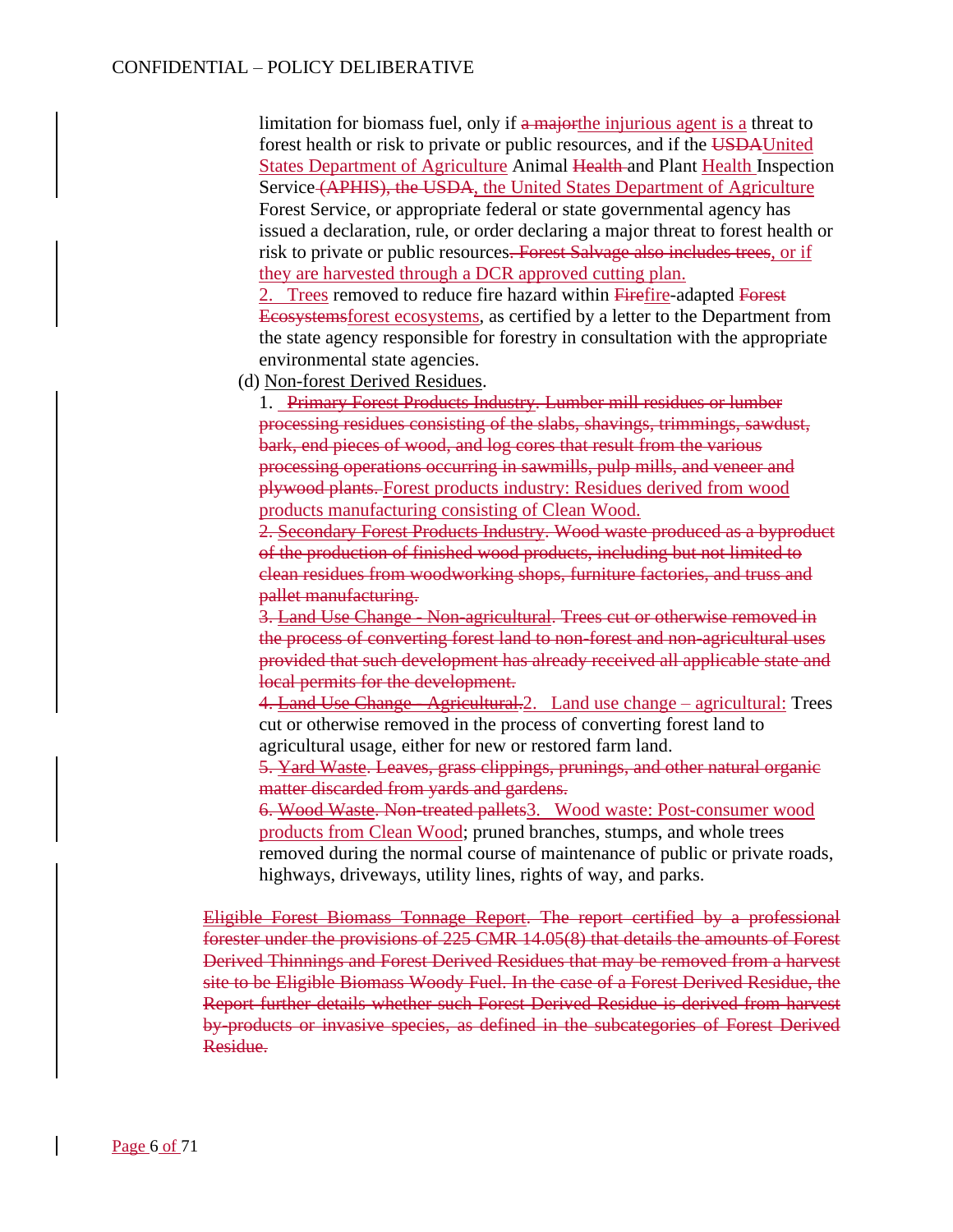limitation for biomass fuel, only if ~~a major~~the injurious agent is a threat to forest health or risk to private or public resources, and if the ~~USDA~~United States Department of Agriculture Animal ~~Health~~ and Plant Health Inspection Service ~~(APHIS), the USDA~~, the United States Department of Agriculture Forest Service, or appropriate federal or state governmental agency has issued a declaration, rule, or order declaring a major threat to forest health or risk to private or public resources~~. Forest Salvage also includes trees~~, or if they are harvested through a DCR approved cutting plan.

2. Trees removed to reduce fire hazard within ~~Fire~~fire-adapted ~~Forest Ecosystems~~forest ecosystems, as certified by a letter to the Department from the state agency responsible for forestry in consultation with the appropriate environmental state agencies.

(d) Non-forest Derived Residues.

1. ~~Primary Forest Products Industry. Lumber mill residues or lumber processing residues consisting of the slabs, shavings, trimmings, sawdust, bark, end pieces of wood, and log cores that result from the various processing operations occurring in sawmills, pulp mills, and veneer and plywood plants.~~ Forest products industry: Residues derived from wood products manufacturing consisting of Clean Wood.

~~2. Secondary Forest Products Industry. Wood waste produced as a byproduct of the production of finished wood products, including but not limited to clean residues from woodworking shops, furniture factories, and truss and pallet manufacturing.~~

~~3. Land Use Change - Non-agricultural. Trees cut or otherwise removed in the process of converting forest land to non-forest and non-agricultural uses provided that such development has already received all applicable state and local permits for the development.~~

~~4. Land Use Change - Agricultural.~~2. Land use change – agricultural: Trees cut or otherwise removed in the process of converting forest land to agricultural usage, either for new or restored farm land.

~~5. Yard Waste. Leaves, grass clippings, prunings, and other natural organic matter discarded from yards and gardens.~~

~~6. Wood Waste. Non-treated pallets~~3. Wood waste: Post-consumer wood products from Clean Wood; pruned branches, stumps, and whole trees removed during the normal course of maintenance of public or private roads, highways, driveways, utility lines, rights of way, and parks.

~~Eligible Forest Biomass Tonnage Report. The report certified by a professional forester under the provisions of 225 CMR 14.05(8) that details the amounts of Forest Derived Thinnings and Forest Derived Residues that may be removed from a harvest site to be Eligible Biomass Woody Fuel. In the case of a Forest Derived Residue, the Report further details whether such Forest Derived Residue is derived from harvest by-products or invasive species, as defined in the subcategories of Forest Derived Residue.~~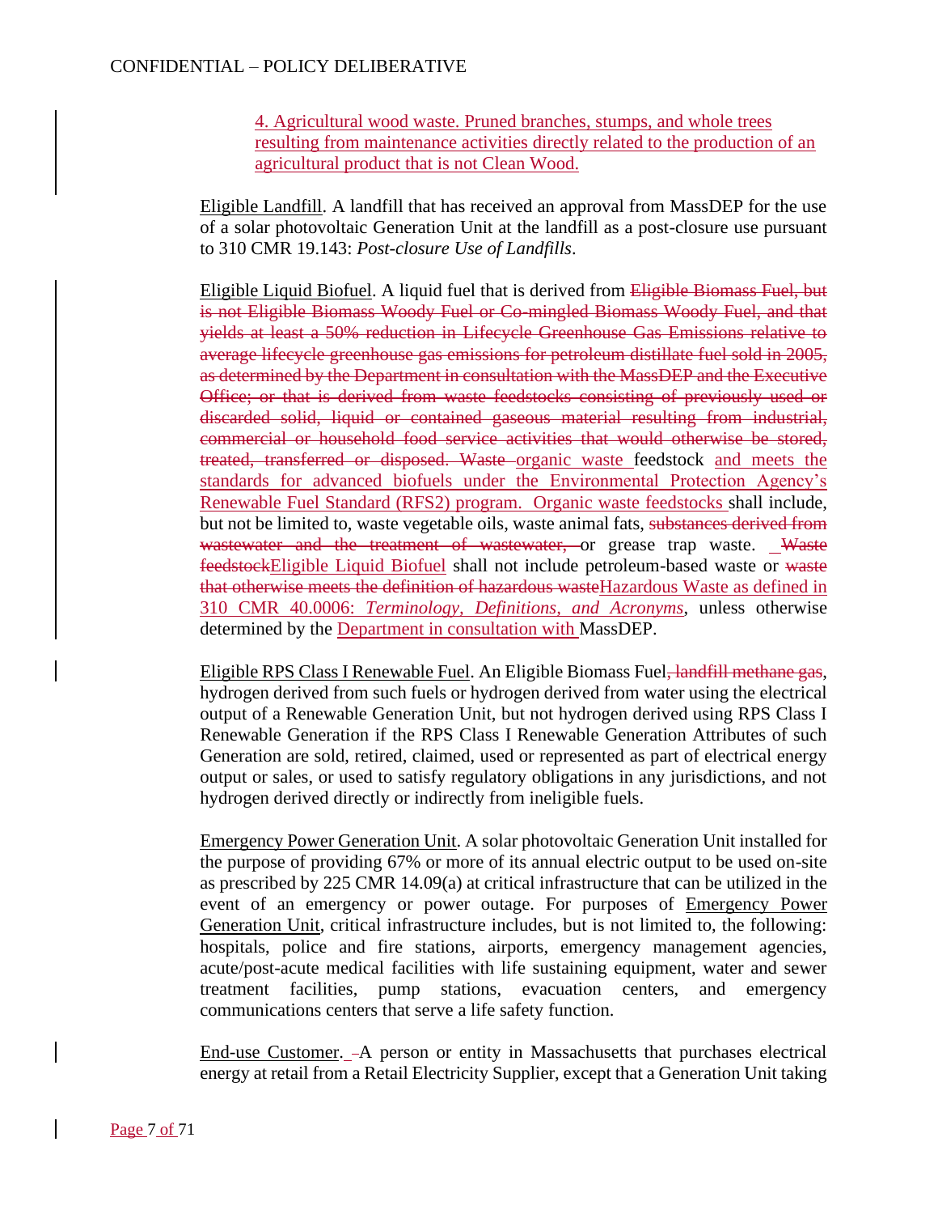4. Agricultural wood waste. Pruned branches, stumps, and whole trees resulting from maintenance activities directly related to the production of an agricultural product that is not Clean Wood.

Eligible Landfill. A landfill that has received an approval from MassDEP for the use of a solar photovoltaic Generation Unit at the landfill as a post-closure use pursuant to 310 CMR 19.143: *Post-closure Use of Landfills*.

Eligible Liquid Biofuel. A liquid fuel that is derived from ~~Eligible Biomass Fuel, but is not Eligible Biomass Woody Fuel or Co-mingled Biomass Woody Fuel, and that yields at least a 50% reduction in Lifecycle Greenhouse Gas Emissions relative to average lifecycle greenhouse gas emissions for petroleum distillate fuel sold in 2005, as determined by the Department in consultation with the MassDEP and the Executive Office; or that is derived from waste feedstocks consisting of previously used or discarded solid, liquid or contained gaseous material resulting from industrial, commercial or household food service activities that would otherwise be stored, treated, transferred or disposed. Waste~~ organic waste feedstock and meets the standards for advanced biofuels under the Environmental Protection Agency's Renewable Fuel Standard (RFS2) program. Organic waste feedstocks shall include, but not be limited to, waste vegetable oils, waste animal fats, ~~substances derived from wastewater and the treatment of wastewater,~~ or grease trap waste. ~~Waste feedstock~~Eligible Liquid Biofuel shall not include petroleum-based waste or ~~waste that otherwise meets the definition of hazardous waste~~Hazardous Waste as defined in 310 CMR 40.0006: *Terminology, Definitions, and Acronyms*, unless otherwise determined by the Department in consultation with MassDEP.

Eligible RPS Class I Renewable Fuel. An Eligible Biomass Fuel~~, landfill methane gas~~, hydrogen derived from such fuels or hydrogen derived from water using the electrical output of a Renewable Generation Unit, but not hydrogen derived using RPS Class I Renewable Generation if the RPS Class I Renewable Generation Attributes of such Generation are sold, retired, claimed, used or represented as part of electrical energy output or sales, or used to satisfy regulatory obligations in any jurisdictions, and not hydrogen derived directly or indirectly from ineligible fuels.

Emergency Power Generation Unit. A solar photovoltaic Generation Unit installed for the purpose of providing 67% or more of its annual electric output to be used on-site as prescribed by 225 CMR 14.09(a) at critical infrastructure that can be utilized in the event of an emergency or power outage. For purposes of Emergency Power Generation Unit, critical infrastructure includes, but is not limited to, the following: hospitals, police and fire stations, airports, emergency management agencies, acute/post-acute medical facilities with life sustaining equipment, water and sewer treatment facilities, pump stations, evacuation centers, and emergency communications centers that serve a life safety function.

End-use Customer. A person or entity in Massachusetts that purchases electrical energy at retail from a Retail Electricity Supplier, except that a Generation Unit taking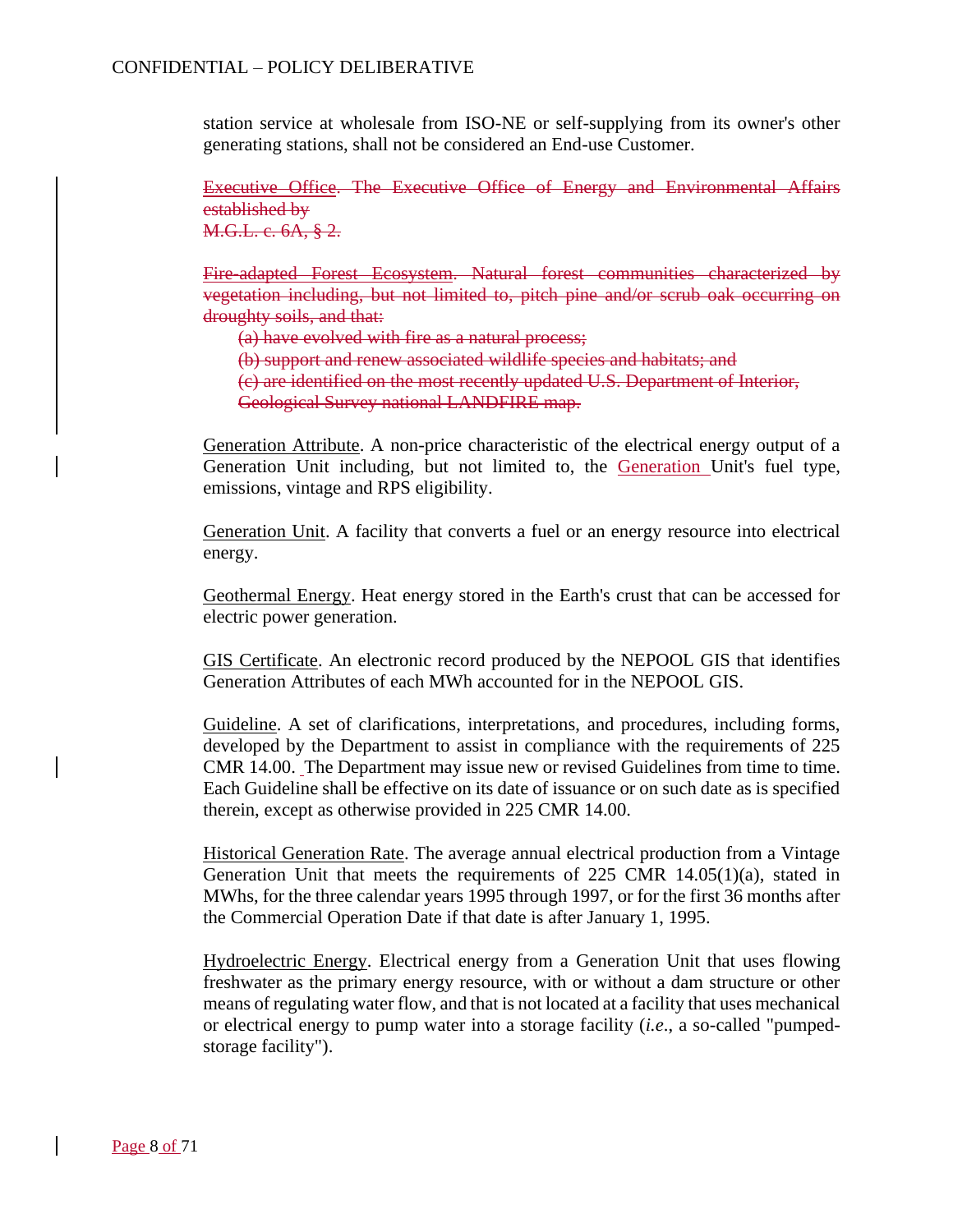station service at wholesale from ISO-NE or self-supplying from its owner's other generating stations, shall not be considered an End-use Customer.

~~Executive Office. The Executive Office of Energy and Environmental Affairs established by M.G.L. c. 6A, § 2.~~

~~Fire-adapted Forest Ecosystem. Natural forest communities characterized by vegetation including, but not limited to, pitch pine and/or scrub oak occurring on droughty soils, and that:~~

~~(a) have evolved with fire as a natural process;~~

~~(b) support and renew associated wildlife species and habitats; and~~

~~(c) are identified on the most recently updated U.S. Department of Interior, Geological Survey national LANDFIRE map.~~

Generation Attribute. A non-price characteristic of the electrical energy output of a Generation Unit including, but not limited to, the Generation Unit's fuel type, emissions, vintage and RPS eligibility.

Generation Unit. A facility that converts a fuel or an energy resource into electrical energy.

Geothermal Energy. Heat energy stored in the Earth's crust that can be accessed for electric power generation.

GIS Certificate. An electronic record produced by the NEPOOL GIS that identifies Generation Attributes of each MWh accounted for in the NEPOOL GIS.

Guideline. A set of clarifications, interpretations, and procedures, including forms, developed by the Department to assist in compliance with the requirements of 225 CMR 14.00. The Department may issue new or revised Guidelines from time to time. Each Guideline shall be effective on its date of issuance or on such date as is specified therein, except as otherwise provided in 225 CMR 14.00.

Historical Generation Rate. The average annual electrical production from a Vintage Generation Unit that meets the requirements of 225 CMR 14.05(1)(a), stated in MWhs, for the three calendar years 1995 through 1997, or for the first 36 months after the Commercial Operation Date if that date is after January 1, 1995.

Hydroelectric Energy. Electrical energy from a Generation Unit that uses flowing freshwater as the primary energy resource, with or without a dam structure or other means of regulating water flow, and that is not located at a facility that uses mechanical or electrical energy to pump water into a storage facility (*i.e*., a so-called "pumped-storage facility").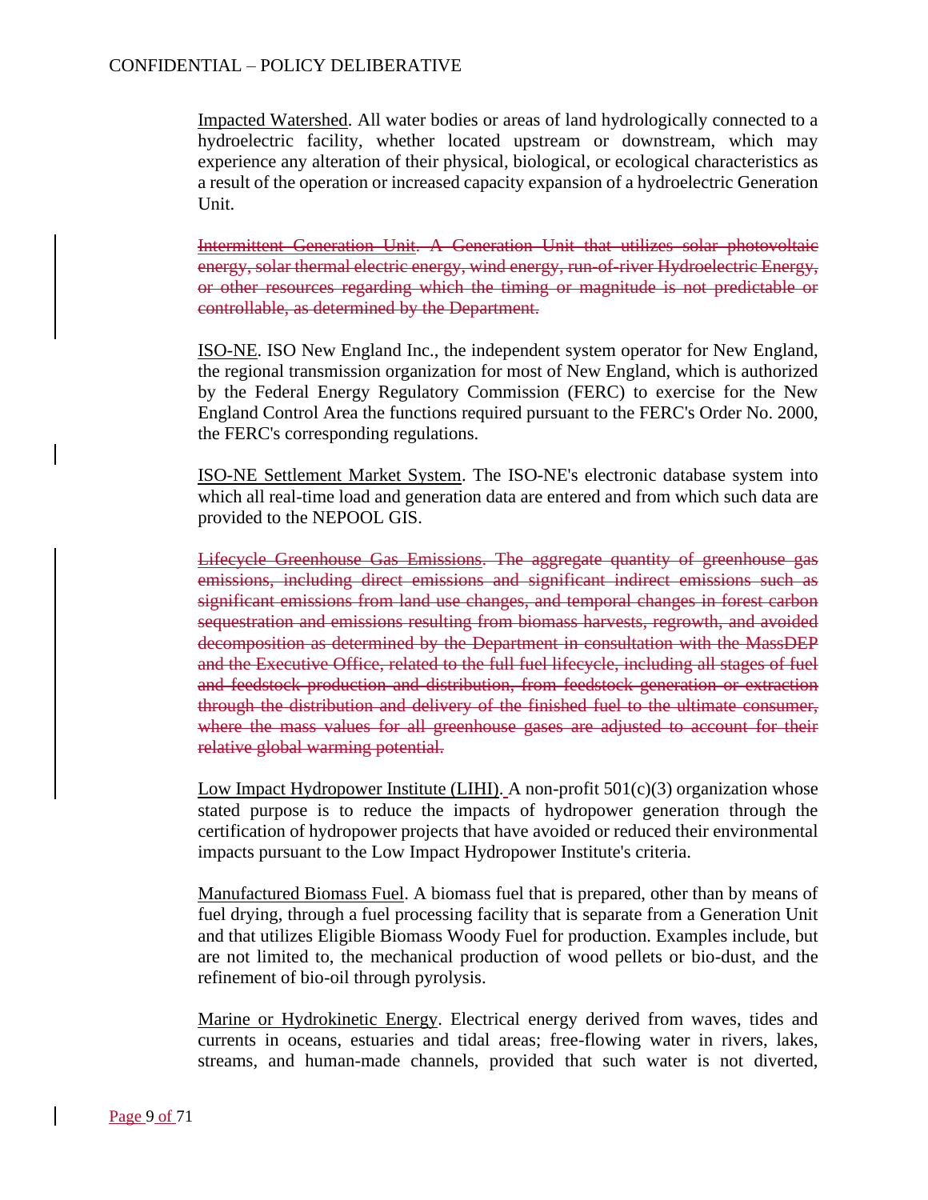Impacted Watershed. All water bodies or areas of land hydrologically connected to a hydroelectric facility, whether located upstream or downstream, which may experience any alteration of their physical, biological, or ecological characteristics as a result of the operation or increased capacity expansion of a hydroelectric Generation Unit.

~~Intermittent Generation Unit. A Generation Unit that utilizes solar photovoltaic energy, solar thermal electric energy, wind energy, run-of-river Hydroelectric Energy, or other resources regarding which the timing or magnitude is not predictable or controllable, as determined by the Department.~~

ISO-NE. ISO New England Inc., the independent system operator for New England, the regional transmission organization for most of New England, which is authorized by the Federal Energy Regulatory Commission (FERC) to exercise for the New England Control Area the functions required pursuant to the FERC's Order No. 2000, the FERC's corresponding regulations.

ISO-NE Settlement Market System. The ISO-NE's electronic database system into which all real-time load and generation data are entered and from which such data are provided to the NEPOOL GIS.

~~Lifecycle Greenhouse Gas Emissions. The aggregate quantity of greenhouse gas emissions, including direct emissions and significant indirect emissions such as significant emissions from land use changes, and temporal changes in forest carbon sequestration and emissions resulting from biomass harvests, regrowth, and avoided decomposition as determined by the Department in consultation with the MassDEP and the Executive Office, related to the full fuel lifecycle, including all stages of fuel and feedstock production and distribution, from feedstock generation or extraction through the distribution and delivery of the finished fuel to the ultimate consumer, where the mass values for all greenhouse gases are adjusted to account for their relative global warming potential.~~

Low Impact Hydropower Institute (LIHI). A non-profit 501(c)(3) organization whose stated purpose is to reduce the impacts of hydropower generation through the certification of hydropower projects that have avoided or reduced their environmental impacts pursuant to the Low Impact Hydropower Institute's criteria.

Manufactured Biomass Fuel. A biomass fuel that is prepared, other than by means of fuel drying, through a fuel processing facility that is separate from a Generation Unit and that utilizes Eligible Biomass Woody Fuel for production. Examples include, but are not limited to, the mechanical production of wood pellets or bio-dust, and the refinement of bio-oil through pyrolysis.

Marine or Hydrokinetic Energy. Electrical energy derived from waves, tides and currents in oceans, estuaries and tidal areas; free-flowing water in rivers, lakes, streams, and human-made channels, provided that such water is not diverted,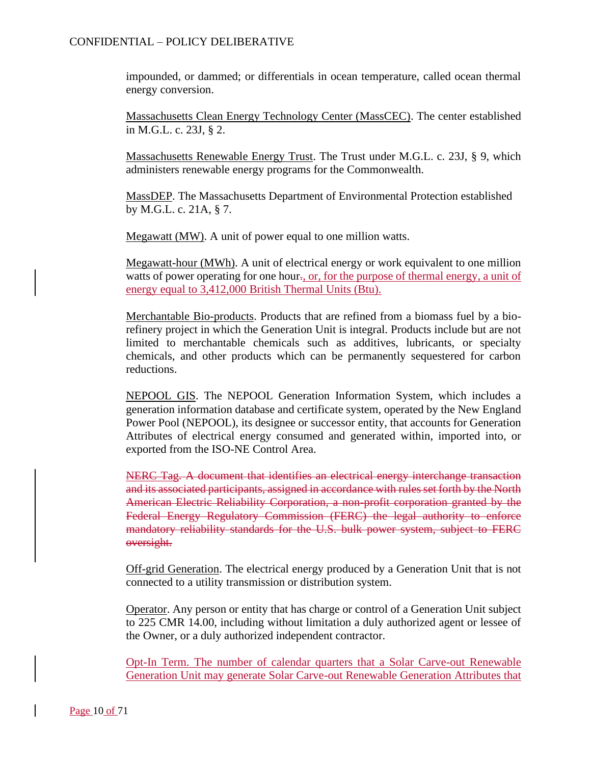impounded, or dammed; or differentials in ocean temperature, called ocean thermal energy conversion.

Massachusetts Clean Energy Technology Center (MassCEC). The center established in M.G.L. c. 23J, § 2.

Massachusetts Renewable Energy Trust. The Trust under M.G.L. c. 23J, § 9, which administers renewable energy programs for the Commonwealth.

MassDEP. The Massachusetts Department of Environmental Protection established by M.G.L. c. 21A, § 7.

Megawatt (MW). A unit of power equal to one million watts.

Megawatt-hour (MWh). A unit of electrical energy or work equivalent to one million watts of power operating for one hour~~.~~, or, for the purpose of thermal energy, a unit of energy equal to 3,412,000 British Thermal Units (Btu).

Merchantable Bio-products. Products that are refined from a biomass fuel by a bio-refinery project in which the Generation Unit is integral. Products include but are not limited to merchantable chemicals such as additives, lubricants, or specialty chemicals, and other products which can be permanently sequestered for carbon reductions.

NEPOOL GIS. The NEPOOL Generation Information System, which includes a generation information database and certificate system, operated by the New England Power Pool (NEPOOL), its designee or successor entity, that accounts for Generation Attributes of electrical energy consumed and generated within, imported into, or exported from the ISO-NE Control Area.

~~NERC Tag. A document that identifies an electrical energy interchange transaction and its associated participants, assigned in accordance with rules set forth by the North American Electric Reliability Corporation, a non-profit corporation granted by the Federal Energy Regulatory Commission (FERC) the legal authority to enforce mandatory reliability standards for the U.S. bulk power system, subject to FERC oversight.~~

Off-grid Generation. The electrical energy produced by a Generation Unit that is not connected to a utility transmission or distribution system.

Operator. Any person or entity that has charge or control of a Generation Unit subject to 225 CMR 14.00, including without limitation a duly authorized agent or lessee of the Owner, or a duly authorized independent contractor.

Opt-In Term. The number of calendar quarters that a Solar Carve-out Renewable Generation Unit may generate Solar Carve-out Renewable Generation Attributes that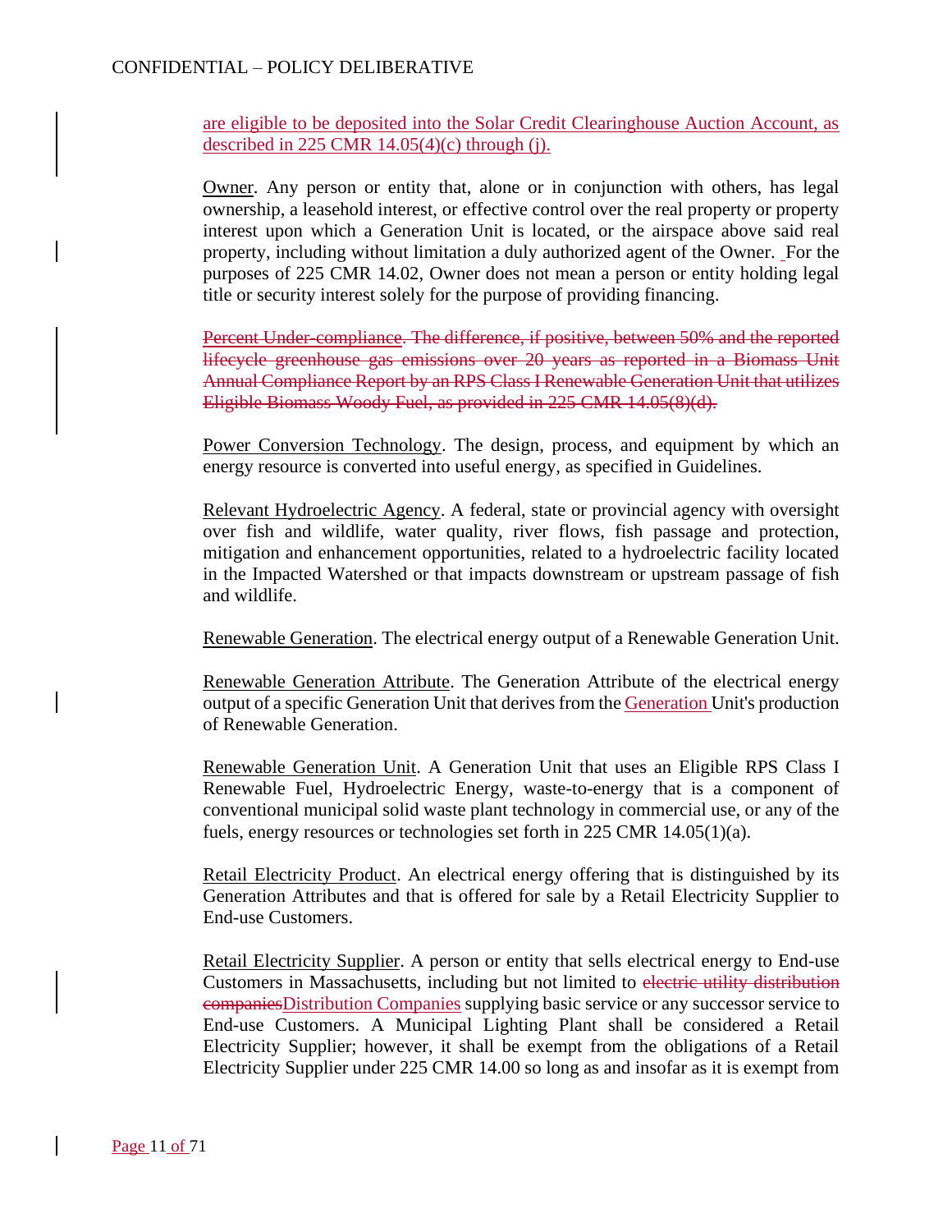are eligible to be deposited into the Solar Credit Clearinghouse Auction Account, as described in 225 CMR 14.05(4)(c) through (j).

Owner. Any person or entity that, alone or in conjunction with others, has legal ownership, a leasehold interest, or effective control over the real property or property interest upon which a Generation Unit is located, or the airspace above said real property, including without limitation a duly authorized agent of the Owner. For the purposes of 225 CMR 14.02, Owner does not mean a person or entity holding legal title or security interest solely for the purpose of providing financing.

~~Percent Under-compliance. The difference, if positive, between 50% and the reported lifecycle greenhouse gas emissions over 20 years as reported in a Biomass Unit Annual Compliance Report by an RPS Class I Renewable Generation Unit that utilizes Eligible Biomass Woody Fuel, as provided in 225 CMR 14.05(8)(d).~~

Power Conversion Technology. The design, process, and equipment by which an energy resource is converted into useful energy, as specified in Guidelines.

Relevant Hydroelectric Agency. A federal, state or provincial agency with oversight over fish and wildlife, water quality, river flows, fish passage and protection, mitigation and enhancement opportunities, related to a hydroelectric facility located in the Impacted Watershed or that impacts downstream or upstream passage of fish and wildlife.

Renewable Generation. The electrical energy output of a Renewable Generation Unit.

Renewable Generation Attribute. The Generation Attribute of the electrical energy output of a specific Generation Unit that derives from the Generation Unit's production of Renewable Generation.

Renewable Generation Unit. A Generation Unit that uses an Eligible RPS Class I Renewable Fuel, Hydroelectric Energy, waste-to-energy that is a component of conventional municipal solid waste plant technology in commercial use, or any of the fuels, energy resources or technologies set forth in 225 CMR 14.05(1)(a).

Retail Electricity Product. An electrical energy offering that is distinguished by its Generation Attributes and that is offered for sale by a Retail Electricity Supplier to End-use Customers.

Retail Electricity Supplier. A person or entity that sells electrical energy to End-use Customers in Massachusetts, including but not limited to ~~electric utility distribution companies~~Distribution Companies supplying basic service or any successor service to End-use Customers. A Municipal Lighting Plant shall be considered a Retail Electricity Supplier; however, it shall be exempt from the obligations of a Retail Electricity Supplier under 225 CMR 14.00 so long as and insofar as it is exempt from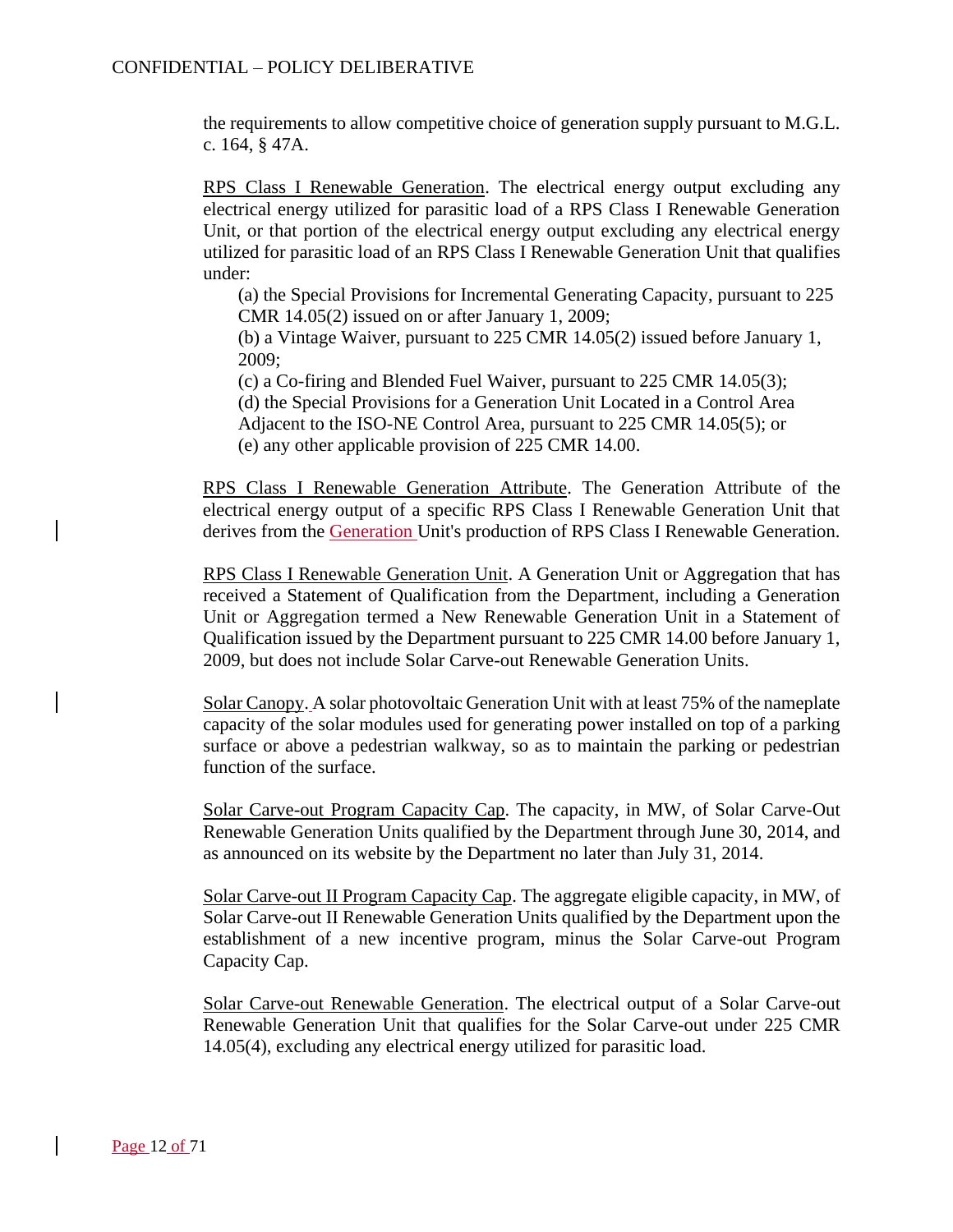the requirements to allow competitive choice of generation supply pursuant to M.G.L. c. 164, § 47A.

RPS Class I Renewable Generation. The electrical energy output excluding any electrical energy utilized for parasitic load of a RPS Class I Renewable Generation Unit, or that portion of the electrical energy output excluding any electrical energy utilized for parasitic load of an RPS Class I Renewable Generation Unit that qualifies under:

(a) the Special Provisions for Incremental Generating Capacity, pursuant to 225 CMR 14.05(2) issued on or after January 1, 2009;
(b) a Vintage Waiver, pursuant to 225 CMR 14.05(2) issued before January 1, 2009;
(c) a Co-firing and Blended Fuel Waiver, pursuant to 225 CMR 14.05(3);
(d) the Special Provisions for a Generation Unit Located in a Control Area Adjacent to the ISO-NE Control Area, pursuant to 225 CMR 14.05(5); or
(e) any other applicable provision of 225 CMR 14.00.

RPS Class I Renewable Generation Attribute. The Generation Attribute of the electrical energy output of a specific RPS Class I Renewable Generation Unit that derives from the Generation Unit's production of RPS Class I Renewable Generation.

RPS Class I Renewable Generation Unit. A Generation Unit or Aggregation that has received a Statement of Qualification from the Department, including a Generation Unit or Aggregation termed a New Renewable Generation Unit in a Statement of Qualification issued by the Department pursuant to 225 CMR 14.00 before January 1, 2009, but does not include Solar Carve-out Renewable Generation Units.

Solar Canopy. A solar photovoltaic Generation Unit with at least 75% of the nameplate capacity of the solar modules used for generating power installed on top of a parking surface or above a pedestrian walkway, so as to maintain the parking or pedestrian function of the surface.

Solar Carve-out Program Capacity Cap. The capacity, in MW, of Solar Carve-Out Renewable Generation Units qualified by the Department through June 30, 2014, and as announced on its website by the Department no later than July 31, 2014.

Solar Carve-out II Program Capacity Cap. The aggregate eligible capacity, in MW, of Solar Carve-out II Renewable Generation Units qualified by the Department upon the establishment of a new incentive program, minus the Solar Carve-out Program Capacity Cap.

Solar Carve-out Renewable Generation. The electrical output of a Solar Carve-out Renewable Generation Unit that qualifies for the Solar Carve-out under 225 CMR 14.05(4), excluding any electrical energy utilized for parasitic load.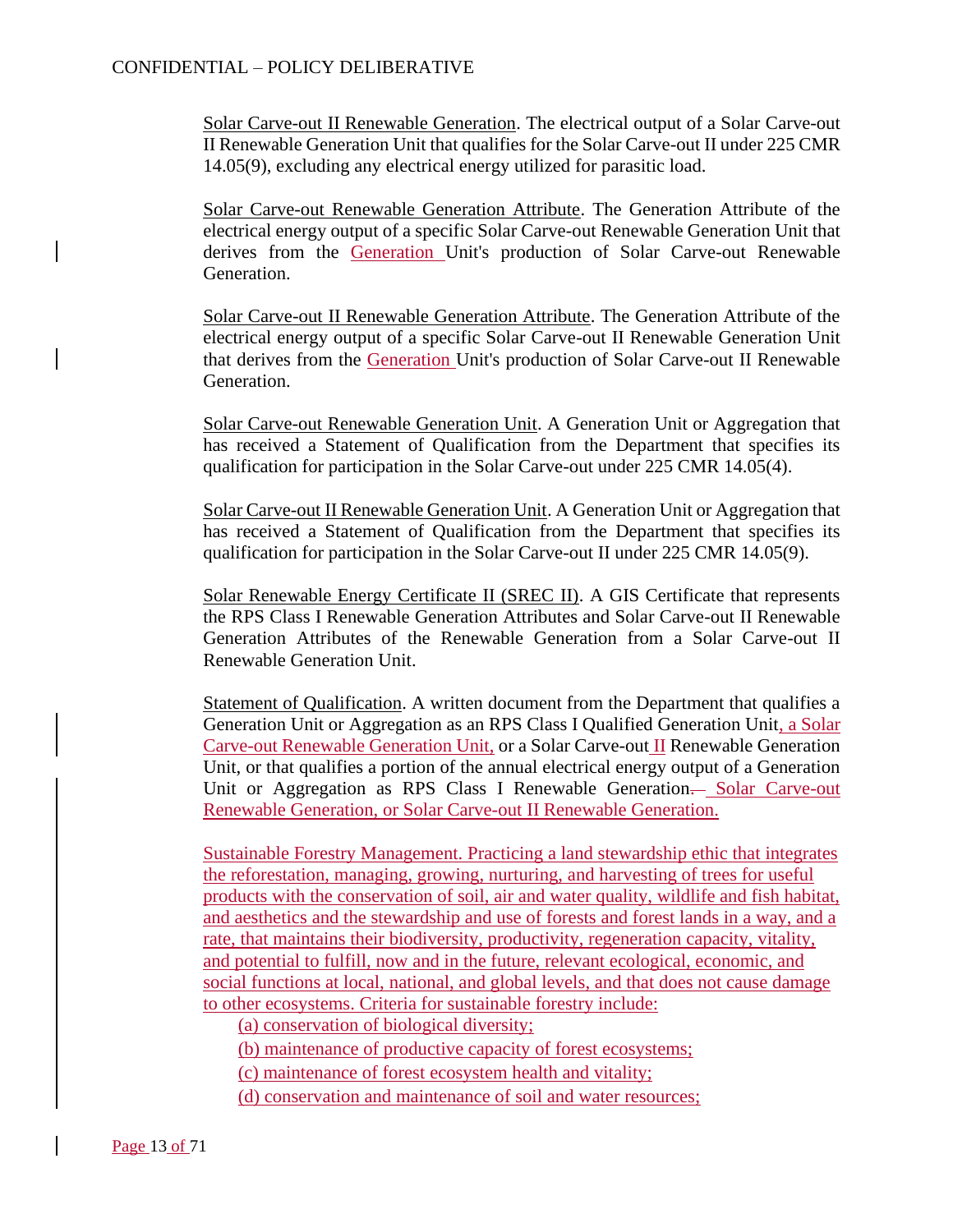Solar Carve-out II Renewable Generation. The electrical output of a Solar Carve-out II Renewable Generation Unit that qualifies for the Solar Carve-out II under 225 CMR 14.05(9), excluding any electrical energy utilized for parasitic load.

Solar Carve-out Renewable Generation Attribute. The Generation Attribute of the electrical energy output of a specific Solar Carve-out Renewable Generation Unit that derives from the Generation Unit's production of Solar Carve-out Renewable Generation.

Solar Carve-out II Renewable Generation Attribute. The Generation Attribute of the electrical energy output of a specific Solar Carve-out II Renewable Generation Unit that derives from the Generation Unit's production of Solar Carve-out II Renewable Generation.

Solar Carve-out Renewable Generation Unit. A Generation Unit or Aggregation that has received a Statement of Qualification from the Department that specifies its qualification for participation in the Solar Carve-out under 225 CMR 14.05(4).

Solar Carve-out II Renewable Generation Unit. A Generation Unit or Aggregation that has received a Statement of Qualification from the Department that specifies its qualification for participation in the Solar Carve-out II under 225 CMR 14.05(9).

Solar Renewable Energy Certificate II (SREC II). A GIS Certificate that represents the RPS Class I Renewable Generation Attributes and Solar Carve-out II Renewable Generation Attributes of the Renewable Generation from a Solar Carve-out II Renewable Generation Unit.

Statement of Qualification. A written document from the Department that qualifies a Generation Unit or Aggregation as an RPS Class I Qualified Generation Unit, a Solar Carve-out Renewable Generation Unit, or a Solar Carve-out II Renewable Generation Unit, or that qualifies a portion of the annual electrical energy output of a Generation Unit or Aggregation as RPS Class I Renewable Generation, Solar Carve-out Renewable Generation, or Solar Carve-out II Renewable Generation.

Sustainable Forestry Management. Practicing a land stewardship ethic that integrates the reforestation, managing, growing, nurturing, and harvesting of trees for useful products with the conservation of soil, air and water quality, wildlife and fish habitat, and aesthetics and the stewardship and use of forests and forest lands in a way, and a rate, that maintains their biodiversity, productivity, regeneration capacity, vitality, and potential to fulfill, now and in the future, relevant ecological, economic, and social functions at local, national, and global levels, and that does not cause damage to other ecosystems. Criteria for sustainable forestry include:

(a) conservation of biological diversity;

(b) maintenance of productive capacity of forest ecosystems;

(c) maintenance of forest ecosystem health and vitality;

(d) conservation and maintenance of soil and water resources;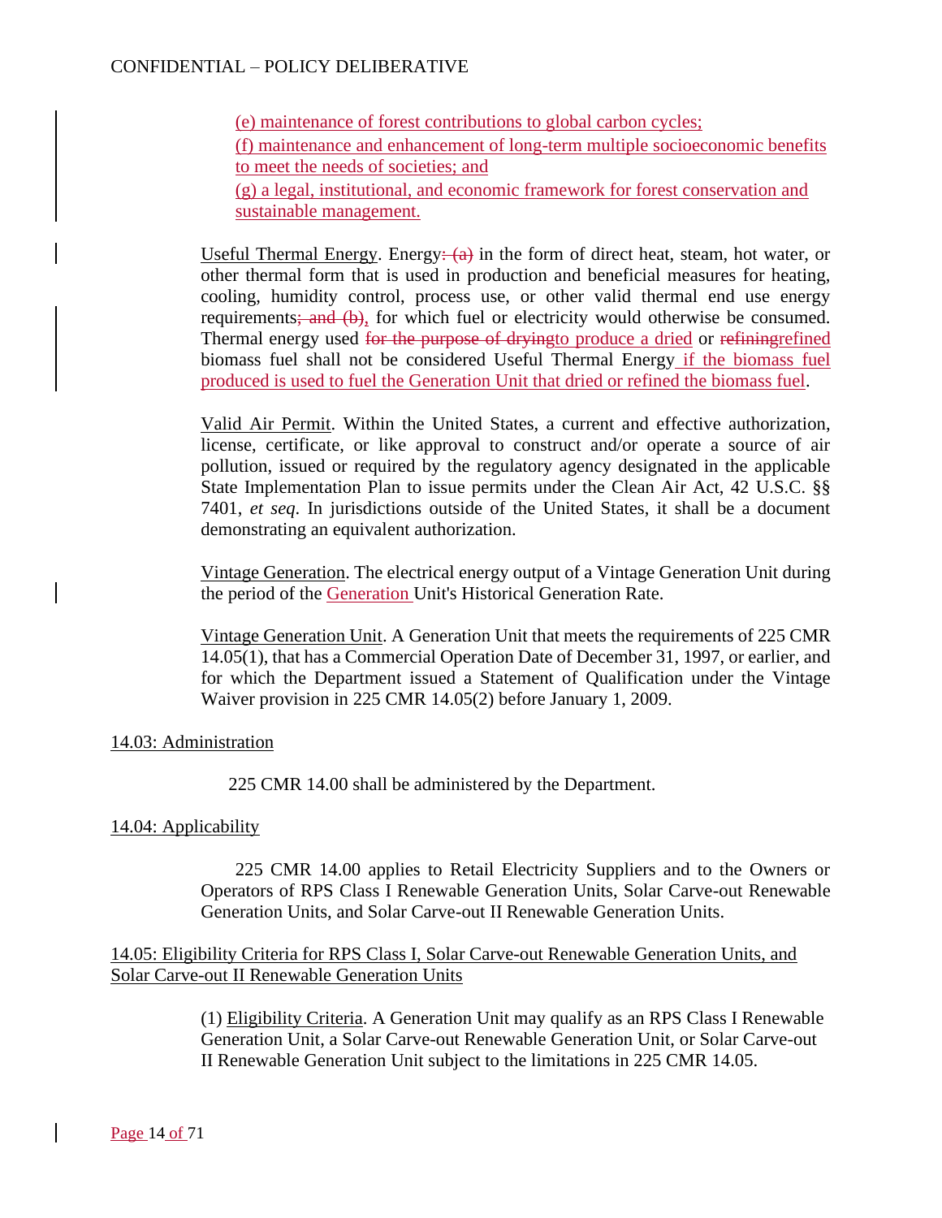(e) maintenance of forest contributions to global carbon cycles;

(f) maintenance and enhancement of long-term multiple socioeconomic benefits to meet the needs of societies; and

(g) a legal, institutional, and economic framework for forest conservation and sustainable management.

Useful Thermal Energy. Energy: (a) in the form of direct heat, steam, hot water, or other thermal form that is used in production and beneficial measures for heating, cooling, humidity control, process use, or other valid thermal end use energy requirements; and (b), for which fuel or electricity would otherwise be consumed. Thermal energy used for the purpose of dryingto produce a dried or refiningrefined biomass fuel shall not be considered Useful Thermal Energy if the biomass fuel produced is used to fuel the Generation Unit that dried or refined the biomass fuel.

Valid Air Permit. Within the United States, a current and effective authorization, license, certificate, or like approval to construct and/or operate a source of air pollution, issued or required by the regulatory agency designated in the applicable State Implementation Plan to issue permits under the Clean Air Act, 42 U.S.C. §§ 7401, *et seq*. In jurisdictions outside of the United States, it shall be a document demonstrating an equivalent authorization.

Vintage Generation. The electrical energy output of a Vintage Generation Unit during the period of the Generation Unit's Historical Generation Rate.

Vintage Generation Unit. A Generation Unit that meets the requirements of 225 CMR 14.05(1), that has a Commercial Operation Date of December 31, 1997, or earlier, and for which the Department issued a Statement of Qualification under the Vintage Waiver provision in 225 CMR 14.05(2) before January 1, 2009.

## 14.03: Administration

225 CMR 14.00 shall be administered by the Department.

## 14.04: Applicability

225 CMR 14.00 applies to Retail Electricity Suppliers and to the Owners or Operators of RPS Class I Renewable Generation Units, Solar Carve-out Renewable Generation Units, and Solar Carve-out II Renewable Generation Units.

## 14.05: Eligibility Criteria for RPS Class I, Solar Carve-out Renewable Generation Units, and Solar Carve-out II Renewable Generation Units

(1) Eligibility Criteria. A Generation Unit may qualify as an RPS Class I Renewable Generation Unit, a Solar Carve-out Renewable Generation Unit, or Solar Carve-out II Renewable Generation Unit subject to the limitations in 225 CMR 14.05.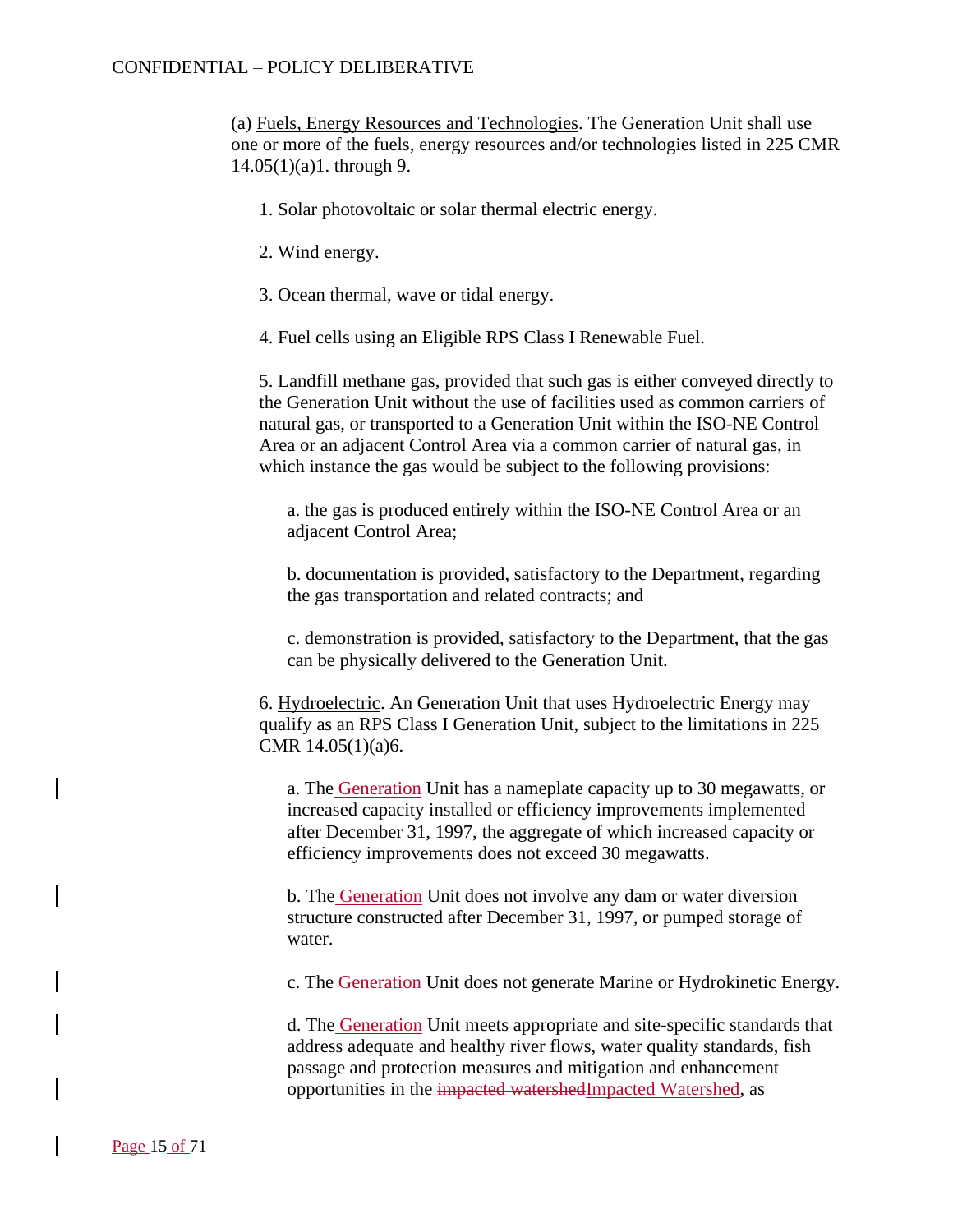CONFIDENTIAL – POLICY DELIBERATIVE

(a) Fuels, Energy Resources and Technologies. The Generation Unit shall use one or more of the fuels, energy resources and/or technologies listed in 225 CMR 14.05(1)(a)1. through 9.

1. Solar photovoltaic or solar thermal electric energy.

2. Wind energy.

3. Ocean thermal, wave or tidal energy.

4. Fuel cells using an Eligible RPS Class I Renewable Fuel.

5. Landfill methane gas, provided that such gas is either conveyed directly to the Generation Unit without the use of facilities used as common carriers of natural gas, or transported to a Generation Unit within the ISO-NE Control Area or an adjacent Control Area via a common carrier of natural gas, in which instance the gas would be subject to the following provisions:

a. the gas is produced entirely within the ISO-NE Control Area or an adjacent Control Area;

b. documentation is provided, satisfactory to the Department, regarding the gas transportation and related contracts; and

c. demonstration is provided, satisfactory to the Department, that the gas can be physically delivered to the Generation Unit.

6. Hydroelectric. An Generation Unit that uses Hydroelectric Energy may qualify as an RPS Class I Generation Unit, subject to the limitations in 225 CMR 14.05(1)(a)6.

a. The Generation Unit has a nameplate capacity up to 30 megawatts, or increased capacity installed or efficiency improvements implemented after December 31, 1997, the aggregate of which increased capacity or efficiency improvements does not exceed 30 megawatts.

b. The Generation Unit does not involve any dam or water diversion structure constructed after December 31, 1997, or pumped storage of water.

c. The Generation Unit does not generate Marine or Hydrokinetic Energy.

d. The Generation Unit meets appropriate and site-specific standards that address adequate and healthy river flows, water quality standards, fish passage and protection measures and mitigation and enhancement opportunities in the ~~impacted watershed~~Impacted Watershed, as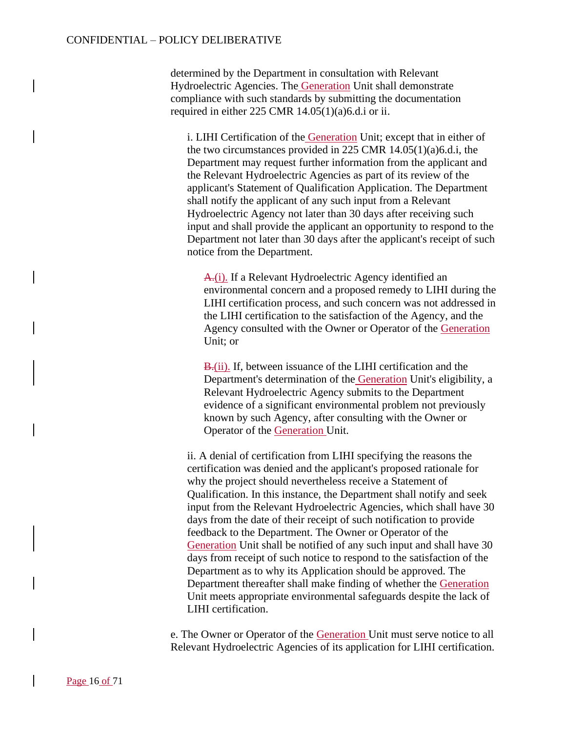determined by the Department in consultation with Relevant Hydroelectric Agencies. The Generation Unit shall demonstrate compliance with such standards by submitting the documentation required in either 225 CMR 14.05(1)(a)6.d.i or ii.

i. LIHI Certification of the Generation Unit; except that in either of the two circumstances provided in 225 CMR 14.05(1)(a)6.d.i, the Department may request further information from the applicant and the Relevant Hydroelectric Agencies as part of its review of the applicant's Statement of Qualification Application. The Department shall notify the applicant of any such input from a Relevant Hydroelectric Agency not later than 30 days after receiving such input and shall provide the applicant an opportunity to respond to the Department not later than 30 days after the applicant's receipt of such notice from the Department.

~~A.~~(i). If a Relevant Hydroelectric Agency identified an environmental concern and a proposed remedy to LIHI during the LIHI certification process, and such concern was not addressed in the LIHI certification to the satisfaction of the Agency, and the Agency consulted with the Owner or Operator of the Generation Unit; or

~~B.~~(ii). If, between issuance of the LIHI certification and the Department's determination of the Generation Unit's eligibility, a Relevant Hydroelectric Agency submits to the Department evidence of a significant environmental problem not previously known by such Agency, after consulting with the Owner or Operator of the Generation Unit.

ii. A denial of certification from LIHI specifying the reasons the certification was denied and the applicant's proposed rationale for why the project should nevertheless receive a Statement of Qualification. In this instance, the Department shall notify and seek input from the Relevant Hydroelectric Agencies, which shall have 30 days from the date of their receipt of such notification to provide feedback to the Department. The Owner or Operator of the Generation Unit shall be notified of any such input and shall have 30 days from receipt of such notice to respond to the satisfaction of the Department as to why its Application should be approved. The Department thereafter shall make finding of whether the Generation Unit meets appropriate environmental safeguards despite the lack of LIHI certification.

e. The Owner or Operator of the Generation Unit must serve notice to all Relevant Hydroelectric Agencies of its application for LIHI certification.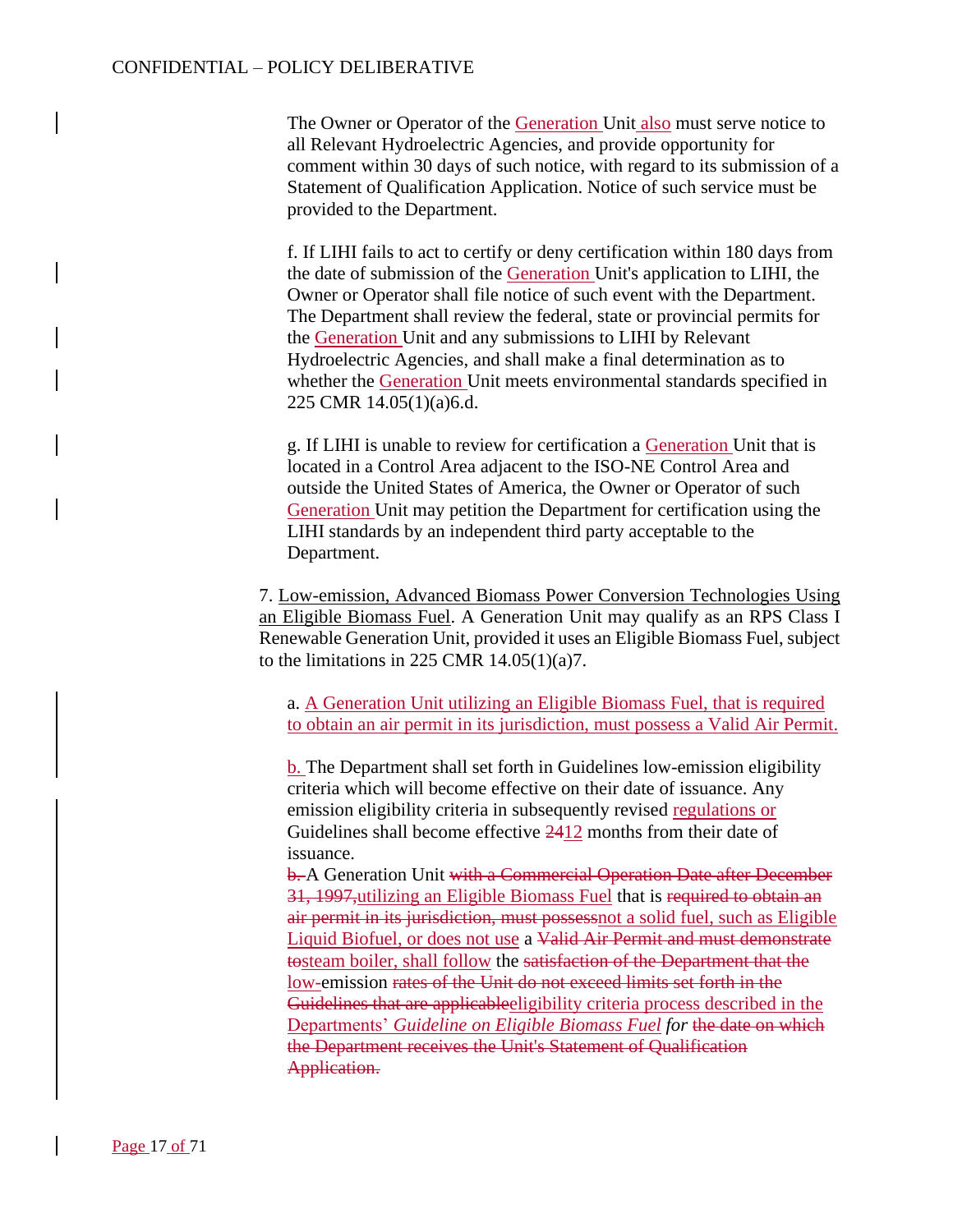The Owner or Operator of the Generation Unit also must serve notice to all Relevant Hydroelectric Agencies, and provide opportunity for comment within 30 days of such notice, with regard to its submission of a Statement of Qualification Application. Notice of such service must be provided to the Department.

f. If LIHI fails to act to certify or deny certification within 180 days from the date of submission of the Generation Unit's application to LIHI, the Owner or Operator shall file notice of such event with the Department. The Department shall review the federal, state or provincial permits for the Generation Unit and any submissions to LIHI by Relevant Hydroelectric Agencies, and shall make a final determination as to whether the Generation Unit meets environmental standards specified in 225 CMR 14.05(1)(a)6.d.

g. If LIHI is unable to review for certification a Generation Unit that is located in a Control Area adjacent to the ISO-NE Control Area and outside the United States of America, the Owner or Operator of such Generation Unit may petition the Department for certification using the LIHI standards by an independent third party acceptable to the Department.

7. Low-emission, Advanced Biomass Power Conversion Technologies Using an Eligible Biomass Fuel. A Generation Unit may qualify as an RPS Class I Renewable Generation Unit, provided it uses an Eligible Biomass Fuel, subject to the limitations in 225 CMR 14.05(1)(a)7.

a. A Generation Unit utilizing an Eligible Biomass Fuel, that is required to obtain an air permit in its jurisdiction, must possess a Valid Air Permit.

b. The Department shall set forth in Guidelines low-emission eligibility criteria which will become effective on their date of issuance. Any emission eligibility criteria in subsequently revised regulations or Guidelines shall become effective ~~24~~12 months from their date of issuance.

~~b.~~ A Generation Unit ~~with a Commercial Operation Date after December 31, 1997,~~utilizing an Eligible Biomass Fuel that is ~~required to obtain an air permit in its jurisdiction, must possess~~not a solid fuel, such as Eligible Liquid Biofuel, or does not use a ~~Valid Air Permit and must demonstrate to~~steam boiler, shall follow the ~~satisfaction of the Department that the~~ low-emission ~~rates of the Unit do not exceed limits set forth in the Guidelines that are applicable~~eligibility criteria process described in the Departments' *Guideline on Eligible Biomass Fuel for* ~~the date on which the Department receives the Unit's Statement of Qualification Application.~~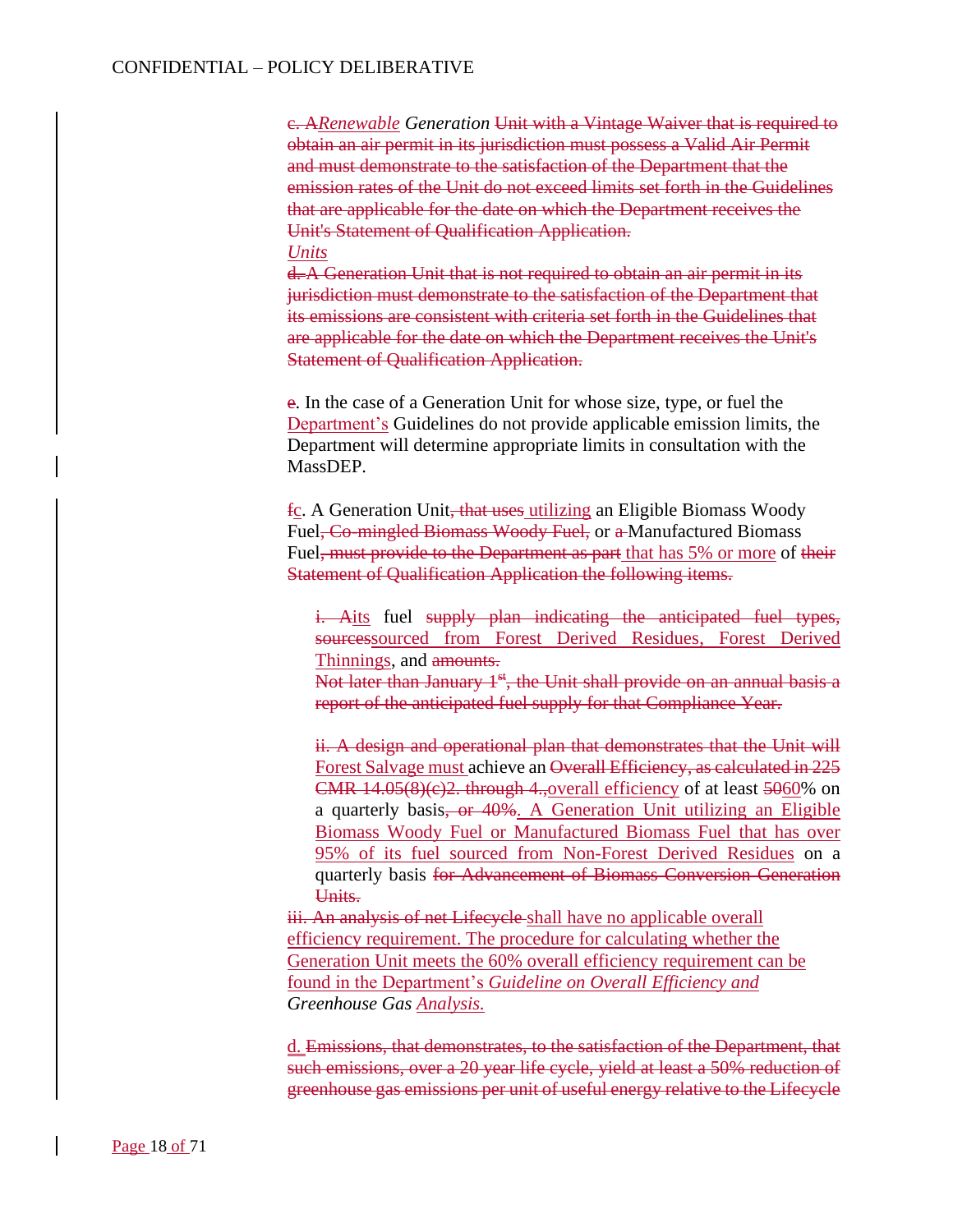~~c. A~~*Renewable* *Generation* ~~Unit with a Vintage Waiver that is required to obtain an air permit in its jurisdiction must possess a Valid Air Permit and must demonstrate to the satisfaction of the Department that the emission rates of the Unit do not exceed limits set forth in the Guidelines that are applicable for the date on which the Department receives the Unit's Statement of Qualification Application.~~
*Units*
~~d. A Generation Unit that is not required to obtain an air permit in its jurisdiction must demonstrate to the satisfaction of the Department that its emissions are consistent with criteria set forth in the Guidelines that are applicable for the date on which the Department receives the Unit's Statement of Qualification Application.~~

~~e~~. In the case of a Generation Unit for whose size, type, or fuel the Department's Guidelines do not provide applicable emission limits, the Department will determine appropriate limits in consultation with the MassDEP.

~~f~~c. A Generation Unit~~, that uses~~ utilizing an Eligible Biomass Woody Fuel~~, Co-mingled Biomass Woody Fuel,~~ or ~~a~~ Manufactured Biomass Fuel~~, must provide to the Department as part~~ that has 5% or more of ~~their Statement of Qualification Application the following items.~~

> ~~i. A~~its fuel ~~supply plan indicating the anticipated fuel types, sources~~sourced from Forest Derived Residues, Forest Derived Thinnings, and ~~amounts.~~
> ~~Not later than January 1st, the Unit shall provide on an annual basis a report of the anticipated fuel supply for that Compliance Year.~~
>
> ~~ii. A design and operational plan that demonstrates that the Unit will~~ Forest Salvage must achieve an ~~Overall Efficiency, as calculated in 225 CMR 14.05(8)(c)2. through 4.,~~overall efficiency of at least ~~50~~60% on a quarterly basis~~, or 40%~~. A Generation Unit utilizing an Eligible Biomass Woody Fuel or Manufactured Biomass Fuel that has over 95% of its fuel sourced from Non-Forest Derived Residues on a quarterly basis ~~for Advancement of Biomass Conversion Generation Units.~~

~~iii. An analysis of net Lifecycle~~ shall have no applicable overall efficiency requirement. The procedure for calculating whether the Generation Unit meets the 60% overall efficiency requirement can be found in the Department's *Guideline on Overall Efficiency and Greenhouse Gas Analysis.*

d. ~~Emissions, that demonstrates, to the satisfaction of the Department, that such emissions, over a 20 year life cycle, yield at least a 50% reduction of greenhouse gas emissions per unit of useful energy relative to the Lifecycle~~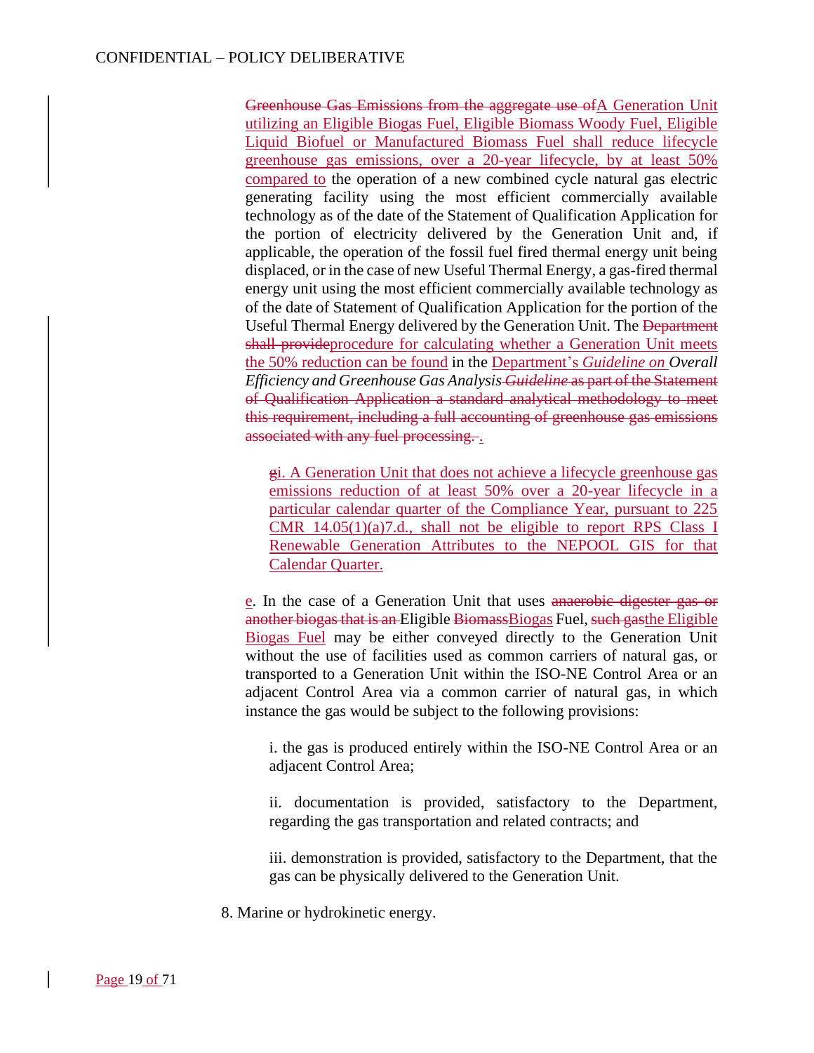~~Greenhouse Gas Emissions from the aggregate use of~~A Generation Unit utilizing an Eligible Biogas Fuel, Eligible Biomass Woody Fuel, Eligible Liquid Biofuel or Manufactured Biomass Fuel shall reduce lifecycle greenhouse gas emissions, over a 20-year lifecycle, by at least 50% compared to the operation of a new combined cycle natural gas electric generating facility using the most efficient commercially available technology as of the date of the Statement of Qualification Application for the portion of electricity delivered by the Generation Unit and, if applicable, the operation of the fossil fuel fired thermal energy unit being displaced, or in the case of new Useful Thermal Energy, a gas-fired thermal energy unit using the most efficient commercially available technology as of the date of Statement of Qualification Application for the portion of the Useful Thermal Energy delivered by the Generation Unit. The ~~Department shall provide~~procedure for calculating whether a Generation Unit meets the 50% reduction can be found in the Department's *Guideline on Overall Efficiency and Greenhouse Gas Analysis* ~~*Guideline* as part of the Statement of Qualification Application a standard analytical methodology to meet this requirement, including a full accounting of greenhouse gas emissions associated with any fuel processing.~~ .

> ~~g~~i. A Generation Unit that does not achieve a lifecycle greenhouse gas emissions reduction of at least 50% over a 20-year lifecycle in a particular calendar quarter of the Compliance Year, pursuant to 225 CMR 14.05(1)(a)7.d., shall not be eligible to report RPS Class I Renewable Generation Attributes to the NEPOOL GIS for that Calendar Quarter.

e. In the case of a Generation Unit that uses ~~anaerobic digester gas or another biogas that is an~~ Eligible ~~Biomass~~Biogas Fuel, ~~such gas~~the Eligible Biogas Fuel may be either conveyed directly to the Generation Unit without the use of facilities used as common carriers of natural gas, or transported to a Generation Unit within the ISO-NE Control Area or an adjacent Control Area via a common carrier of natural gas, in which instance the gas would be subject to the following provisions:

> i. the gas is produced entirely within the ISO-NE Control Area or an adjacent Control Area;
>
> ii. documentation is provided, satisfactory to the Department, regarding the gas transportation and related contracts; and
>
> iii. demonstration is provided, satisfactory to the Department, that the gas can be physically delivered to the Generation Unit.

8. Marine or hydrokinetic energy.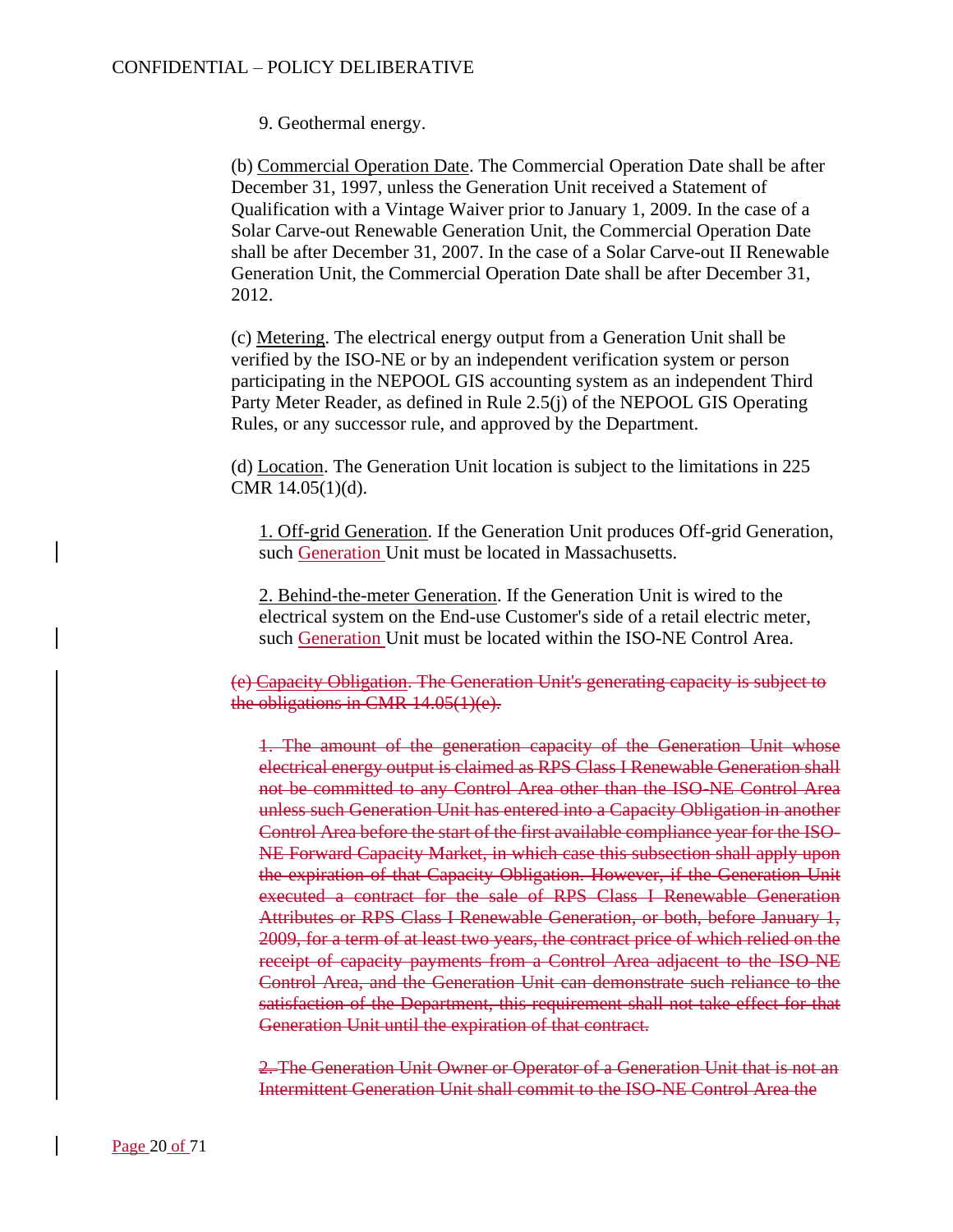9. Geothermal energy.

(b) Commercial Operation Date. The Commercial Operation Date shall be after December 31, 1997, unless the Generation Unit received a Statement of Qualification with a Vintage Waiver prior to January 1, 2009. In the case of a Solar Carve-out Renewable Generation Unit, the Commercial Operation Date shall be after December 31, 2007. In the case of a Solar Carve-out II Renewable Generation Unit, the Commercial Operation Date shall be after December 31, 2012.

(c) Metering. The electrical energy output from a Generation Unit shall be verified by the ISO-NE or by an independent verification system or person participating in the NEPOOL GIS accounting system as an independent Third Party Meter Reader, as defined in Rule 2.5(j) of the NEPOOL GIS Operating Rules, or any successor rule, and approved by the Department.

(d) Location. The Generation Unit location is subject to the limitations in 225 CMR 14.05(1)(d).

1. Off-grid Generation. If the Generation Unit produces Off-grid Generation, such Generation Unit must be located in Massachusetts.

2. Behind-the-meter Generation. If the Generation Unit is wired to the electrical system on the End-use Customer's side of a retail electric meter, such Generation Unit must be located within the ISO-NE Control Area.

~~(e) Capacity Obligation. The Generation Unit's generating capacity is subject to the obligations in CMR 14.05(1)(e).~~

~~1. The amount of the generation capacity of the Generation Unit whose electrical energy output is claimed as RPS Class I Renewable Generation shall not be committed to any Control Area other than the ISO-NE Control Area unless such Generation Unit has entered into a Capacity Obligation in another Control Area before the start of the first available compliance year for the ISO-NE Forward Capacity Market, in which case this subsection shall apply upon the expiration of that Capacity Obligation. However, if the Generation Unit executed a contract for the sale of RPS Class I Renewable Generation Attributes or RPS Class I Renewable Generation, or both, before January 1, 2009, for a term of at least two years, the contract price of which relied on the receipt of capacity payments from a Control Area adjacent to the ISO-NE Control Area, and the Generation Unit can demonstrate such reliance to the satisfaction of the Department, this requirement shall not take effect for that Generation Unit until the expiration of that contract.~~

~~2. The Generation Unit Owner or Operator of a Generation Unit that is not an Intermittent Generation Unit shall commit to the ISO-NE Control Area the~~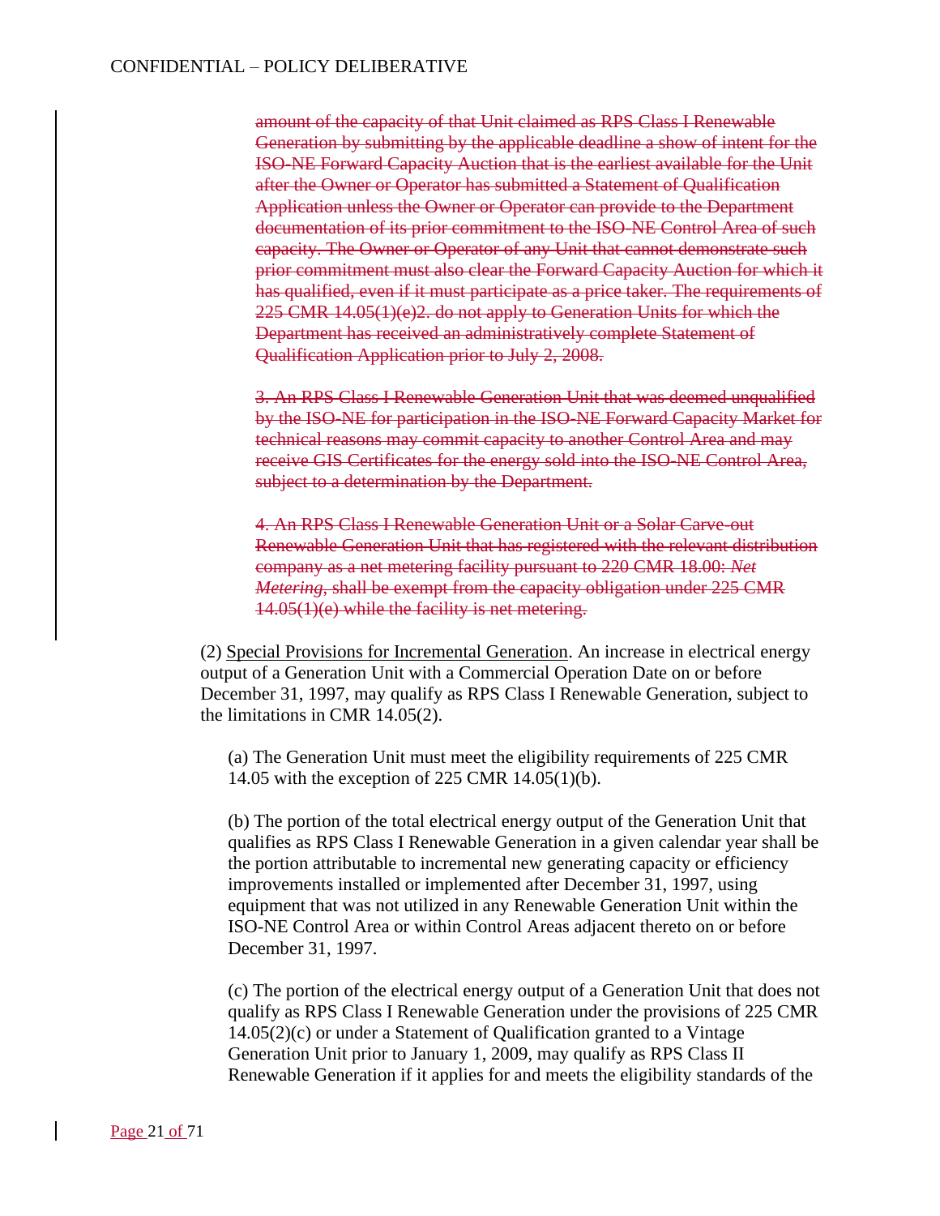~~amount of the capacity of that Unit claimed as RPS Class I Renewable Generation by submitting by the applicable deadline a show of intent for the ISO-NE Forward Capacity Auction that is the earliest available for the Unit after the Owner or Operator has submitted a Statement of Qualification Application unless the Owner or Operator can provide to the Department documentation of its prior commitment to the ISO-NE Control Area of such capacity. The Owner or Operator of any Unit that cannot demonstrate such prior commitment must also clear the Forward Capacity Auction for which it has qualified, even if it must participate as a price taker. The requirements of 225 CMR 14.05(1)(e)2. do not apply to Generation Units for which the Department has received an administratively complete Statement of Qualification Application prior to July 2, 2008.~~

~~3. An RPS Class I Renewable Generation Unit that was deemed unqualified by the ISO-NE for participation in the ISO-NE Forward Capacity Market for technical reasons may commit capacity to another Control Area and may receive GIS Certificates for the energy sold into the ISO-NE Control Area, subject to a determination by the Department.~~

~~4. An RPS Class I Renewable Generation Unit or a Solar Carve-out Renewable Generation Unit that has registered with the relevant distribution company as a net metering facility pursuant to 220 CMR 18.00: *Net Metering*, shall be exempt from the capacity obligation under 225 CMR 14.05(1)(e) while the facility is net metering.~~

(2) Special Provisions for Incremental Generation. An increase in electrical energy output of a Generation Unit with a Commercial Operation Date on or before December 31, 1997, may qualify as RPS Class I Renewable Generation, subject to the limitations in CMR 14.05(2).

(a) The Generation Unit must meet the eligibility requirements of 225 CMR 14.05 with the exception of 225 CMR 14.05(1)(b).

(b) The portion of the total electrical energy output of the Generation Unit that qualifies as RPS Class I Renewable Generation in a given calendar year shall be the portion attributable to incremental new generating capacity or efficiency improvements installed or implemented after December 31, 1997, using equipment that was not utilized in any Renewable Generation Unit within the ISO-NE Control Area or within Control Areas adjacent thereto on or before December 31, 1997.

(c) The portion of the electrical energy output of a Generation Unit that does not qualify as RPS Class I Renewable Generation under the provisions of 225 CMR 14.05(2)(c) or under a Statement of Qualification granted to a Vintage Generation Unit prior to January 1, 2009, may qualify as RPS Class II Renewable Generation if it applies for and meets the eligibility standards of the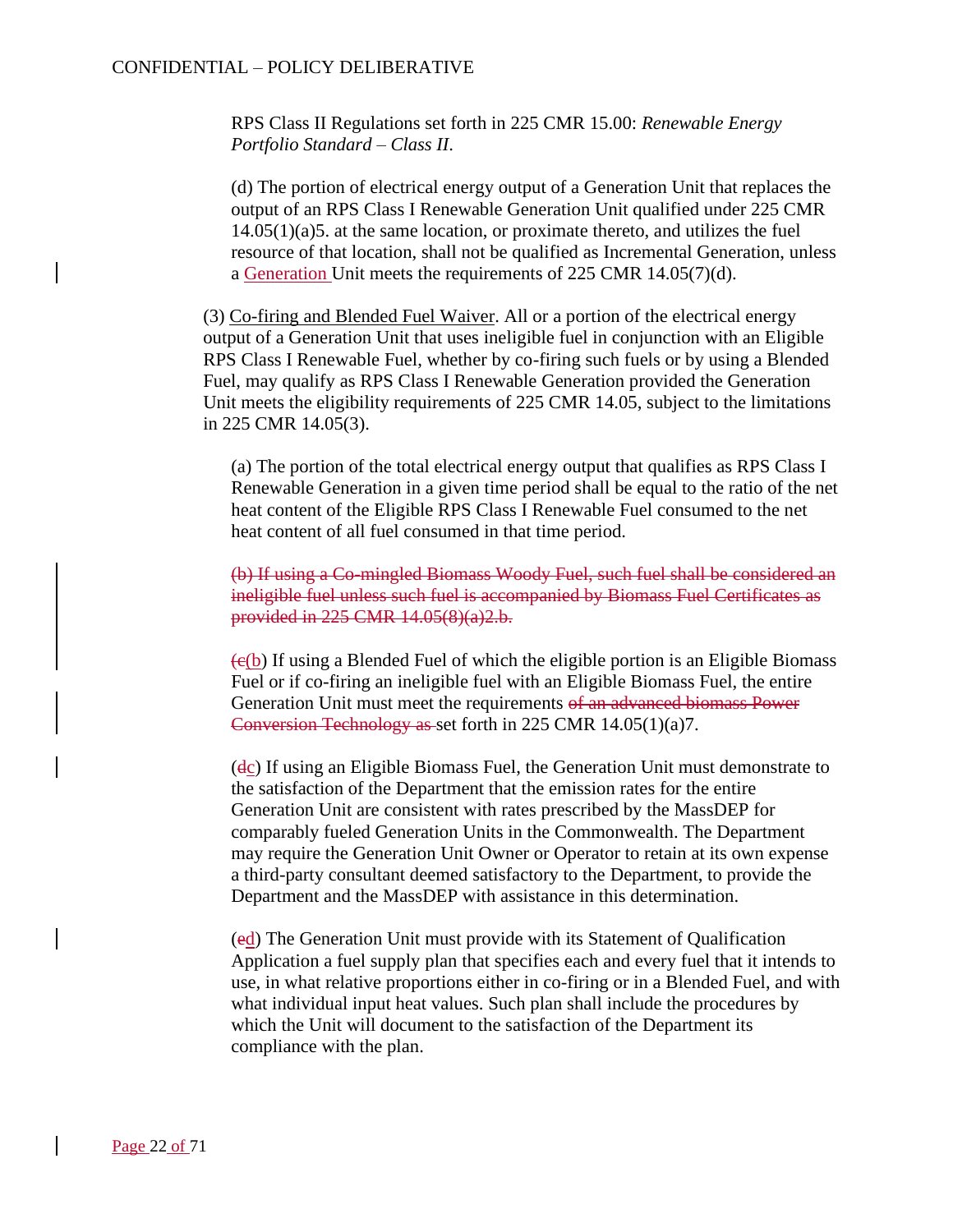RPS Class II Regulations set forth in 225 CMR 15.00: *Renewable Energy Portfolio Standard – Class II*.

(d) The portion of electrical energy output of a Generation Unit that replaces the output of an RPS Class I Renewable Generation Unit qualified under 225 CMR 14.05(1)(a)5. at the same location, or proximate thereto, and utilizes the fuel resource of that location, shall not be qualified as Incremental Generation, unless a Generation Unit meets the requirements of 225 CMR 14.05(7)(d).

(3) Co-firing and Blended Fuel Waiver. All or a portion of the electrical energy output of a Generation Unit that uses ineligible fuel in conjunction with an Eligible RPS Class I Renewable Fuel, whether by co-firing such fuels or by using a Blended Fuel, may qualify as RPS Class I Renewable Generation provided the Generation Unit meets the eligibility requirements of 225 CMR 14.05, subject to the limitations in 225 CMR 14.05(3).

(a) The portion of the total electrical energy output that qualifies as RPS Class I Renewable Generation in a given time period shall be equal to the ratio of the net heat content of the Eligible RPS Class I Renewable Fuel consumed to the net heat content of all fuel consumed in that time period.

~~(b) If using a Co-mingled Biomass Woody Fuel, such fuel shall be considered an ineligible fuel unless such fuel is accompanied by Biomass Fuel Certificates as provided in 225 CMR 14.05(8)(a)2.b.~~

(~~c~~b) If using a Blended Fuel of which the eligible portion is an Eligible Biomass Fuel or if co-firing an ineligible fuel with an Eligible Biomass Fuel, the entire Generation Unit must meet the requirements ~~of an advanced biomass Power Conversion Technology as~~ set forth in 225 CMR 14.05(1)(a)7.

(~~d~~c) If using an Eligible Biomass Fuel, the Generation Unit must demonstrate to the satisfaction of the Department that the emission rates for the entire Generation Unit are consistent with rates prescribed by the MassDEP for comparably fueled Generation Units in the Commonwealth. The Department may require the Generation Unit Owner or Operator to retain at its own expense a third-party consultant deemed satisfactory to the Department, to provide the Department and the MassDEP with assistance in this determination.

(~~e~~d) The Generation Unit must provide with its Statement of Qualification Application a fuel supply plan that specifies each and every fuel that it intends to use, in what relative proportions either in co-firing or in a Blended Fuel, and with what individual input heat values. Such plan shall include the procedures by which the Unit will document to the satisfaction of the Department its compliance with the plan.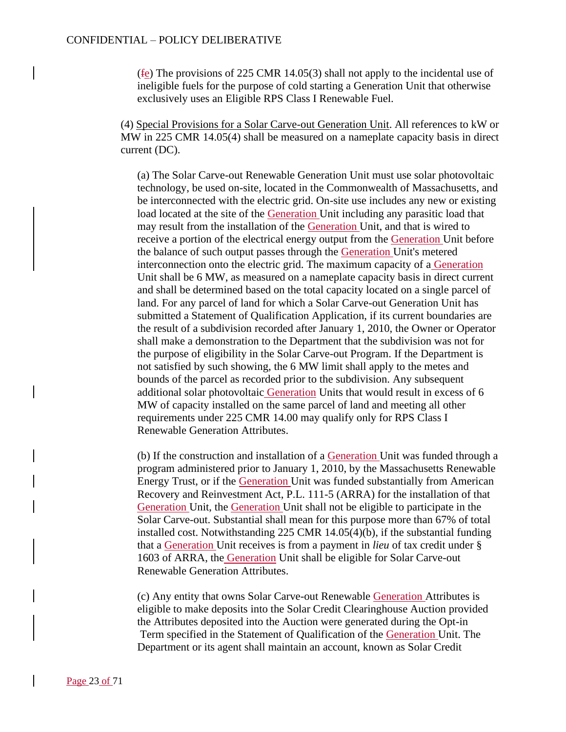(fe) The provisions of 225 CMR 14.05(3) shall not apply to the incidental use of ineligible fuels for the purpose of cold starting a Generation Unit that otherwise exclusively uses an Eligible RPS Class I Renewable Fuel.

(4) Special Provisions for a Solar Carve-out Generation Unit. All references to kW or MW in 225 CMR 14.05(4) shall be measured on a nameplate capacity basis in direct current (DC).

(a) The Solar Carve-out Renewable Generation Unit must use solar photovoltaic technology, be used on-site, located in the Commonwealth of Massachusetts, and be interconnected with the electric grid. On-site use includes any new or existing load located at the site of the Generation Unit including any parasitic load that may result from the installation of the Generation Unit, and that is wired to receive a portion of the electrical energy output from the Generation Unit before the balance of such output passes through the Generation Unit's metered interconnection onto the electric grid. The maximum capacity of a Generation Unit shall be 6 MW, as measured on a nameplate capacity basis in direct current and shall be determined based on the total capacity located on a single parcel of land. For any parcel of land for which a Solar Carve-out Generation Unit has submitted a Statement of Qualification Application, if its current boundaries are the result of a subdivision recorded after January 1, 2010, the Owner or Operator shall make a demonstration to the Department that the subdivision was not for the purpose of eligibility in the Solar Carve-out Program. If the Department is not satisfied by such showing, the 6 MW limit shall apply to the metes and bounds of the parcel as recorded prior to the subdivision. Any subsequent additional solar photovoltaic Generation Units that would result in excess of 6 MW of capacity installed on the same parcel of land and meeting all other requirements under 225 CMR 14.00 may qualify only for RPS Class I Renewable Generation Attributes.

(b) If the construction and installation of a Generation Unit was funded through a program administered prior to January 1, 2010, by the Massachusetts Renewable Energy Trust, or if the Generation Unit was funded substantially from American Recovery and Reinvestment Act, P.L. 111-5 (ARRA) for the installation of that Generation Unit, the Generation Unit shall not be eligible to participate in the Solar Carve-out. Substantial shall mean for this purpose more than 67% of total installed cost. Notwithstanding 225 CMR 14.05(4)(b), if the substantial funding that a Generation Unit receives is from a payment in *lieu* of tax credit under § 1603 of ARRA, the Generation Unit shall be eligible for Solar Carve-out Renewable Generation Attributes.

(c) Any entity that owns Solar Carve-out Renewable Generation Attributes is eligible to make deposits into the Solar Credit Clearinghouse Auction provided the Attributes deposited into the Auction were generated during the Opt-in Term specified in the Statement of Qualification of the Generation Unit. The Department or its agent shall maintain an account, known as Solar Credit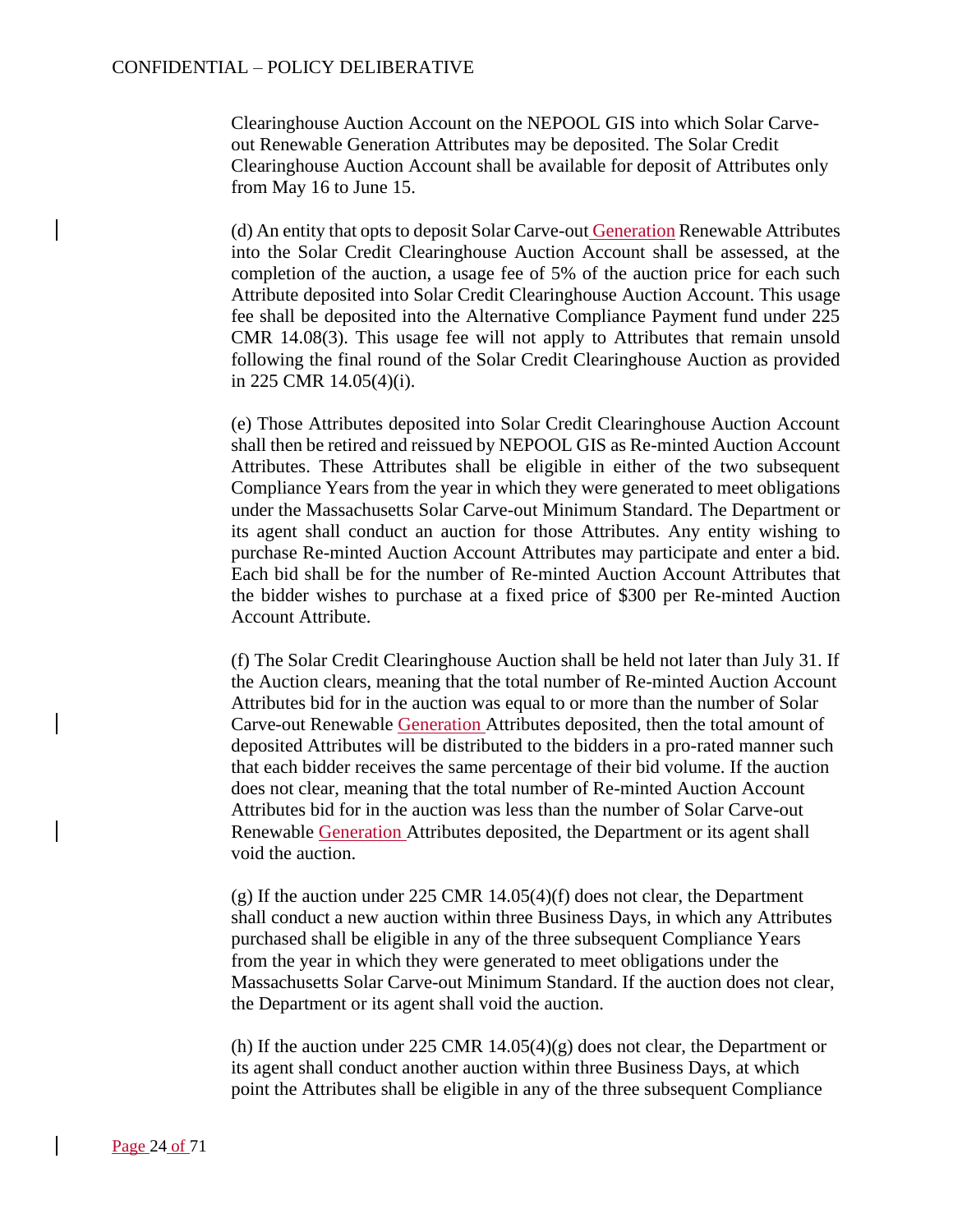Clearinghouse Auction Account on the NEPOOL GIS into which Solar Carve-out Renewable Generation Attributes may be deposited. The Solar Credit Clearinghouse Auction Account shall be available for deposit of Attributes only from May 16 to June 15.

(d) An entity that opts to deposit Solar Carve-out Generation Renewable Attributes into the Solar Credit Clearinghouse Auction Account shall be assessed, at the completion of the auction, a usage fee of 5% of the auction price for each such Attribute deposited into Solar Credit Clearinghouse Auction Account. This usage fee shall be deposited into the Alternative Compliance Payment fund under 225 CMR 14.08(3). This usage fee will not apply to Attributes that remain unsold following the final round of the Solar Credit Clearinghouse Auction as provided in 225 CMR 14.05(4)(i).

(e) Those Attributes deposited into Solar Credit Clearinghouse Auction Account shall then be retired and reissued by NEPOOL GIS as Re-minted Auction Account Attributes. These Attributes shall be eligible in either of the two subsequent Compliance Years from the year in which they were generated to meet obligations under the Massachusetts Solar Carve-out Minimum Standard. The Department or its agent shall conduct an auction for those Attributes. Any entity wishing to purchase Re-minted Auction Account Attributes may participate and enter a bid. Each bid shall be for the number of Re-minted Auction Account Attributes that the bidder wishes to purchase at a fixed price of $300 per Re-minted Auction Account Attribute.

(f) The Solar Credit Clearinghouse Auction shall be held not later than July 31. If the Auction clears, meaning that the total number of Re-minted Auction Account Attributes bid for in the auction was equal to or more than the number of Solar Carve-out Renewable Generation Attributes deposited, then the total amount of deposited Attributes will be distributed to the bidders in a pro-rated manner such that each bidder receives the same percentage of their bid volume. If the auction does not clear, meaning that the total number of Re-minted Auction Account Attributes bid for in the auction was less than the number of Solar Carve-out Renewable Generation Attributes deposited, the Department or its agent shall void the auction.

(g) If the auction under 225 CMR 14.05(4)(f) does not clear, the Department shall conduct a new auction within three Business Days, in which any Attributes purchased shall be eligible in any of the three subsequent Compliance Years from the year in which they were generated to meet obligations under the Massachusetts Solar Carve-out Minimum Standard. If the auction does not clear, the Department or its agent shall void the auction.

(h) If the auction under 225 CMR 14.05(4)(g) does not clear, the Department or its agent shall conduct another auction within three Business Days, at which point the Attributes shall be eligible in any of the three subsequent Compliance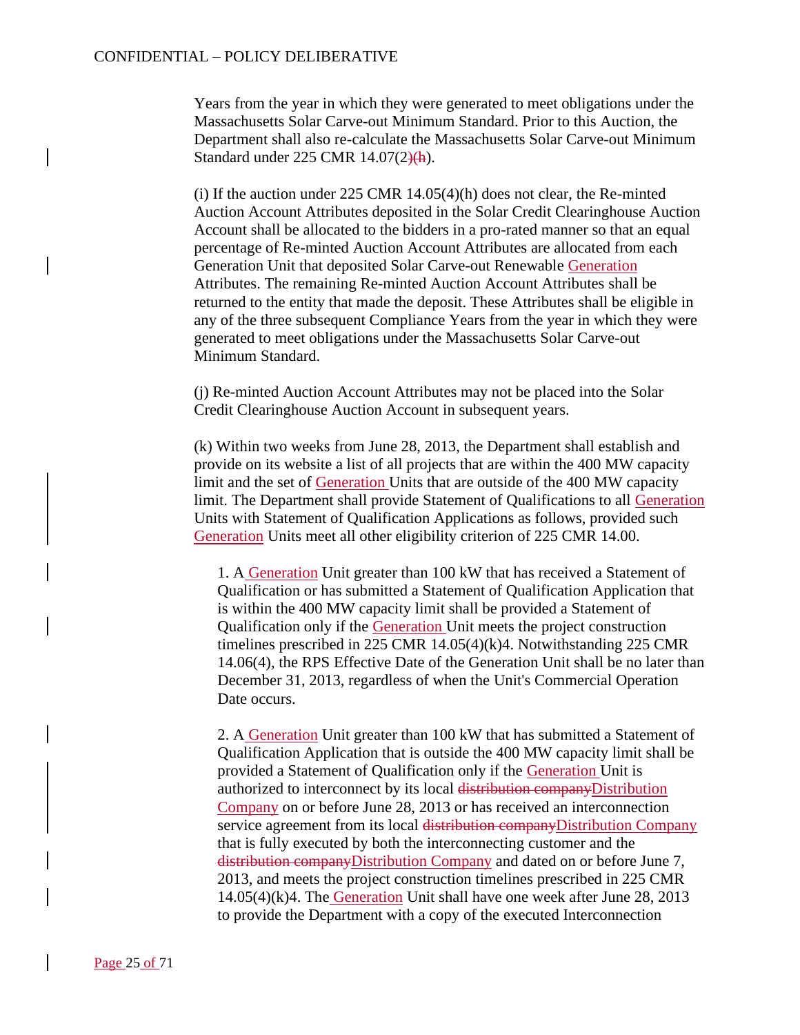Years from the year in which they were generated to meet obligations under the Massachusetts Solar Carve-out Minimum Standard. Prior to this Auction, the Department shall also re-calculate the Massachusetts Solar Carve-out Minimum Standard under 225 CMR 14.07(2)(h).

(i) If the auction under 225 CMR 14.05(4)(h) does not clear, the Re-minted Auction Account Attributes deposited in the Solar Credit Clearinghouse Auction Account shall be allocated to the bidders in a pro-rated manner so that an equal percentage of Re-minted Auction Account Attributes are allocated from each Generation Unit that deposited Solar Carve-out Renewable Generation Attributes. The remaining Re-minted Auction Account Attributes shall be returned to the entity that made the deposit. These Attributes shall be eligible in any of the three subsequent Compliance Years from the year in which they were generated to meet obligations under the Massachusetts Solar Carve-out Minimum Standard.

(j) Re-minted Auction Account Attributes may not be placed into the Solar Credit Clearinghouse Auction Account in subsequent years.

(k) Within two weeks from June 28, 2013, the Department shall establish and provide on its website a list of all projects that are within the 400 MW capacity limit and the set of Generation Units that are outside of the 400 MW capacity limit. The Department shall provide Statement of Qualifications to all Generation Units with Statement of Qualification Applications as follows, provided such Generation Units meet all other eligibility criterion of 225 CMR 14.00.

1. A Generation Unit greater than 100 kW that has received a Statement of Qualification or has submitted a Statement of Qualification Application that is within the 400 MW capacity limit shall be provided a Statement of Qualification only if the Generation Unit meets the project construction timelines prescribed in 225 CMR 14.05(4)(k)4. Notwithstanding 225 CMR 14.06(4), the RPS Effective Date of the Generation Unit shall be no later than December 31, 2013, regardless of when the Unit's Commercial Operation Date occurs.

2. A Generation Unit greater than 100 kW that has submitted a Statement of Qualification Application that is outside the 400 MW capacity limit shall be provided a Statement of Qualification only if the Generation Unit is authorized to interconnect by its local Distribution Company on or before June 28, 2013 or has received an interconnection service agreement from its local Distribution Company that is fully executed by both the interconnecting customer and the Distribution Company and dated on or before June 7, 2013, and meets the project construction timelines prescribed in 225 CMR 14.05(4)(k)4. The Generation Unit shall have one week after June 28, 2013 to provide the Department with a copy of the executed Interconnection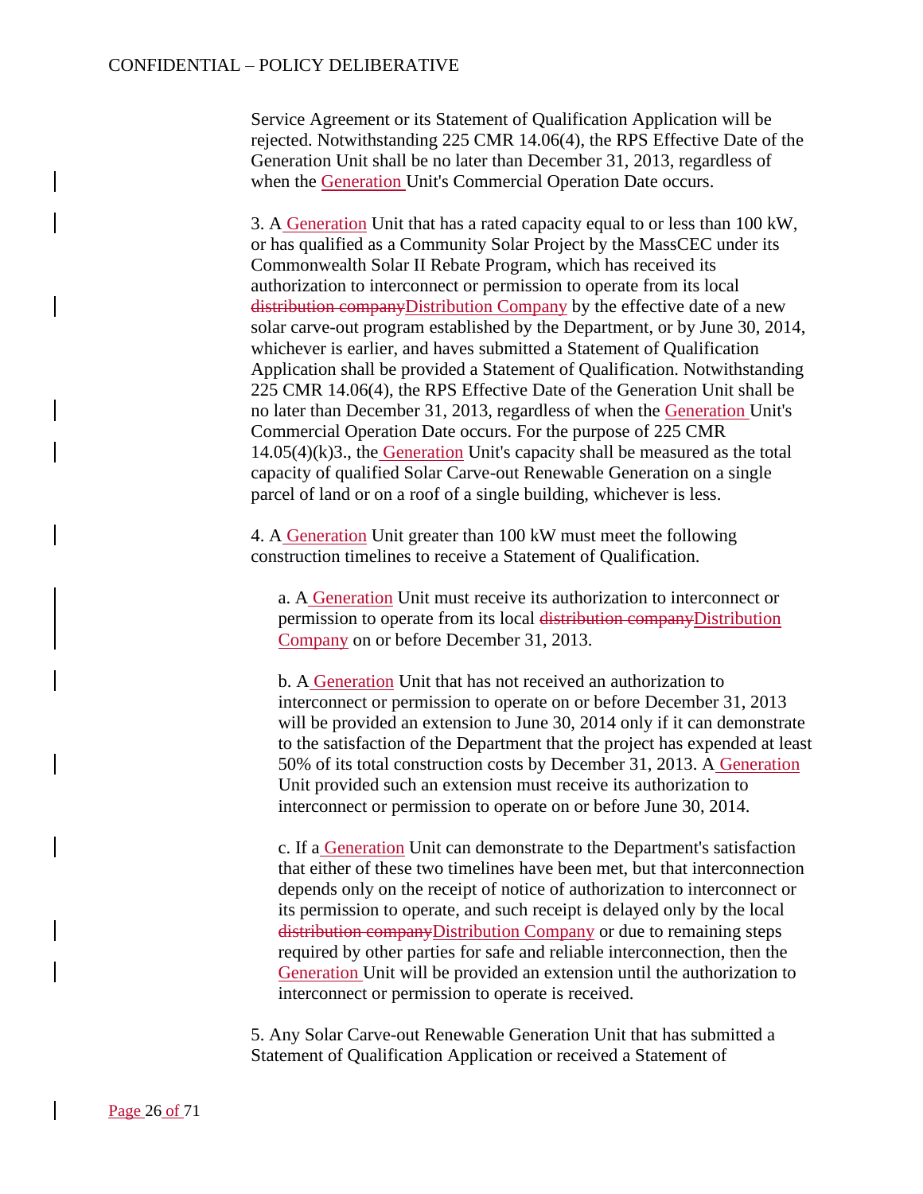Service Agreement or its Statement of Qualification Application will be rejected. Notwithstanding 225 CMR 14.06(4), the RPS Effective Date of the Generation Unit shall be no later than December 31, 2013, regardless of when the Generation Unit's Commercial Operation Date occurs.

3. A Generation Unit that has a rated capacity equal to or less than 100 kW, or has qualified as a Community Solar Project by the MassCEC under its Commonwealth Solar II Rebate Program, which has received its authorization to interconnect or permission to operate from its local ~~distribution company~~Distribution Company by the effective date of a new solar carve-out program established by the Department, or by June 30, 2014, whichever is earlier, and haves submitted a Statement of Qualification Application shall be provided a Statement of Qualification. Notwithstanding 225 CMR 14.06(4), the RPS Effective Date of the Generation Unit shall be no later than December 31, 2013, regardless of when the Generation Unit's Commercial Operation Date occurs. For the purpose of 225 CMR 14.05(4)(k)3., the Generation Unit's capacity shall be measured as the total capacity of qualified Solar Carve-out Renewable Generation on a single parcel of land or on a roof of a single building, whichever is less.

4. A Generation Unit greater than 100 kW must meet the following construction timelines to receive a Statement of Qualification.

a. A Generation Unit must receive its authorization to interconnect or permission to operate from its local ~~distribution company~~Distribution Company on or before December 31, 2013.

b. A Generation Unit that has not received an authorization to interconnect or permission to operate on or before December 31, 2013 will be provided an extension to June 30, 2014 only if it can demonstrate to the satisfaction of the Department that the project has expended at least 50% of its total construction costs by December 31, 2013. A Generation Unit provided such an extension must receive its authorization to interconnect or permission to operate on or before June 30, 2014.

c. If a Generation Unit can demonstrate to the Department's satisfaction that either of these two timelines have been met, but that interconnection depends only on the receipt of notice of authorization to interconnect or its permission to operate, and such receipt is delayed only by the local ~~distribution company~~Distribution Company or due to remaining steps required by other parties for safe and reliable interconnection, then the Generation Unit will be provided an extension until the authorization to interconnect or permission to operate is received.

5. Any Solar Carve-out Renewable Generation Unit that has submitted a Statement of Qualification Application or received a Statement of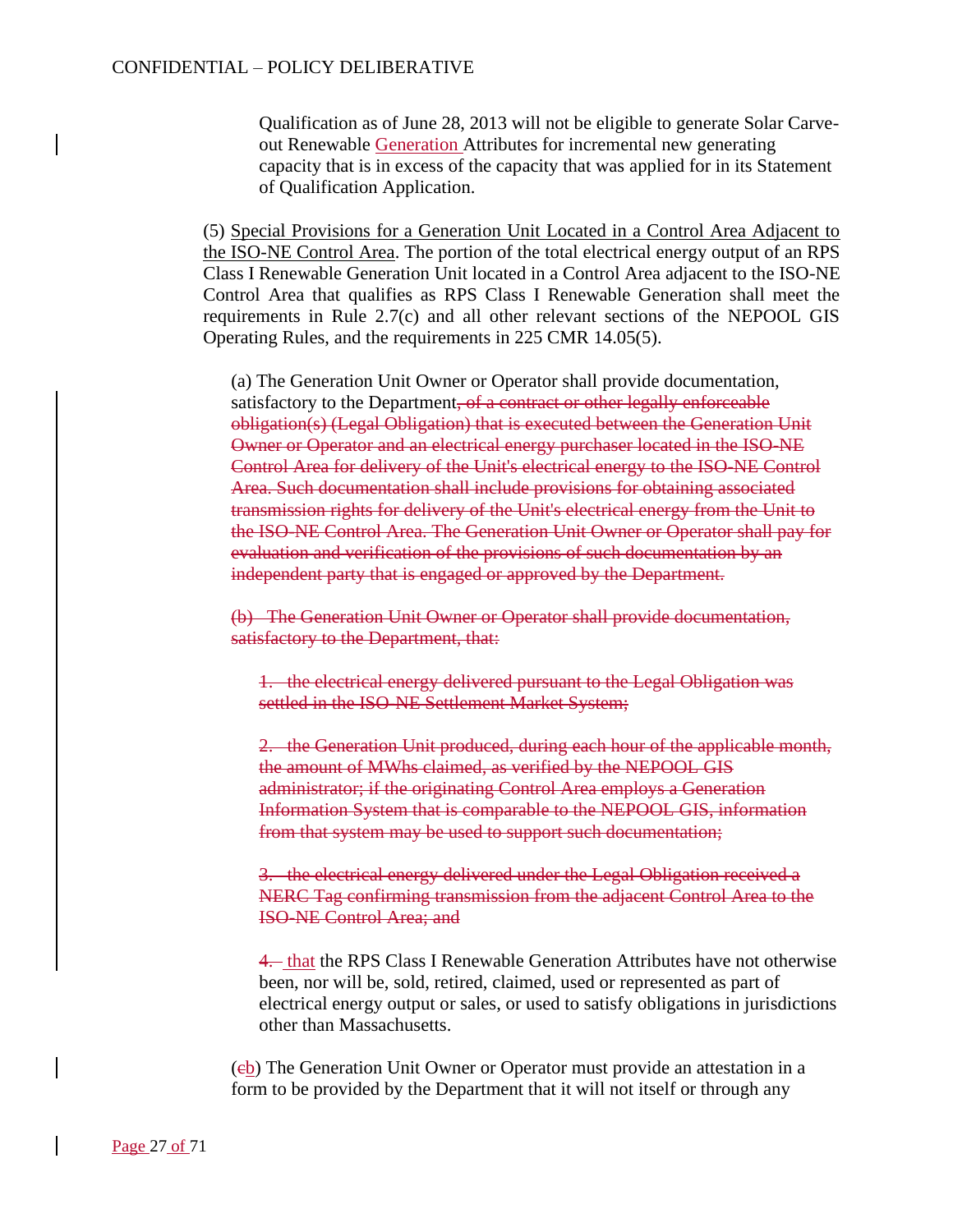Qualification as of June 28, 2013 will not be eligible to generate Solar Carve-out Renewable Generation Attributes for incremental new generating capacity that is in excess of the capacity that was applied for in its Statement of Qualification Application.

(5) Special Provisions for a Generation Unit Located in a Control Area Adjacent to the ISO-NE Control Area. The portion of the total electrical energy output of an RPS Class I Renewable Generation Unit located in a Control Area adjacent to the ISO-NE Control Area that qualifies as RPS Class I Renewable Generation shall meet the requirements in Rule 2.7(c) and all other relevant sections of the NEPOOL GIS Operating Rules, and the requirements in 225 CMR 14.05(5).

(a) The Generation Unit Owner or Operator shall provide documentation, satisfactory to the Department~~, of a contract or other legally enforceable obligation(s) (Legal Obligation) that is executed between the Generation Unit Owner or Operator and an electrical energy purchaser located in the ISO-NE Control Area for delivery of the Unit's electrical energy to the ISO-NE Control Area. Such documentation shall include provisions for obtaining associated transmission rights for delivery of the Unit's electrical energy from the Unit to the ISO-NE Control Area. The Generation Unit Owner or Operator shall pay for evaluation and verification of the provisions of such documentation by an independent party that is engaged or approved by the Department.~~

~~(b) The Generation Unit Owner or Operator shall provide documentation, satisfactory to the Department, that:~~

~~1. the electrical energy delivered pursuant to the Legal Obligation was settled in the ISO-NE Settlement Market System;~~

~~2. the Generation Unit produced, during each hour of the applicable month, the amount of MWhs claimed, as verified by the NEPOOL GIS administrator; if the originating Control Area employs a Generation Information System that is comparable to the NEPOOL GIS, information from that system may be used to support such documentation;~~

~~3. the electrical energy delivered under the Legal Obligation received a NERC Tag confirming transmission from the adjacent Control Area to the ISO-NE Control Area; and~~

~~4.~~ that the RPS Class I Renewable Generation Attributes have not otherwise been, nor will be, sold, retired, claimed, used or represented as part of electrical energy output or sales, or used to satisfy obligations in jurisdictions other than Massachusetts.

(~~c~~b) The Generation Unit Owner or Operator must provide an attestation in a form to be provided by the Department that it will not itself or through any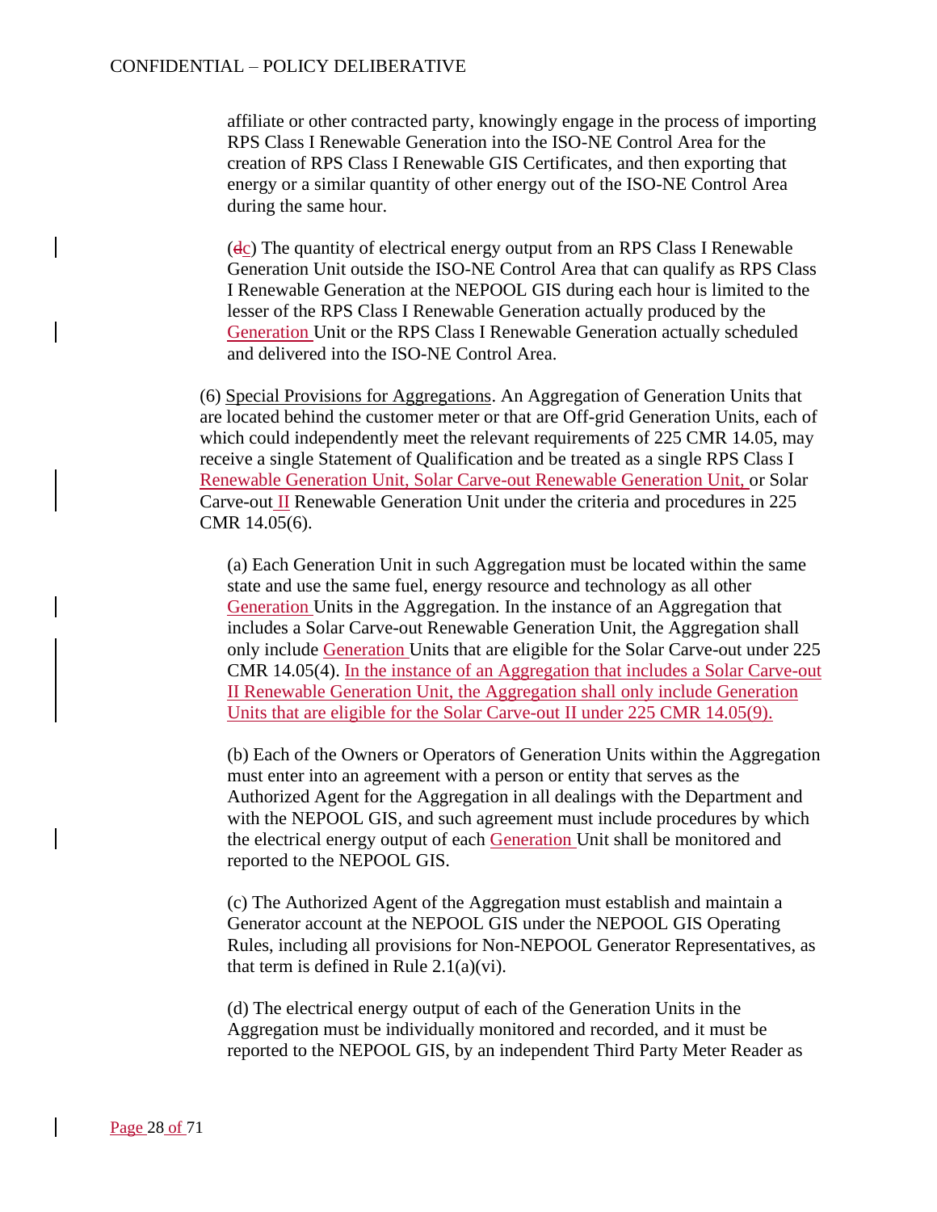affiliate or other contracted party, knowingly engage in the process of importing RPS Class I Renewable Generation into the ISO-NE Control Area for the creation of RPS Class I Renewable GIS Certificates, and then exporting that energy or a similar quantity of other energy out of the ISO-NE Control Area during the same hour.

(dc) The quantity of electrical energy output from an RPS Class I Renewable Generation Unit outside the ISO-NE Control Area that can qualify as RPS Class I Renewable Generation at the NEPOOL GIS during each hour is limited to the lesser of the RPS Class I Renewable Generation actually produced by the Generation Unit or the RPS Class I Renewable Generation actually scheduled and delivered into the ISO-NE Control Area.

(6) Special Provisions for Aggregations. An Aggregation of Generation Units that are located behind the customer meter or that are Off-grid Generation Units, each of which could independently meet the relevant requirements of 225 CMR 14.05, may receive a single Statement of Qualification and be treated as a single RPS Class I Renewable Generation Unit, Solar Carve-out Renewable Generation Unit, or Solar Carve-out II Renewable Generation Unit under the criteria and procedures in 225 CMR 14.05(6).

(a) Each Generation Unit in such Aggregation must be located within the same state and use the same fuel, energy resource and technology as all other Generation Units in the Aggregation. In the instance of an Aggregation that includes a Solar Carve-out Renewable Generation Unit, the Aggregation shall only include Generation Units that are eligible for the Solar Carve-out under 225 CMR 14.05(4). In the instance of an Aggregation that includes a Solar Carve-out II Renewable Generation Unit, the Aggregation shall only include Generation Units that are eligible for the Solar Carve-out II under 225 CMR 14.05(9).

(b) Each of the Owners or Operators of Generation Units within the Aggregation must enter into an agreement with a person or entity that serves as the Authorized Agent for the Aggregation in all dealings with the Department and with the NEPOOL GIS, and such agreement must include procedures by which the electrical energy output of each Generation Unit shall be monitored and reported to the NEPOOL GIS.

(c) The Authorized Agent of the Aggregation must establish and maintain a Generator account at the NEPOOL GIS under the NEPOOL GIS Operating Rules, including all provisions for Non-NEPOOL Generator Representatives, as that term is defined in Rule 2.1(a)(vi).

(d) The electrical energy output of each of the Generation Units in the Aggregation must be individually monitored and recorded, and it must be reported to the NEPOOL GIS, by an independent Third Party Meter Reader as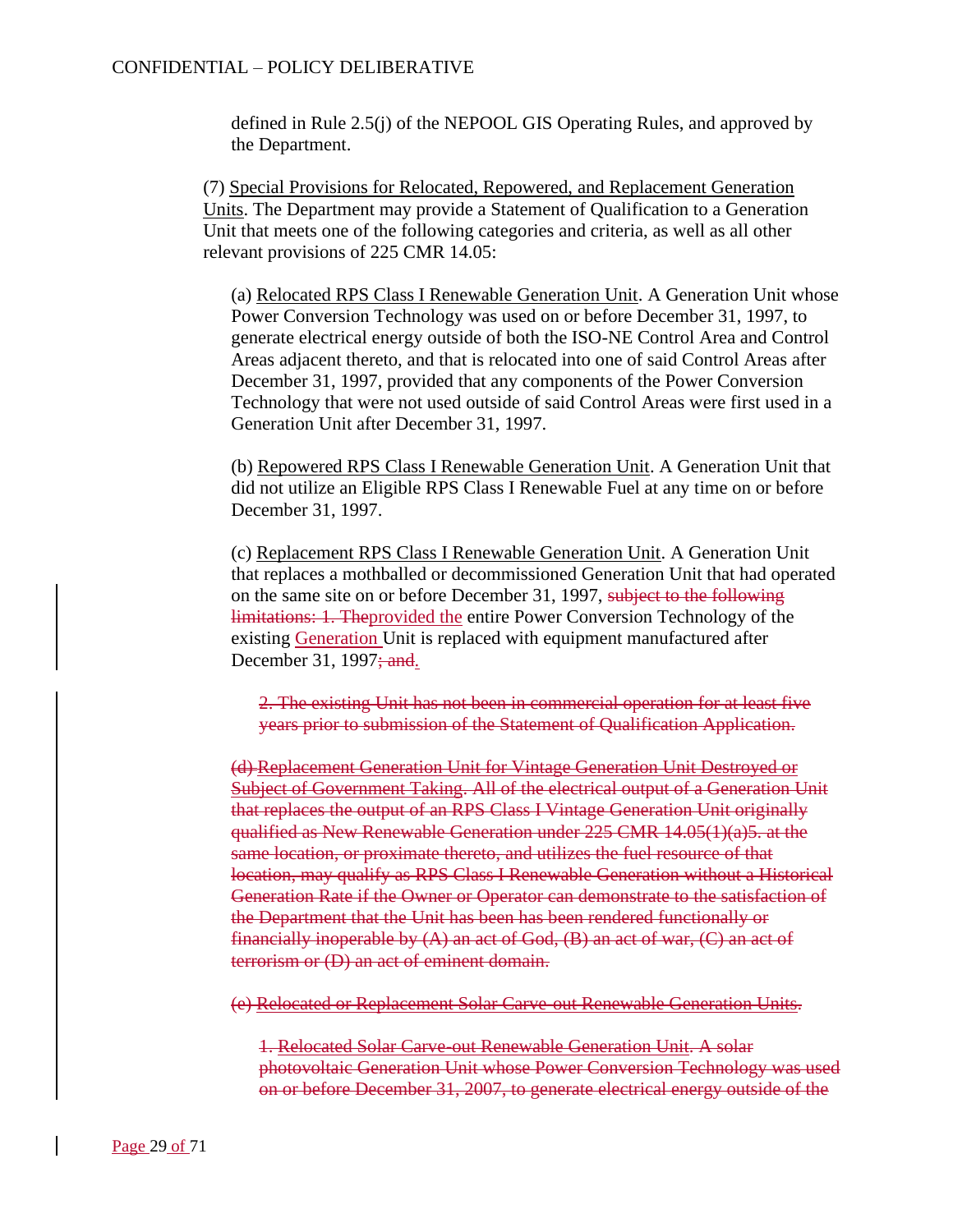defined in Rule 2.5(j) of the NEPOOL GIS Operating Rules, and approved by the Department.

(7) Special Provisions for Relocated, Repowered, and Replacement Generation Units. The Department may provide a Statement of Qualification to a Generation Unit that meets one of the following categories and criteria, as well as all other relevant provisions of 225 CMR 14.05:

(a) Relocated RPS Class I Renewable Generation Unit. A Generation Unit whose Power Conversion Technology was used on or before December 31, 1997, to generate electrical energy outside of both the ISO-NE Control Area and Control Areas adjacent thereto, and that is relocated into one of said Control Areas after December 31, 1997, provided that any components of the Power Conversion Technology that were not used outside of said Control Areas were first used in a Generation Unit after December 31, 1997.

(b) Repowered RPS Class I Renewable Generation Unit. A Generation Unit that did not utilize an Eligible RPS Class I Renewable Fuel at any time on or before December 31, 1997.

(c) Replacement RPS Class I Renewable Generation Unit. A Generation Unit that replaces a mothballed or decommissioned Generation Unit that had operated on the same site on or before December 31, 1997, ~~subject to the following limitations: 1. The~~provided the entire Power Conversion Technology of the existing Generation Unit is replaced with equipment manufactured after December 31, 1997~~; and~~.

~~2. The existing Unit has not been in commercial operation for at least five years prior to submission of the Statement of Qualification Application.~~

~~(d) Replacement Generation Unit for Vintage Generation Unit Destroyed or Subject of Government Taking. All of the electrical output of a Generation Unit that replaces the output of an RPS Class I Vintage Generation Unit originally qualified as New Renewable Generation under 225 CMR 14.05(1)(a)5. at the same location, or proximate thereto, and utilizes the fuel resource of that location, may qualify as RPS Class I Renewable Generation without a Historical Generation Rate if the Owner or Operator can demonstrate to the satisfaction of the Department that the Unit has been has been rendered functionally or financially inoperable by (A) an act of God, (B) an act of war, (C) an act of terrorism or (D) an act of eminent domain.~~

~~(e) Relocated or Replacement Solar Carve-out Renewable Generation Units.~~

~~1. Relocated Solar Carve-out Renewable Generation Unit. A solar photovoltaic Generation Unit whose Power Conversion Technology was used on or before December 31, 2007, to generate electrical energy outside of the~~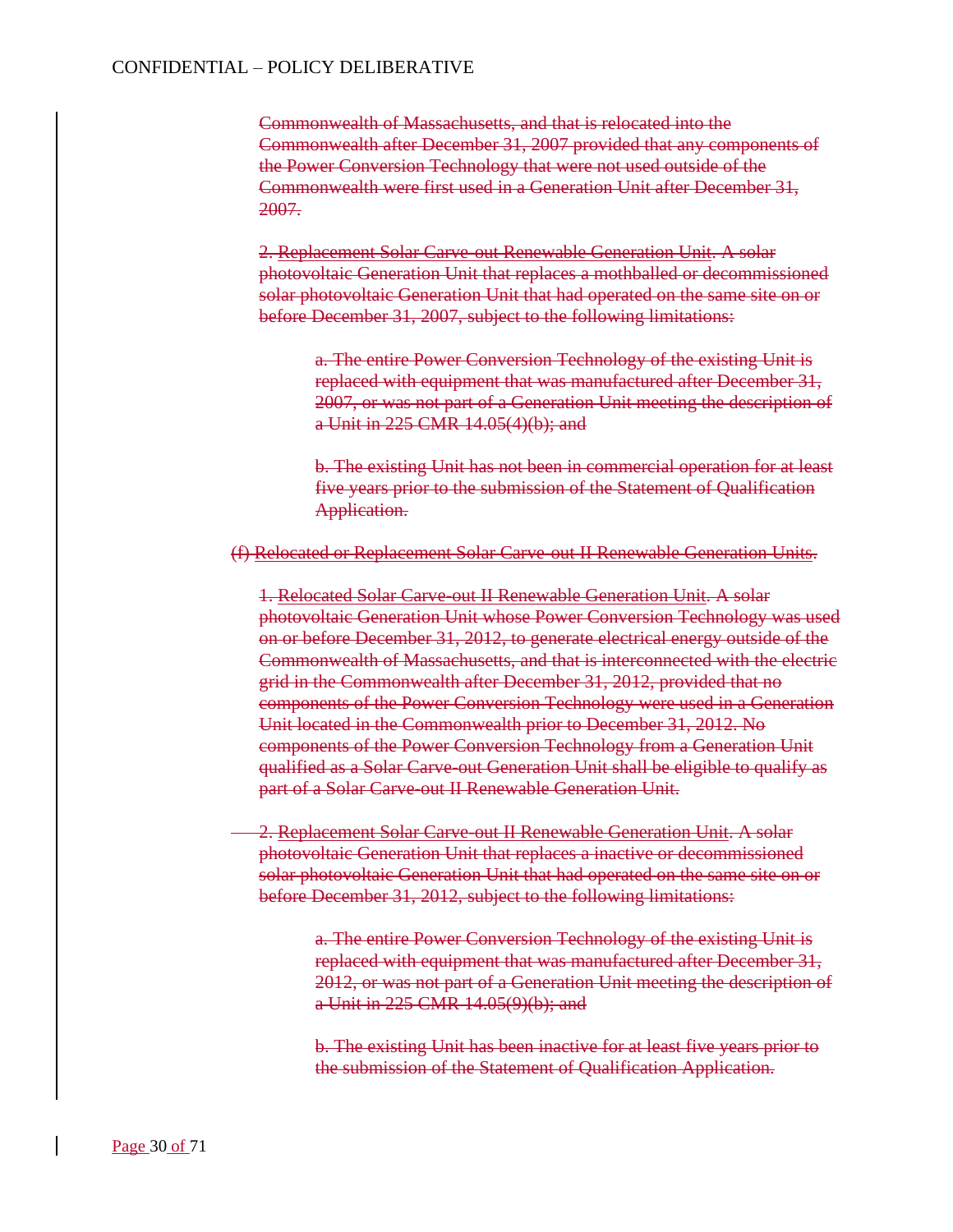Commonwealth of Massachusetts, and that is relocated into the Commonwealth after December 31, 2007 provided that any components of the Power Conversion Technology that were not used outside of the Commonwealth were first used in a Generation Unit after December 31, 2007.

2. Replacement Solar Carve-out Renewable Generation Unit. A solar photovoltaic Generation Unit that replaces a mothballed or decommissioned solar photovoltaic Generation Unit that had operated on the same site on or before December 31, 2007, subject to the following limitations:

a. The entire Power Conversion Technology of the existing Unit is replaced with equipment that was manufactured after December 31, 2007, or was not part of a Generation Unit meeting the description of a Unit in 225 CMR 14.05(4)(b); and

b. The existing Unit has not been in commercial operation for at least five years prior to the submission of the Statement of Qualification Application.

(f) Relocated or Replacement Solar Carve-out II Renewable Generation Units.

1. Relocated Solar Carve-out II Renewable Generation Unit. A solar photovoltaic Generation Unit whose Power Conversion Technology was used on or before December 31, 2012, to generate electrical energy outside of the Commonwealth of Massachusetts, and that is interconnected with the electric grid in the Commonwealth after December 31, 2012, provided that no components of the Power Conversion Technology were used in a Generation Unit located in the Commonwealth prior to December 31, 2012. No components of the Power Conversion Technology from a Generation Unit qualified as a Solar Carve-out Generation Unit shall be eligible to qualify as part of a Solar Carve-out II Renewable Generation Unit.

2. Replacement Solar Carve-out II Renewable Generation Unit. A solar photovoltaic Generation Unit that replaces a inactive or decommissioned solar photovoltaic Generation Unit that had operated on the same site on or before December 31, 2012, subject to the following limitations:

a. The entire Power Conversion Technology of the existing Unit is replaced with equipment that was manufactured after December 31, 2012, or was not part of a Generation Unit meeting the description of a Unit in 225 CMR 14.05(9)(b); and

b. The existing Unit has been inactive for at least five years prior to the submission of the Statement of Qualification Application.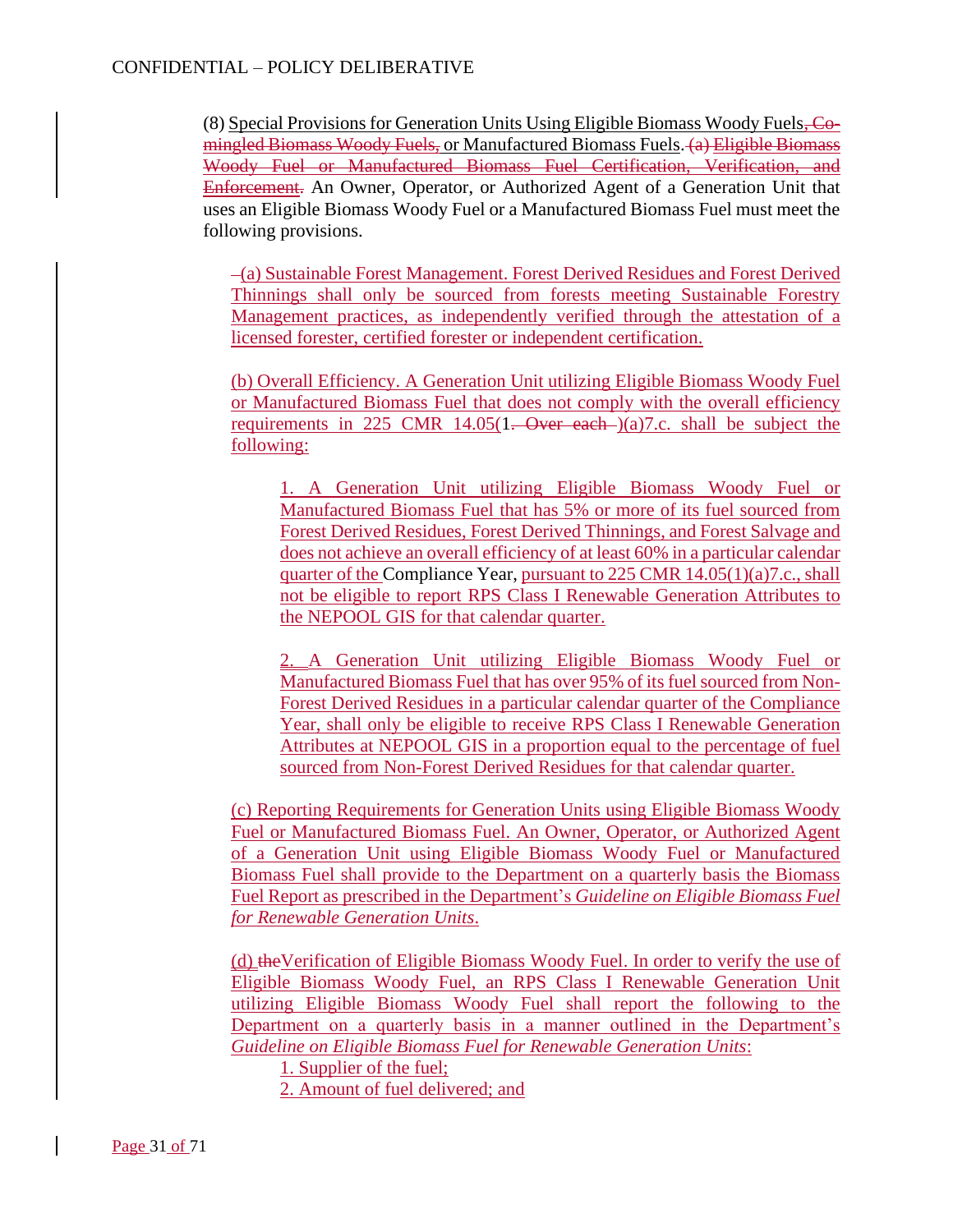(8) Special Provisions for Generation Units Using Eligible Biomass Woody Fuels, ~~Co-mingled Biomass Woody Fuels,~~ or Manufactured Biomass Fuels. ~~(a) Eligible Biomass Woody Fuel or Manufactured Biomass Fuel Certification, Verification, and Enforcement.~~ An Owner, Operator, or Authorized Agent of a Generation Unit that uses an Eligible Biomass Woody Fuel or a Manufactured Biomass Fuel must meet the following provisions.

(a) Sustainable Forest Management. Forest Derived Residues and Forest Derived Thinnings shall only be sourced from forests meeting Sustainable Forestry Management practices, as independently verified through the attestation of a licensed forester, certified forester or independent certification.

(b) Overall Efficiency. A Generation Unit utilizing Eligible Biomass Woody Fuel or Manufactured Biomass Fuel that does not comply with the overall efficiency requirements in 225 CMR 14.05(1~~. Over each~~ )(a)7.c. shall be subject the following:

1. A Generation Unit utilizing Eligible Biomass Woody Fuel or Manufactured Biomass Fuel that has 5% or more of its fuel sourced from Forest Derived Residues, Forest Derived Thinnings, and Forest Salvage and does not achieve an overall efficiency of at least 60% in a particular calendar quarter of the Compliance Year, pursuant to 225 CMR 14.05(1)(a)7.c., shall not be eligible to report RPS Class I Renewable Generation Attributes to the NEPOOL GIS for that calendar quarter.

2. A Generation Unit utilizing Eligible Biomass Woody Fuel or Manufactured Biomass Fuel that has over 95% of its fuel sourced from Non-Forest Derived Residues in a particular calendar quarter of the Compliance Year, shall only be eligible to receive RPS Class I Renewable Generation Attributes at NEPOOL GIS in a proportion equal to the percentage of fuel sourced from Non-Forest Derived Residues for that calendar quarter.

(c) Reporting Requirements for Generation Units using Eligible Biomass Woody Fuel or Manufactured Biomass Fuel. An Owner, Operator, or Authorized Agent of a Generation Unit using Eligible Biomass Woody Fuel or Manufactured Biomass Fuel shall provide to the Department on a quarterly basis the Biomass Fuel Report as prescribed in the Department's *Guideline on Eligible Biomass Fuel for Renewable Generation Units*.

(d) ~~the~~Verification of Eligible Biomass Woody Fuel. In order to verify the use of Eligible Biomass Woody Fuel, an RPS Class I Renewable Generation Unit utilizing Eligible Biomass Woody Fuel shall report the following to the Department on a quarterly basis in a manner outlined in the Department's *Guideline on Eligible Biomass Fuel for Renewable Generation Units*:

1. Supplier of the fuel;
2. Amount of fuel delivered; and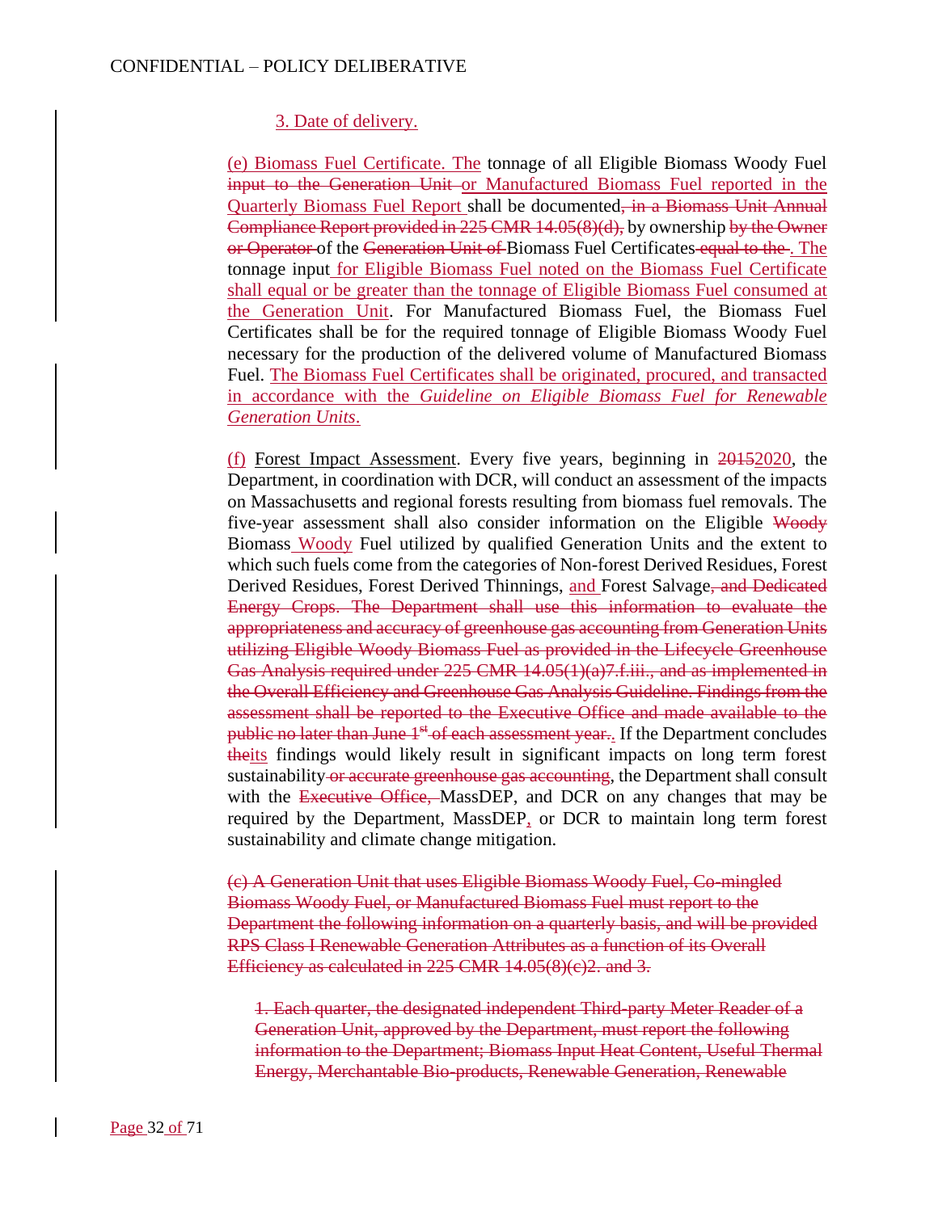3. Date of delivery.

(e) Biomass Fuel Certificate. The tonnage of all Eligible Biomass Woody Fuel ~~input to the Generation Unit~~ or Manufactured Biomass Fuel reported in the Quarterly Biomass Fuel Report shall be documented~~, in a Biomass Unit Annual Compliance Report provided in 225 CMR 14.05(8)(d),~~ by ownership ~~by the Owner or Operator~~ of the ~~Generation Unit of~~ Biomass Fuel Certificates ~~equal to the~~. The tonnage input for Eligible Biomass Fuel noted on the Biomass Fuel Certificate shall equal or be greater than the tonnage of Eligible Biomass Fuel consumed at the Generation Unit. For Manufactured Biomass Fuel, the Biomass Fuel Certificates shall be for the required tonnage of Eligible Biomass Woody Fuel necessary for the production of the delivered volume of Manufactured Biomass Fuel. The Biomass Fuel Certificates shall be originated, procured, and transacted in accordance with the *Guideline on Eligible Biomass Fuel for Renewable Generation Units*.

(f) Forest Impact Assessment. Every five years, beginning in ~~2015~~2020, the Department, in coordination with DCR, will conduct an assessment of the impacts on Massachusetts and regional forests resulting from biomass fuel removals. The five-year assessment shall also consider information on the Eligible ~~Woody~~ Biomass Woody Fuel utilized by qualified Generation Units and the extent to which such fuels come from the categories of Non-forest Derived Residues, Forest Derived Residues, Forest Derived Thinnings, and Forest Salvage~~, and Dedicated Energy Crops. The Department shall use this information to evaluate the appropriateness and accuracy of greenhouse gas accounting from Generation Units utilizing Eligible Woody Biomass Fuel as provided in the Lifecycle Greenhouse Gas Analysis required under 225 CMR 14.05(1)(a)7.f.iii., and as implemented in the Overall Efficiency and Greenhouse Gas Analysis Guideline. Findings from the assessment shall be reported to the Executive Office and made available to the public no later than June 1st of each assessment year.~~. If the Department concludes ~~the~~its findings would likely result in significant impacts on long term forest sustainability ~~or accurate greenhouse gas accounting~~, the Department shall consult with the ~~Executive Office,~~ MassDEP, and DCR on any changes that may be required by the Department, MassDEP, or DCR to maintain long term forest sustainability and climate change mitigation.

~~(c) A Generation Unit that uses Eligible Biomass Woody Fuel, Co-mingled Biomass Woody Fuel, or Manufactured Biomass Fuel must report to the Department the following information on a quarterly basis, and will be provided RPS Class I Renewable Generation Attributes as a function of its Overall Efficiency as calculated in 225 CMR 14.05(8)(c)2. and 3.~~

~~1. Each quarter, the designated independent Third-party Meter Reader of a Generation Unit, approved by the Department, must report the following information to the Department; Biomass Input Heat Content, Useful Thermal Energy, Merchantable Bio-products, Renewable Generation, Renewable~~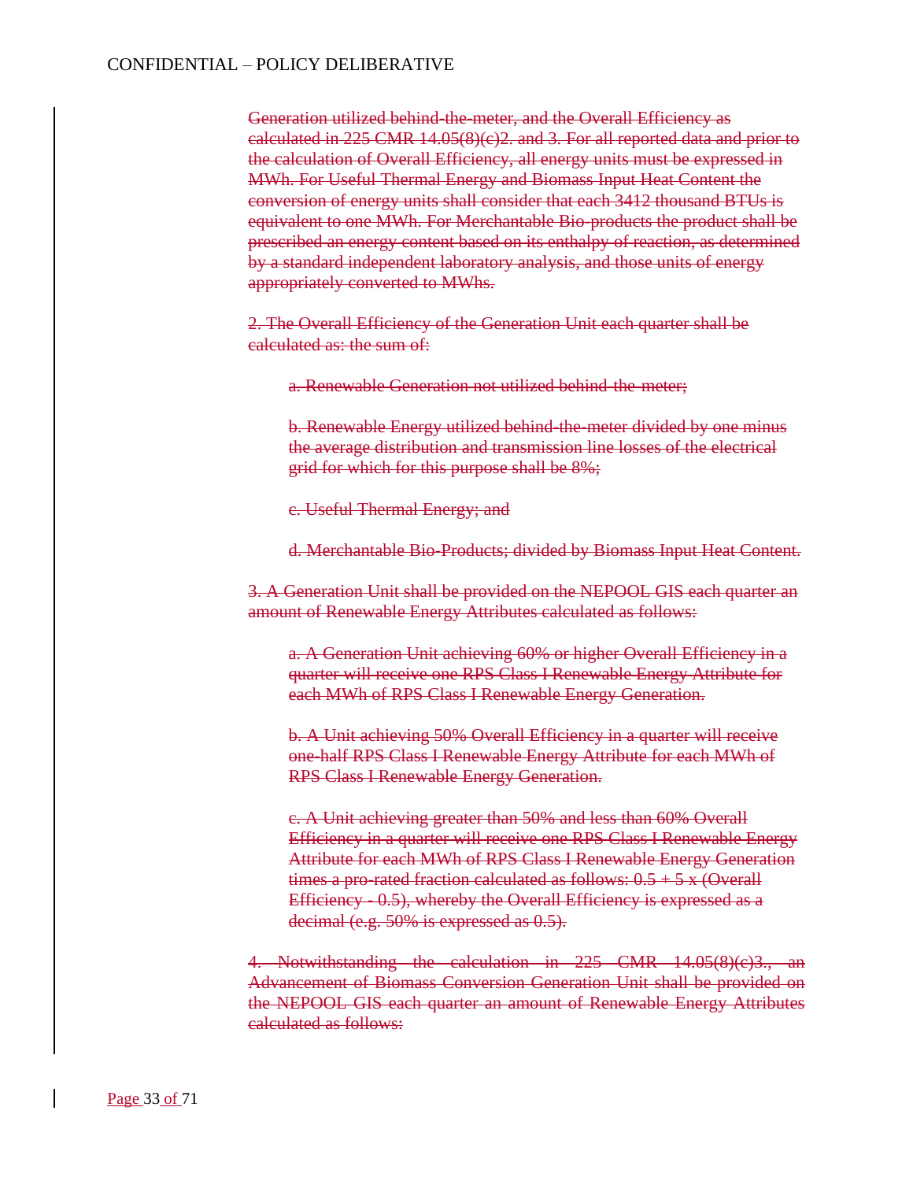Generation utilized behind-the-meter, and the Overall Efficiency as calculated in 225 CMR 14.05(8)(c)2. and 3. For all reported data and prior to the calculation of Overall Efficiency, all energy units must be expressed in MWh. For Useful Thermal Energy and Biomass Input Heat Content the conversion of energy units shall consider that each 3412 thousand BTUs is equivalent to one MWh. For Merchantable Bio-products the product shall be prescribed an energy content based on its enthalpy of reaction, as determined by a standard independent laboratory analysis, and those units of energy appropriately converted to MWhs.

2. The Overall Efficiency of the Generation Unit each quarter shall be calculated as: the sum of:

a. Renewable Generation not utilized behind-the-meter;

b. Renewable Energy utilized behind-the-meter divided by one minus the average distribution and transmission line losses of the electrical grid for which for this purpose shall be 8%;

c. Useful Thermal Energy; and

d. Merchantable Bio-Products; divided by Biomass Input Heat Content.

3. A Generation Unit shall be provided on the NEPOOL GIS each quarter an amount of Renewable Energy Attributes calculated as follows:

a. A Generation Unit achieving 60% or higher Overall Efficiency in a quarter will receive one RPS Class I Renewable Energy Attribute for each MWh of RPS Class I Renewable Energy Generation.

b. A Unit achieving 50% Overall Efficiency in a quarter will receive one-half RPS Class I Renewable Energy Attribute for each MWh of RPS Class I Renewable Energy Generation.

c. A Unit achieving greater than 50% and less than 60% Overall Efficiency in a quarter will receive one RPS Class I Renewable Energy Attribute for each MWh of RPS Class I Renewable Energy Generation times a pro-rated fraction calculated as follows: 0.5 + 5 x (Overall Efficiency - 0.5), whereby the Overall Efficiency is expressed as a decimal (e.g. 50% is expressed as 0.5).

4. Notwithstanding the calculation in 225 CMR 14.05(8)(c)3., an Advancement of Biomass Conversion Generation Unit shall be provided on the NEPOOL GIS each quarter an amount of Renewable Energy Attributes calculated as follows: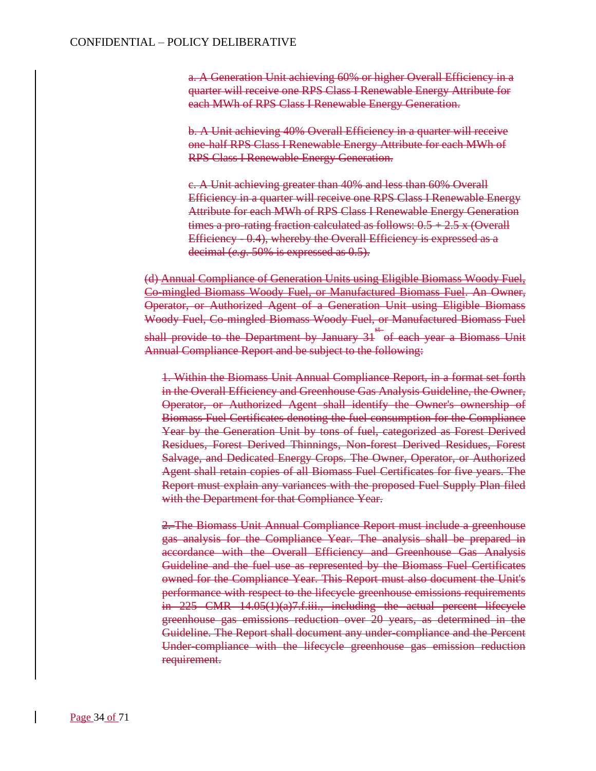a. A Generation Unit achieving 60% or higher Overall Efficiency in a quarter will receive one RPS Class I Renewable Energy Attribute for each MWh of RPS Class I Renewable Energy Generation.

b. A Unit achieving 40% Overall Efficiency in a quarter will receive one-half RPS Class I Renewable Energy Attribute for each MWh of RPS Class I Renewable Energy Generation.

c. A Unit achieving greater than 40% and less than 60% Overall Efficiency in a quarter will receive one RPS Class I Renewable Energy Attribute for each MWh of RPS Class I Renewable Energy Generation times a pro-rating fraction calculated as follows: 0.5 + 2.5 x (Overall Efficiency - 0.4), whereby the Overall Efficiency is expressed as a decimal (*e.g.* 50% is expressed as 0.5).

(d) Annual Compliance of Generation Units using Eligible Biomass Woody Fuel, Co-mingled Biomass Woody Fuel, or Manufactured Biomass Fuel. An Owner, Operator, or Authorized Agent of a Generation Unit using Eligible Biomass Woody Fuel, Co-mingled Biomass Woody Fuel, or Manufactured Biomass Fuel shall provide to the Department by January 31st of each year a Biomass Unit Annual Compliance Report and be subject to the following:

1. Within the Biomass Unit Annual Compliance Report, in a format set forth in the Overall Efficiency and Greenhouse Gas Analysis Guideline, the Owner, Operator, or Authorized Agent shall identify the Owner's ownership of Biomass Fuel Certificates denoting the fuel consumption for the Compliance Year by the Generation Unit by tons of fuel, categorized as Forest Derived Residues, Forest Derived Thinnings, Non-forest Derived Residues, Forest Salvage, and Dedicated Energy Crops. The Owner, Operator, or Authorized Agent shall retain copies of all Biomass Fuel Certificates for five years. The Report must explain any variances with the proposed Fuel Supply Plan filed with the Department for that Compliance Year.

2. The Biomass Unit Annual Compliance Report must include a greenhouse gas analysis for the Compliance Year. The analysis shall be prepared in accordance with the Overall Efficiency and Greenhouse Gas Analysis Guideline and the fuel use as represented by the Biomass Fuel Certificates owned for the Compliance Year. This Report must also document the Unit's performance with respect to the lifecycle greenhouse emissions requirements in 225 CMR 14.05(1)(a)7.f.iii., including the actual percent lifecycle greenhouse gas emissions reduction over 20 years, as determined in the Guideline. The Report shall document any under-compliance and the Percent Under-compliance with the lifecycle greenhouse gas emission reduction requirement.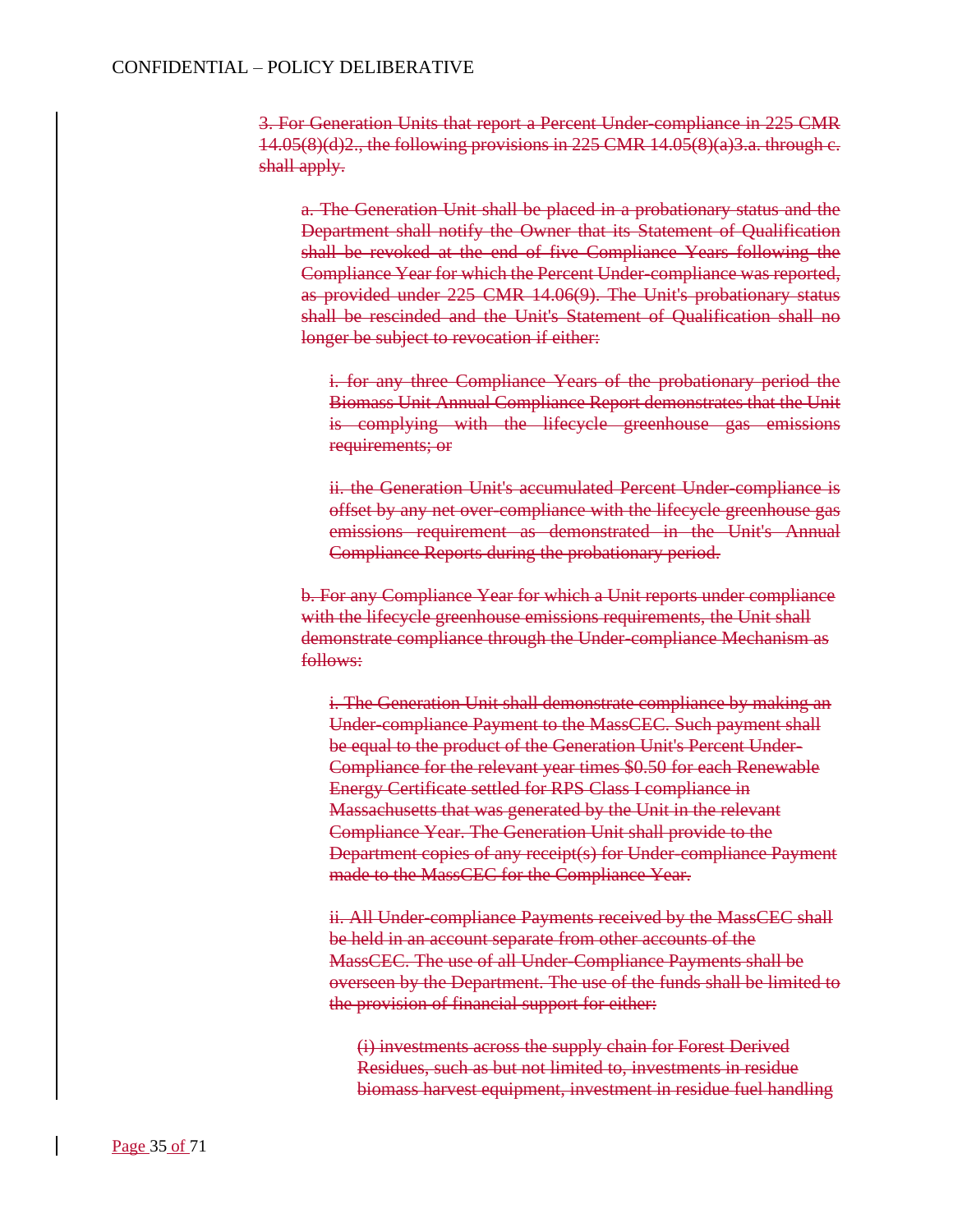~~3. For Generation Units that report a Percent Under-compliance in 225 CMR 14.05(8)(d)2., the following provisions in 225 CMR 14.05(8)(a)3.a. through c. shall apply.~~

~~a. The Generation Unit shall be placed in a probationary status and the Department shall notify the Owner that its Statement of Qualification shall be revoked at the end of five Compliance Years following the Compliance Year for which the Percent Under-compliance was reported, as provided under 225 CMR 14.06(9). The Unit's probationary status shall be rescinded and the Unit's Statement of Qualification shall no longer be subject to revocation if either:~~

~~i. for any three Compliance Years of the probationary period the Biomass Unit Annual Compliance Report demonstrates that the Unit is complying with the lifecycle greenhouse gas emissions requirements; or~~

~~ii. the Generation Unit's accumulated Percent Under-compliance is offset by any net over-compliance with the lifecycle greenhouse gas emissions requirement as demonstrated in the Unit's Annual Compliance Reports during the probationary period.~~

~~b. For any Compliance Year for which a Unit reports under compliance with the lifecycle greenhouse emissions requirements, the Unit shall demonstrate compliance through the Under-compliance Mechanism as follows:~~

~~i. The Generation Unit shall demonstrate compliance by making an Under-compliance Payment to the MassCEC. Such payment shall be equal to the product of the Generation Unit's Percent Under-Compliance for the relevant year times $0.50 for each Renewable Energy Certificate settled for RPS Class I compliance in Massachusetts that was generated by the Unit in the relevant Compliance Year. The Generation Unit shall provide to the Department copies of any receipt(s) for Under-compliance Payment made to the MassCEC for the Compliance Year.~~

~~ii. All Under-compliance Payments received by the MassCEC shall be held in an account separate from other accounts of the MassCEC. The use of all Under-Compliance Payments shall be overseen by the Department. The use of the funds shall be limited to the provision of financial support for either:~~

~~(i) investments across the supply chain for Forest Derived Residues, such as but not limited to, investments in residue biomass harvest equipment, investment in residue fuel handling~~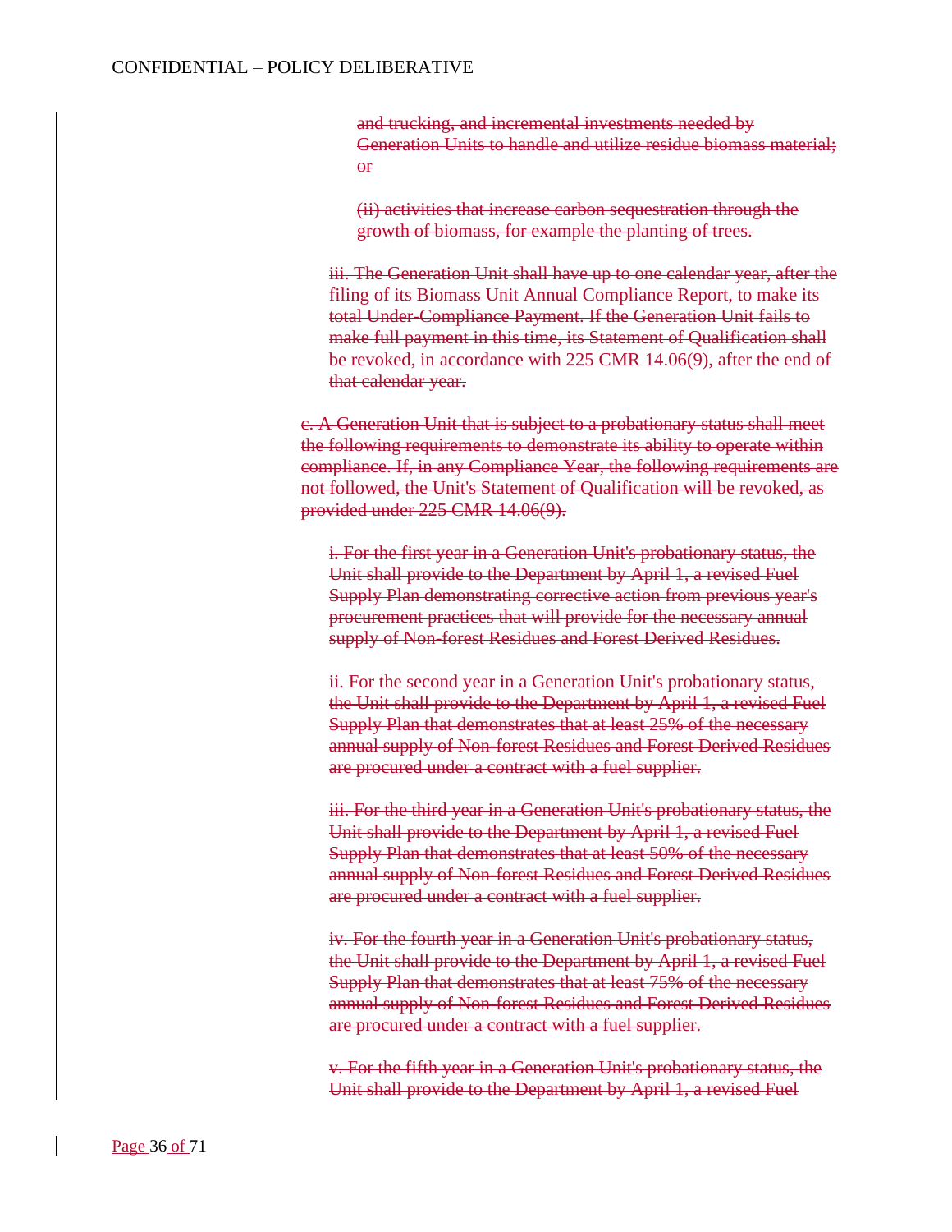~~and trucking, and incremental investments needed by Generation Units to handle and utilize residue biomass material; or~~

~~(ii) activities that increase carbon sequestration through the growth of biomass, for example the planting of trees.~~

~~iii. The Generation Unit shall have up to one calendar year, after the filing of its Biomass Unit Annual Compliance Report, to make its total Under-Compliance Payment. If the Generation Unit fails to make full payment in this time, its Statement of Qualification shall be revoked, in accordance with 225 CMR 14.06(9), after the end of that calendar year.~~

~~c. A Generation Unit that is subject to a probationary status shall meet the following requirements to demonstrate its ability to operate within compliance. If, in any Compliance Year, the following requirements are not followed, the Unit's Statement of Qualification will be revoked, as provided under 225 CMR 14.06(9).~~

~~i. For the first year in a Generation Unit's probationary status, the Unit shall provide to the Department by April 1, a revised Fuel Supply Plan demonstrating corrective action from previous year's procurement practices that will provide for the necessary annual supply of Non-forest Residues and Forest Derived Residues.~~

~~ii. For the second year in a Generation Unit's probationary status, the Unit shall provide to the Department by April 1, a revised Fuel Supply Plan that demonstrates that at least 25% of the necessary annual supply of Non-forest Residues and Forest Derived Residues are procured under a contract with a fuel supplier.~~

~~iii. For the third year in a Generation Unit's probationary status, the Unit shall provide to the Department by April 1, a revised Fuel Supply Plan that demonstrates that at least 50% of the necessary annual supply of Non-forest Residues and Forest Derived Residues are procured under a contract with a fuel supplier.~~

~~iv. For the fourth year in a Generation Unit's probationary status, the Unit shall provide to the Department by April 1, a revised Fuel Supply Plan that demonstrates that at least 75% of the necessary annual supply of Non-forest Residues and Forest Derived Residues are procured under a contract with a fuel supplier.~~

~~v. For the fifth year in a Generation Unit's probationary status, the Unit shall provide to the Department by April 1, a revised Fuel~~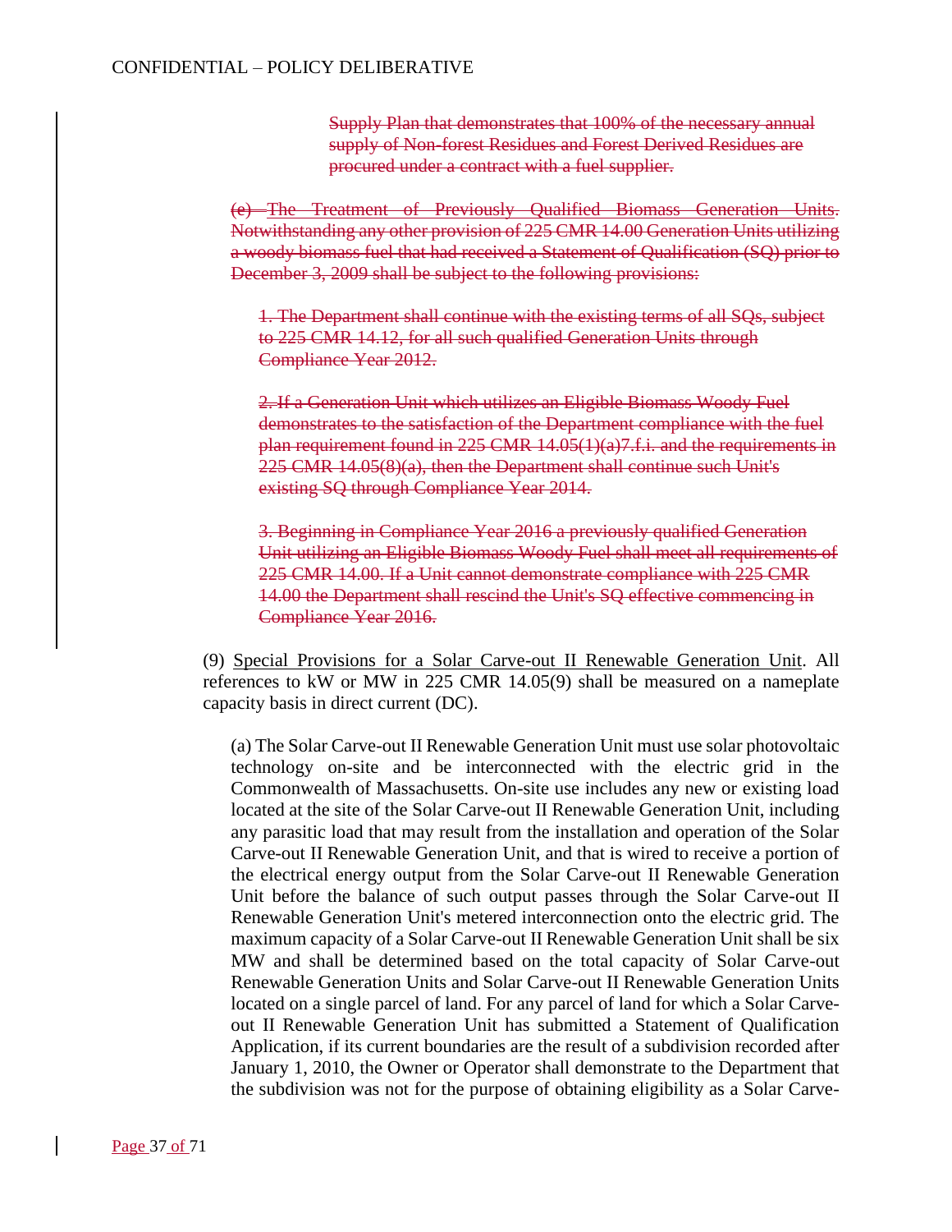~~Supply Plan that demonstrates that 100% of the necessary annual supply of Non-forest Residues and Forest Derived Residues are procured under a contract with a fuel supplier.~~

~~(e) The Treatment of Previously Qualified Biomass Generation Units. Notwithstanding any other provision of 225 CMR 14.00 Generation Units utilizing a woody biomass fuel that had received a Statement of Qualification (SQ) prior to December 3, 2009 shall be subject to the following provisions:~~

~~1. The Department shall continue with the existing terms of all SQs, subject to 225 CMR 14.12, for all such qualified Generation Units through Compliance Year 2012.~~

~~2. If a Generation Unit which utilizes an Eligible Biomass Woody Fuel demonstrates to the satisfaction of the Department compliance with the fuel plan requirement found in 225 CMR 14.05(1)(a)7.f.i. and the requirements in 225 CMR 14.05(8)(a), then the Department shall continue such Unit's existing SQ through Compliance Year 2014.~~

~~3. Beginning in Compliance Year 2016 a previously qualified Generation Unit utilizing an Eligible Biomass Woody Fuel shall meet all requirements of 225 CMR 14.00. If a Unit cannot demonstrate compliance with 225 CMR 14.00 the Department shall rescind the Unit's SQ effective commencing in Compliance Year 2016.~~

(9) Special Provisions for a Solar Carve-out II Renewable Generation Unit. All references to kW or MW in 225 CMR 14.05(9) shall be measured on a nameplate capacity basis in direct current (DC).

(a) The Solar Carve-out II Renewable Generation Unit must use solar photovoltaic technology on-site and be interconnected with the electric grid in the Commonwealth of Massachusetts. On-site use includes any new or existing load located at the site of the Solar Carve-out II Renewable Generation Unit, including any parasitic load that may result from the installation and operation of the Solar Carve-out II Renewable Generation Unit, and that is wired to receive a portion of the electrical energy output from the Solar Carve-out II Renewable Generation Unit before the balance of such output passes through the Solar Carve-out II Renewable Generation Unit's metered interconnection onto the electric grid. The maximum capacity of a Solar Carve-out II Renewable Generation Unit shall be six MW and shall be determined based on the total capacity of Solar Carve-out Renewable Generation Units and Solar Carve-out II Renewable Generation Units located on a single parcel of land. For any parcel of land for which a Solar Carve-out II Renewable Generation Unit has submitted a Statement of Qualification Application, if its current boundaries are the result of a subdivision recorded after January 1, 2010, the Owner or Operator shall demonstrate to the Department that the subdivision was not for the purpose of obtaining eligibility as a Solar Carve-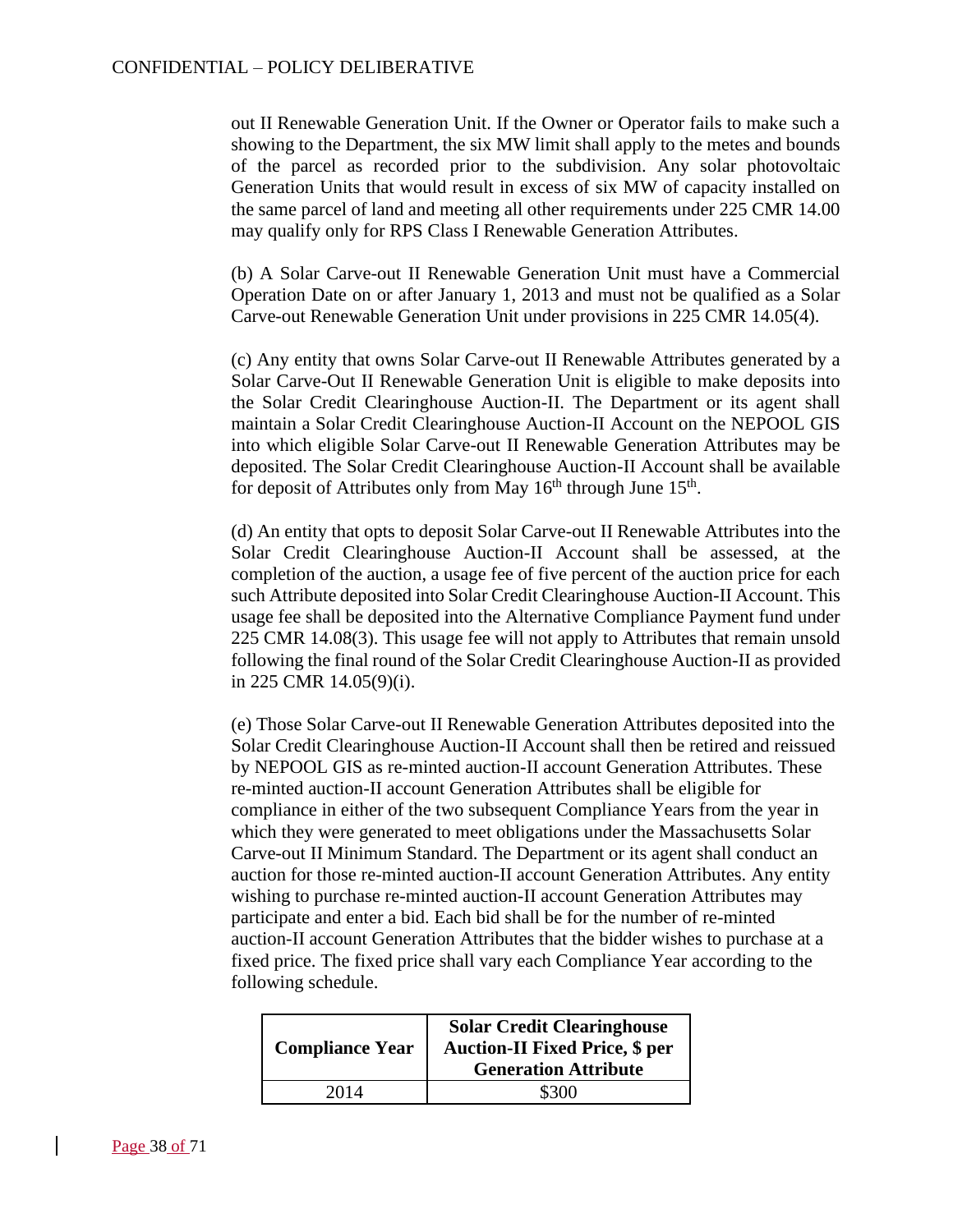out II Renewable Generation Unit. If the Owner or Operator fails to make such a showing to the Department, the six MW limit shall apply to the metes and bounds of the parcel as recorded prior to the subdivision. Any solar photovoltaic Generation Units that would result in excess of six MW of capacity installed on the same parcel of land and meeting all other requirements under 225 CMR 14.00 may qualify only for RPS Class I Renewable Generation Attributes.

(b) A Solar Carve-out II Renewable Generation Unit must have a Commercial Operation Date on or after January 1, 2013 and must not be qualified as a Solar Carve-out Renewable Generation Unit under provisions in 225 CMR 14.05(4).

(c) Any entity that owns Solar Carve-out II Renewable Attributes generated by a Solar Carve-Out II Renewable Generation Unit is eligible to make deposits into the Solar Credit Clearinghouse Auction-II. The Department or its agent shall maintain a Solar Credit Clearinghouse Auction-II Account on the NEPOOL GIS into which eligible Solar Carve-out II Renewable Generation Attributes may be deposited. The Solar Credit Clearinghouse Auction-II Account shall be available for deposit of Attributes only from May 16th through June 15th.

(d) An entity that opts to deposit Solar Carve-out II Renewable Attributes into the Solar Credit Clearinghouse Auction-II Account shall be assessed, at the completion of the auction, a usage fee of five percent of the auction price for each such Attribute deposited into Solar Credit Clearinghouse Auction-II Account. This usage fee shall be deposited into the Alternative Compliance Payment fund under 225 CMR 14.08(3). This usage fee will not apply to Attributes that remain unsold following the final round of the Solar Credit Clearinghouse Auction-II as provided in 225 CMR 14.05(9)(i).

(e) Those Solar Carve-out II Renewable Generation Attributes deposited into the Solar Credit Clearinghouse Auction-II Account shall then be retired and reissued by NEPOOL GIS as re-minted auction-II account Generation Attributes. These re-minted auction-II account Generation Attributes shall be eligible for compliance in either of the two subsequent Compliance Years from the year in which they were generated to meet obligations under the Massachusetts Solar Carve-out II Minimum Standard. The Department or its agent shall conduct an auction for those re-minted auction-II account Generation Attributes. Any entity wishing to purchase re-minted auction-II account Generation Attributes may participate and enter a bid. Each bid shall be for the number of re-minted auction-II account Generation Attributes that the bidder wishes to purchase at a fixed price. The fixed price shall vary each Compliance Year according to the following schedule.

| **Compliance Year** | **Solar Credit Clearinghouse Auction-II Fixed Price, $ per Generation Attribute** |
|---|---|
| 2014 | $300 |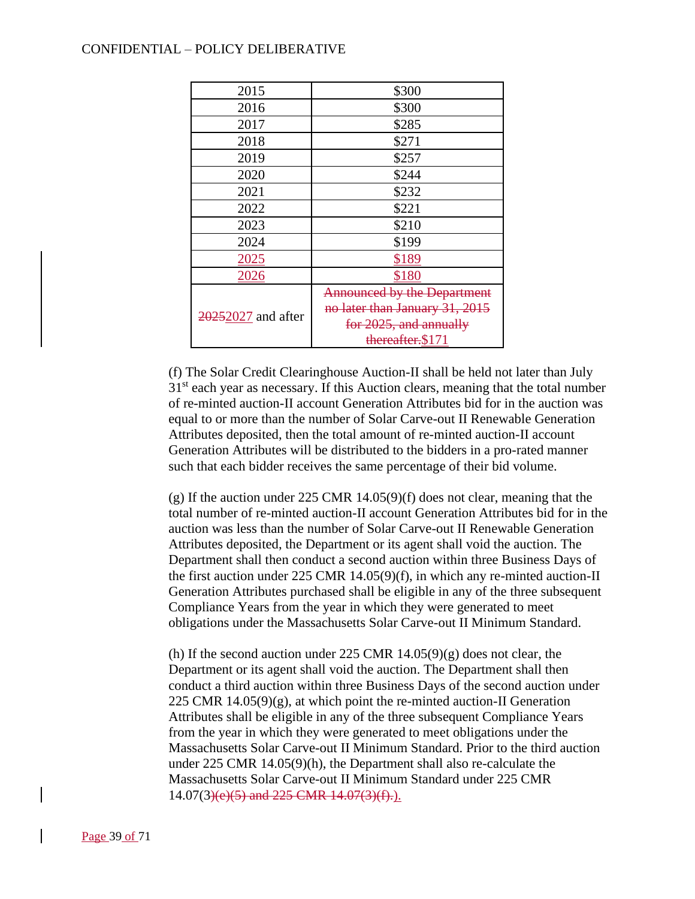| 2015 | $300 |
|---|---|
| 2016 | $300 |
| 2017 | $285 |
| 2018 | $271 |
| 2019 | $257 |
| 2020 | $244 |
| 2021 | $232 |
| 2022 | $221 |
| 2023 | $210 |
| 2024 | $199 |
| 2025 | $189 |
| 2026 | $180 |
| ~~2025~~2027 and after | ~~Announced by the Department no later than January 31, 2015 for 2025, and annually thereafter.~~$171 |

(f) The Solar Credit Clearinghouse Auction-II shall be held not later than July 31st each year as necessary. If this Auction clears, meaning that the total number of re-minted auction-II account Generation Attributes bid for in the auction was equal to or more than the number of Solar Carve-out II Renewable Generation Attributes deposited, then the total amount of re-minted auction-II account Generation Attributes will be distributed to the bidders in a pro-rated manner such that each bidder receives the same percentage of their bid volume.

(g) If the auction under 225 CMR 14.05(9)(f) does not clear, meaning that the total number of re-minted auction-II account Generation Attributes bid for in the auction was less than the number of Solar Carve-out II Renewable Generation Attributes deposited, the Department or its agent shall void the auction. The Department shall then conduct a second auction within three Business Days of the first auction under 225 CMR 14.05(9)(f), in which any re-minted auction-II Generation Attributes purchased shall be eligible in any of the three subsequent Compliance Years from the year in which they were generated to meet obligations under the Massachusetts Solar Carve-out II Minimum Standard.

(h) If the second auction under 225 CMR 14.05(9)(g) does not clear, the Department or its agent shall void the auction. The Department shall then conduct a third auction within three Business Days of the second auction under 225 CMR 14.05(9)(g), at which point the re-minted auction-II Generation Attributes shall be eligible in any of the three subsequent Compliance Years from the year in which they were generated to meet obligations under the Massachusetts Solar Carve-out II Minimum Standard. Prior to the third auction under 225 CMR 14.05(9)(h), the Department shall also re-calculate the Massachusetts Solar Carve-out II Minimum Standard under 225 CMR 14.07(3~~)(e)(5) and 225 CMR 14.07(3)(f).~~).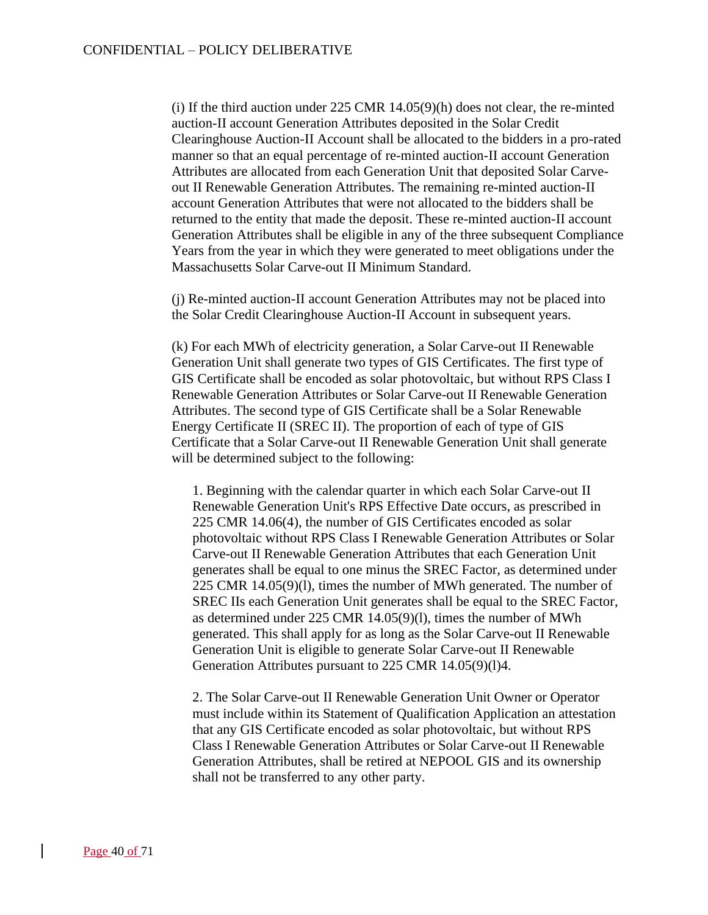(i) If the third auction under 225 CMR 14.05(9)(h) does not clear, the re-minted auction-II account Generation Attributes deposited in the Solar Credit Clearinghouse Auction-II Account shall be allocated to the bidders in a pro-rated manner so that an equal percentage of re-minted auction-II account Generation Attributes are allocated from each Generation Unit that deposited Solar Carve-out II Renewable Generation Attributes. The remaining re-minted auction-II account Generation Attributes that were not allocated to the bidders shall be returned to the entity that made the deposit. These re-minted auction-II account Generation Attributes shall be eligible in any of the three subsequent Compliance Years from the year in which they were generated to meet obligations under the Massachusetts Solar Carve-out II Minimum Standard.

(j) Re-minted auction-II account Generation Attributes may not be placed into the Solar Credit Clearinghouse Auction-II Account in subsequent years.

(k) For each MWh of electricity generation, a Solar Carve-out II Renewable Generation Unit shall generate two types of GIS Certificates. The first type of GIS Certificate shall be encoded as solar photovoltaic, but without RPS Class I Renewable Generation Attributes or Solar Carve-out II Renewable Generation Attributes. The second type of GIS Certificate shall be a Solar Renewable Energy Certificate II (SREC II). The proportion of each of type of GIS Certificate that a Solar Carve-out II Renewable Generation Unit shall generate will be determined subject to the following:

1. Beginning with the calendar quarter in which each Solar Carve-out II Renewable Generation Unit's RPS Effective Date occurs, as prescribed in 225 CMR 14.06(4), the number of GIS Certificates encoded as solar photovoltaic without RPS Class I Renewable Generation Attributes or Solar Carve-out II Renewable Generation Attributes that each Generation Unit generates shall be equal to one minus the SREC Factor, as determined under 225 CMR 14.05(9)(l), times the number of MWh generated. The number of SREC IIs each Generation Unit generates shall be equal to the SREC Factor, as determined under 225 CMR 14.05(9)(l), times the number of MWh generated. This shall apply for as long as the Solar Carve-out II Renewable Generation Unit is eligible to generate Solar Carve-out II Renewable Generation Attributes pursuant to 225 CMR 14.05(9)(l)4.

2. The Solar Carve-out II Renewable Generation Unit Owner or Operator must include within its Statement of Qualification Application an attestation that any GIS Certificate encoded as solar photovoltaic, but without RPS Class I Renewable Generation Attributes or Solar Carve-out II Renewable Generation Attributes, shall be retired at NEPOOL GIS and its ownership shall not be transferred to any other party.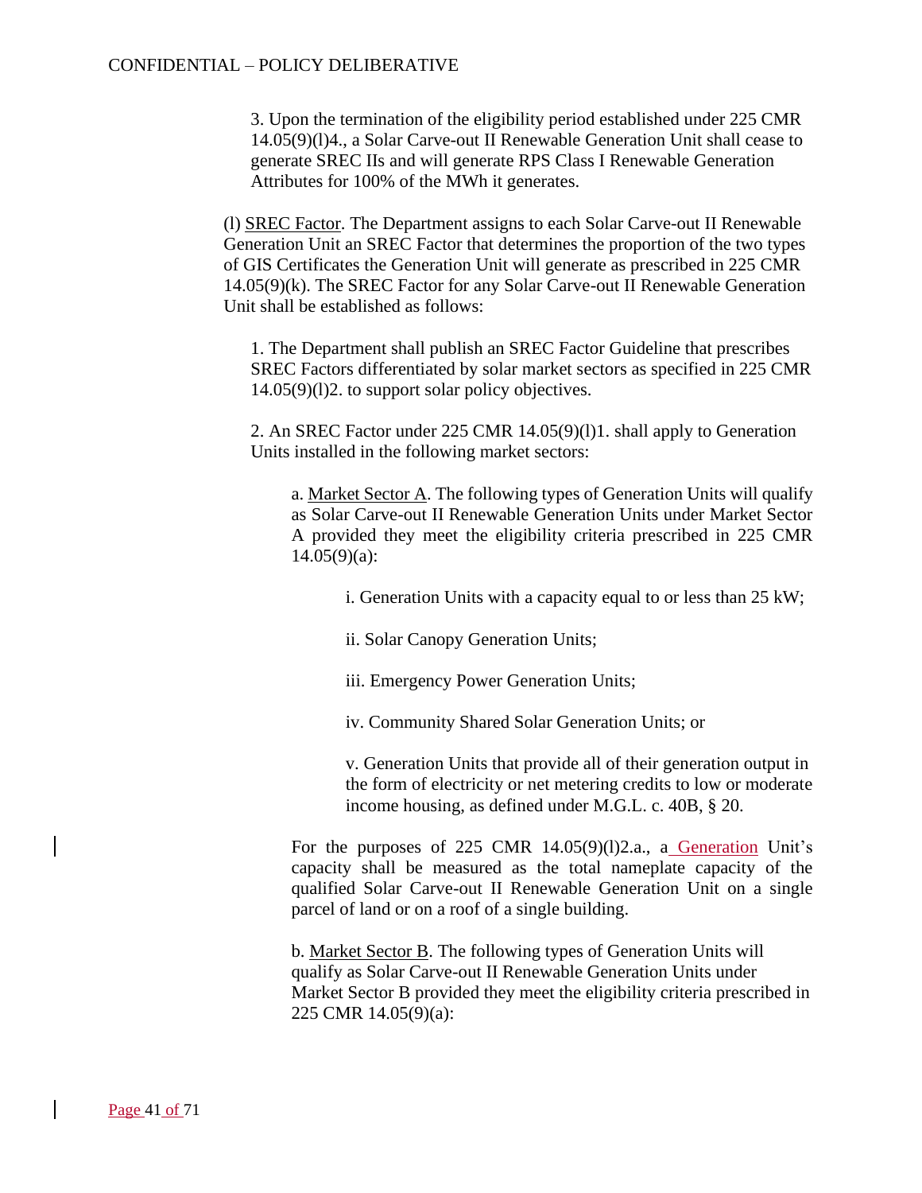3. Upon the termination of the eligibility period established under 225 CMR 14.05(9)(l)4., a Solar Carve-out II Renewable Generation Unit shall cease to generate SREC IIs and will generate RPS Class I Renewable Generation Attributes for 100% of the MWh it generates.

(l) SREC Factor. The Department assigns to each Solar Carve-out II Renewable Generation Unit an SREC Factor that determines the proportion of the two types of GIS Certificates the Generation Unit will generate as prescribed in 225 CMR 14.05(9)(k). The SREC Factor for any Solar Carve-out II Renewable Generation Unit shall be established as follows:

1. The Department shall publish an SREC Factor Guideline that prescribes SREC Factors differentiated by solar market sectors as specified in 225 CMR 14.05(9)(l)2. to support solar policy objectives.

2. An SREC Factor under 225 CMR 14.05(9)(l)1. shall apply to Generation Units installed in the following market sectors:

a. Market Sector A. The following types of Generation Units will qualify as Solar Carve-out II Renewable Generation Units under Market Sector A provided they meet the eligibility criteria prescribed in 225 CMR 14.05(9)(a):

i. Generation Units with a capacity equal to or less than 25 kW;

ii. Solar Canopy Generation Units;

iii. Emergency Power Generation Units;

iv. Community Shared Solar Generation Units; or

v. Generation Units that provide all of their generation output in the form of electricity or net metering credits to low or moderate income housing, as defined under M.G.L. c. 40B, § 20.

For the purposes of 225 CMR 14.05(9)(l)2.a., a Generation Unit's capacity shall be measured as the total nameplate capacity of the qualified Solar Carve-out II Renewable Generation Unit on a single parcel of land or on a roof of a single building.

b. Market Sector B. The following types of Generation Units will qualify as Solar Carve-out II Renewable Generation Units under Market Sector B provided they meet the eligibility criteria prescribed in 225 CMR 14.05(9)(a):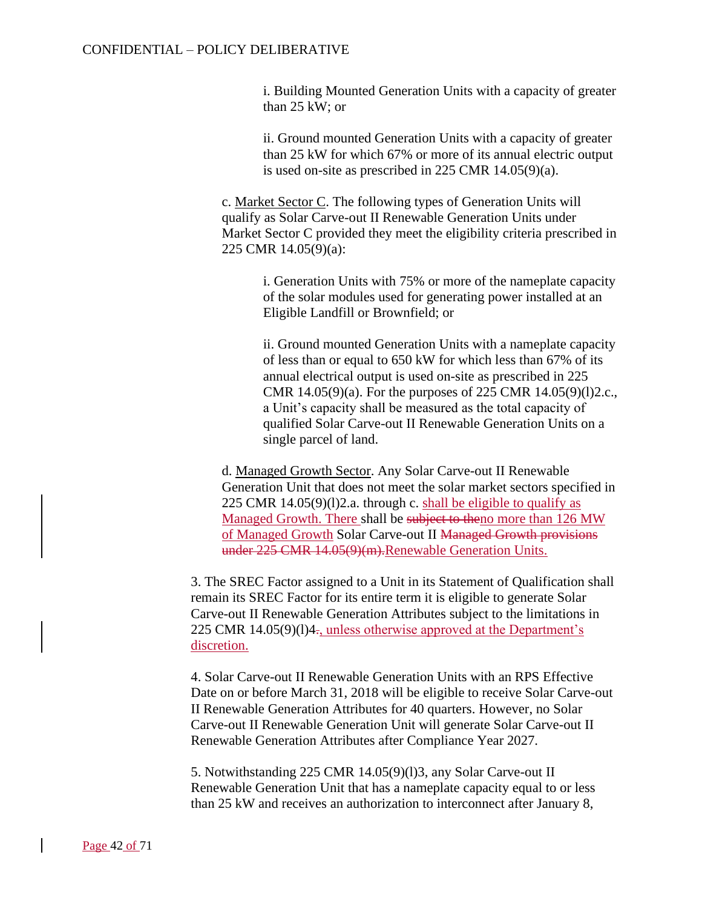i. Building Mounted Generation Units with a capacity of greater than 25 kW; or

ii. Ground mounted Generation Units with a capacity of greater than 25 kW for which 67% or more of its annual electric output is used on-site as prescribed in 225 CMR 14.05(9)(a).

c. Market Sector C. The following types of Generation Units will qualify as Solar Carve-out II Renewable Generation Units under Market Sector C provided they meet the eligibility criteria prescribed in 225 CMR 14.05(9)(a):

i. Generation Units with 75% or more of the nameplate capacity of the solar modules used for generating power installed at an Eligible Landfill or Brownfield; or

ii. Ground mounted Generation Units with a nameplate capacity of less than or equal to 650 kW for which less than 67% of its annual electrical output is used on-site as prescribed in 225 CMR 14.05(9)(a). For the purposes of 225 CMR 14.05(9)(l)2.c., a Unit's capacity shall be measured as the total capacity of qualified Solar Carve-out II Renewable Generation Units on a single parcel of land.

d. Managed Growth Sector. Any Solar Carve-out II Renewable Generation Unit that does not meet the solar market sectors specified in 225 CMR 14.05(9)(l)2.a. through c. shall be eligible to qualify as Managed Growth. There shall be ~~subject to the~~no more than 126 MW of Managed Growth Solar Carve-out II ~~Managed Growth provisions under 225 CMR 14.05(9)(m).~~Renewable Generation Units.

3. The SREC Factor assigned to a Unit in its Statement of Qualification shall remain its SREC Factor for its entire term it is eligible to generate Solar Carve-out II Renewable Generation Attributes subject to the limitations in 225 CMR 14.05(9)(l)4~~.~~, unless otherwise approved at the Department's discretion.

4. Solar Carve-out II Renewable Generation Units with an RPS Effective Date on or before March 31, 2018 will be eligible to receive Solar Carve-out II Renewable Generation Attributes for 40 quarters. However, no Solar Carve-out II Renewable Generation Unit will generate Solar Carve-out II Renewable Generation Attributes after Compliance Year 2027.

5. Notwithstanding 225 CMR 14.05(9)(l)3, any Solar Carve-out II Renewable Generation Unit that has a nameplate capacity equal to or less than 25 kW and receives an authorization to interconnect after January 8,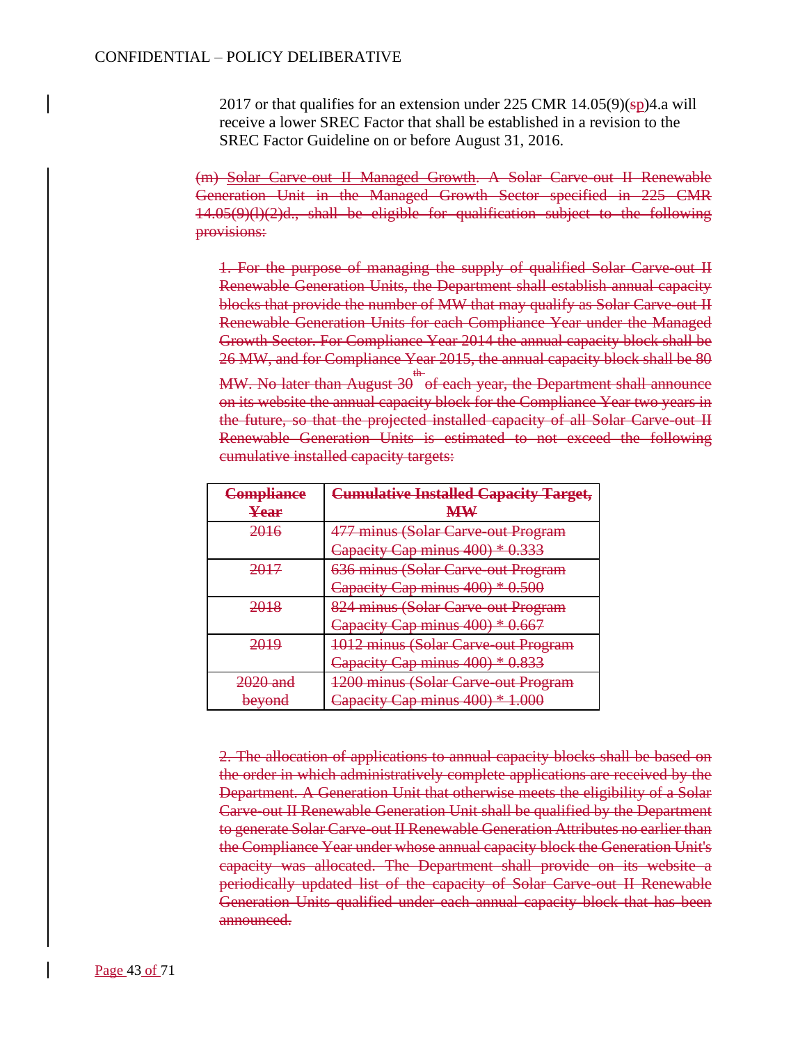2017 or that qualifies for an extension under 225 CMR 14.05(9)(~~s~~p)4.a will receive a lower SREC Factor that shall be established in a revision to the SREC Factor Guideline on or before August 31, 2016.

~~(m) Solar Carve-out II Managed Growth. A Solar Carve-out II Renewable Generation Unit in the Managed Growth Sector specified in 225 CMR 14.05(9)(l)(2)d., shall be eligible for qualification subject to the following provisions:~~

~~1. For the purpose of managing the supply of qualified Solar Carve-out II Renewable Generation Units, the Department shall establish annual capacity blocks that provide the number of MW that may qualify as Solar Carve-out II Renewable Generation Units for each Compliance Year under the Managed Growth Sector. For Compliance Year 2014 the annual capacity block shall be 26 MW, and for Compliance Year 2015, the annual capacity block shall be 80 MW. No later than August 30th of each year, the Department shall announce on its website the annual capacity block for the Compliance Year two years in the future, so that the projected installed capacity of all Solar Carve-out II Renewable Generation Units is estimated to not exceed the following cumulative installed capacity targets:~~

| ~~Compliance Year~~ | ~~Cumulative Installed Capacity Target, MW~~ |
|---|---|
| ~~2016~~ | ~~477 minus (Solar Carve-out Program Capacity Cap minus 400) * 0.333~~ |
| ~~2017~~ | ~~636 minus (Solar Carve-out Program Capacity Cap minus 400) * 0.500~~ |
| ~~2018~~ | ~~824 minus (Solar Carve-out Program Capacity Cap minus 400) * 0.667~~ |
| ~~2019~~ | ~~1012 minus (Solar Carve-out Program Capacity Cap minus 400) * 0.833~~ |
| ~~2020 and beyond~~ | ~~1200 minus (Solar Carve-out Program Capacity Cap minus 400) * 1.000~~ |

~~2. The allocation of applications to annual capacity blocks shall be based on the order in which administratively complete applications are received by the Department. A Generation Unit that otherwise meets the eligibility of a Solar Carve-out II Renewable Generation Unit shall be qualified by the Department to generate Solar Carve-out II Renewable Generation Attributes no earlier than the Compliance Year under whose annual capacity block the Generation Unit's capacity was allocated. The Department shall provide on its website a periodically updated list of the capacity of Solar Carve-out II Renewable Generation Units qualified under each annual capacity block that has been announced.~~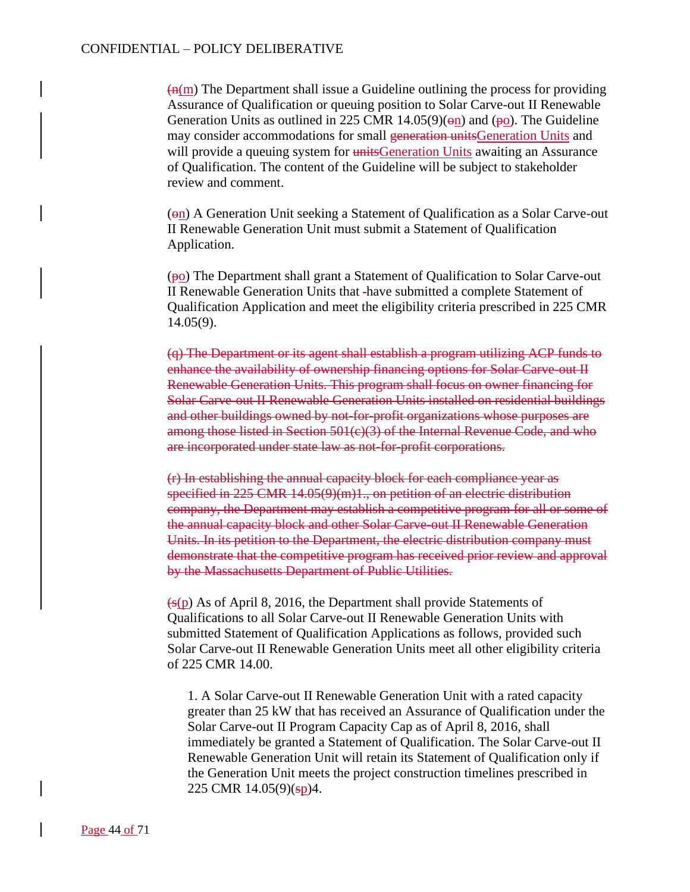CONFIDENTIAL – POLICY DELIBERATIVE

~~(n~~(m) The Department shall issue a Guideline outlining the process for providing Assurance of Qualification or queuing position to Solar Carve-out II Renewable Generation Units as outlined in 225 CMR 14.05(9)(~~o~~n) and (~~p~~o). The Guideline may consider accommodations for small ~~generation units~~Generation Units and will provide a queuing system for ~~units~~Generation Units awaiting an Assurance of Qualification. The content of the Guideline will be subject to stakeholder review and comment.

(~~o~~n) A Generation Unit seeking a Statement of Qualification as a Solar Carve-out II Renewable Generation Unit must submit a Statement of Qualification Application.

(~~p~~o) The Department shall grant a Statement of Qualification to Solar Carve-out II Renewable Generation Units that ~~-~~have submitted a complete Statement of Qualification Application and meet the eligibility criteria prescribed in 225 CMR 14.05(9).

~~(q) The Department or its agent shall establish a program utilizing ACP funds to enhance the availability of ownership financing options for Solar Carve-out II Renewable Generation Units. This program shall focus on owner financing for Solar Carve-out II Renewable Generation Units installed on residential buildings and other buildings owned by not-for-profit organizations whose purposes are among those listed in Section 501(c)(3) of the Internal Revenue Code, and who are incorporated under state law as not-for-profit corporations.~~

~~(r) In establishing the annual capacity block for each compliance year as specified in 225 CMR 14.05(9)(m)1., on petition of an electric distribution company, the Department may establish a competitive program for all or some of the annual capacity block and other Solar Carve-out II Renewable Generation Units. In its petition to the Department, the electric distribution company must demonstrate that the competitive program has received prior review and approval by the Massachusetts Department of Public Utilities.~~

~~(s~~(p) As of April 8, 2016, the Department shall provide Statements of Qualifications to all Solar Carve-out II Renewable Generation Units with submitted Statement of Qualification Applications as follows, provided such Solar Carve-out II Renewable Generation Units meet all other eligibility criteria of 225 CMR 14.00.

1. A Solar Carve-out II Renewable Generation Unit with a rated capacity greater than 25 kW that has received an Assurance of Qualification under the Solar Carve-out II Program Capacity Cap as of April 8, 2016, shall immediately be granted a Statement of Qualification. The Solar Carve-out II Renewable Generation Unit will retain its Statement of Qualification only if the Generation Unit meets the project construction timelines prescribed in 225 CMR 14.05(9)(~~s~~p)4.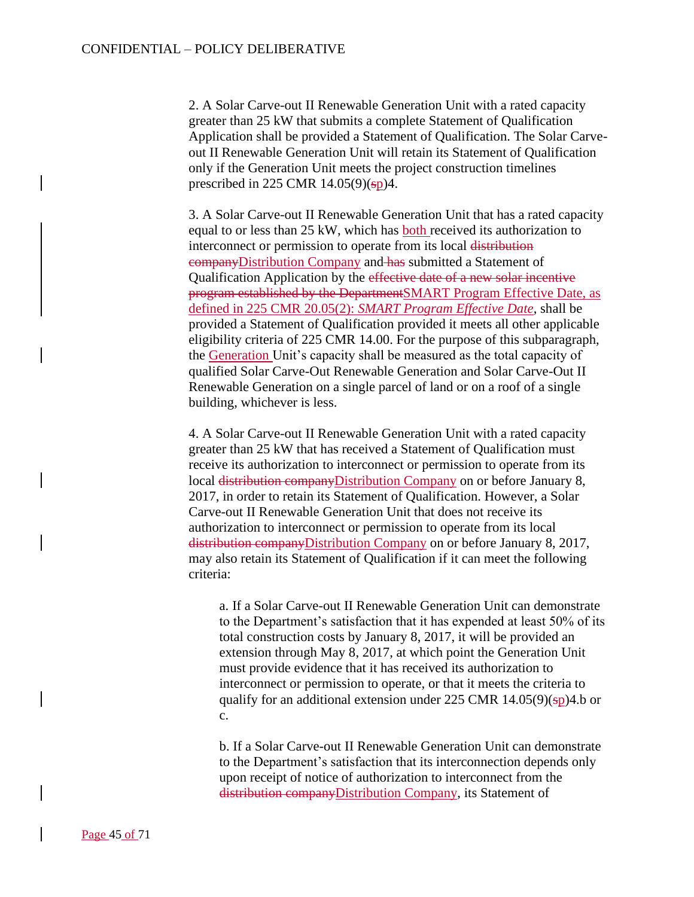2. A Solar Carve-out II Renewable Generation Unit with a rated capacity greater than 25 kW that submits a complete Statement of Qualification Application shall be provided a Statement of Qualification. The Solar Carve-out II Renewable Generation Unit will retain its Statement of Qualification only if the Generation Unit meets the project construction timelines prescribed in 225 CMR 14.05(9)(~~s~~p)4.

3. A Solar Carve-out II Renewable Generation Unit that has a rated capacity equal to or less than 25 kW, which has both received its authorization to interconnect or permission to operate from its local ~~distribution company~~Distribution Company and ~~has~~ submitted a Statement of Qualification Application by the ~~effective date of a new solar incentive program established by the Department~~SMART Program Effective Date, as defined in 225 CMR 20.05(2): *SMART Program Effective Date*, shall be provided a Statement of Qualification provided it meets all other applicable eligibility criteria of 225 CMR 14.00. For the purpose of this subparagraph, the Generation Unit's capacity shall be measured as the total capacity of qualified Solar Carve-Out Renewable Generation and Solar Carve-Out II Renewable Generation on a single parcel of land or on a roof of a single building, whichever is less.

4. A Solar Carve-out II Renewable Generation Unit with a rated capacity greater than 25 kW that has received a Statement of Qualification must receive its authorization to interconnect or permission to operate from its local ~~distribution company~~Distribution Company on or before January 8, 2017, in order to retain its Statement of Qualification. However, a Solar Carve-out II Renewable Generation Unit that does not receive its authorization to interconnect or permission to operate from its local ~~distribution company~~Distribution Company on or before January 8, 2017, may also retain its Statement of Qualification if it can meet the following criteria:

a. If a Solar Carve-out II Renewable Generation Unit can demonstrate to the Department's satisfaction that it has expended at least 50% of its total construction costs by January 8, 2017, it will be provided an extension through May 8, 2017, at which point the Generation Unit must provide evidence that it has received its authorization to interconnect or permission to operate, or that it meets the criteria to qualify for an additional extension under 225 CMR 14.05(9)(~~s~~p)4.b or c.

b. If a Solar Carve-out II Renewable Generation Unit can demonstrate to the Department's satisfaction that its interconnection depends only upon receipt of notice of authorization to interconnect from the ~~distribution company~~Distribution Company, its Statement of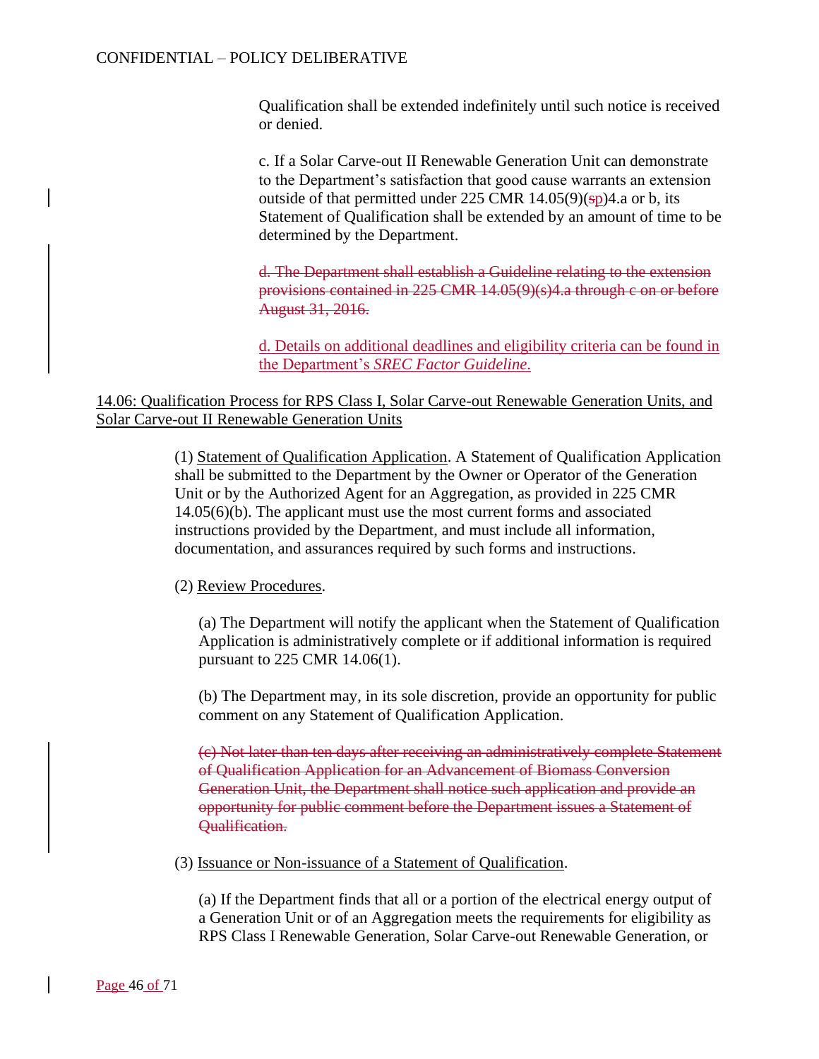Qualification shall be extended indefinitely until such notice is received or denied.

c. If a Solar Carve-out II Renewable Generation Unit can demonstrate to the Department's satisfaction that good cause warrants an extension outside of that permitted under 225 CMR 14.05(9)(~~s~~p)4.a or b, its Statement of Qualification shall be extended by an amount of time to be determined by the Department.

~~d. The Department shall establish a Guideline relating to the extension provisions contained in 225 CMR 14.05(9)(s)4.a through c on or before August 31, 2016.~~

d. Details on additional deadlines and eligibility criteria can be found in the Department's *SREC Factor Guideline*.

14.06: Qualification Process for RPS Class I, Solar Carve-out Renewable Generation Units, and Solar Carve-out II Renewable Generation Units

(1) Statement of Qualification Application. A Statement of Qualification Application shall be submitted to the Department by the Owner or Operator of the Generation Unit or by the Authorized Agent for an Aggregation, as provided in 225 CMR 14.05(6)(b). The applicant must use the most current forms and associated instructions provided by the Department, and must include all information, documentation, and assurances required by such forms and instructions.

(2) Review Procedures.

(a) The Department will notify the applicant when the Statement of Qualification Application is administratively complete or if additional information is required pursuant to 225 CMR 14.06(1).

(b) The Department may, in its sole discretion, provide an opportunity for public comment on any Statement of Qualification Application.

~~(c) Not later than ten days after receiving an administratively complete Statement of Qualification Application for an Advancement of Biomass Conversion Generation Unit, the Department shall notice such application and provide an opportunity for public comment before the Department issues a Statement of Qualification.~~

(3) Issuance or Non-issuance of a Statement of Qualification.

(a) If the Department finds that all or a portion of the electrical energy output of a Generation Unit or of an Aggregation meets the requirements for eligibility as RPS Class I Renewable Generation, Solar Carve-out Renewable Generation, or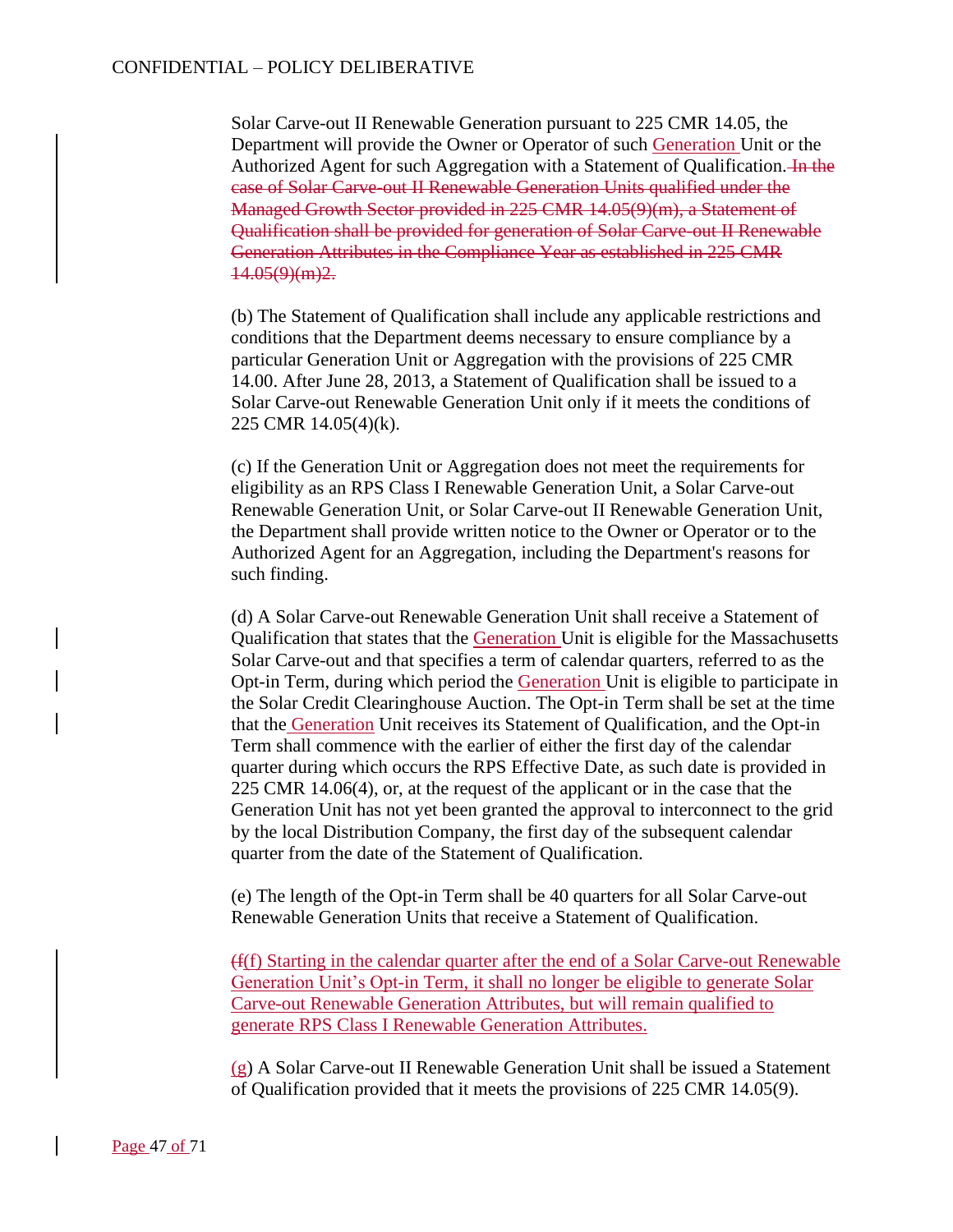Solar Carve-out II Renewable Generation pursuant to 225 CMR 14.05, the Department will provide the Owner or Operator of such Generation Unit or the Authorized Agent for such Aggregation with a Statement of Qualification. ~~In the case of Solar Carve-out II Renewable Generation Units qualified under the Managed Growth Sector provided in 225 CMR 14.05(9)(m), a Statement of Qualification shall be provided for generation of Solar Carve-out II Renewable Generation Attributes in the Compliance Year as established in 225 CMR 14.05(9)(m)2.~~

(b) The Statement of Qualification shall include any applicable restrictions and conditions that the Department deems necessary to ensure compliance by a particular Generation Unit or Aggregation with the provisions of 225 CMR 14.00. After June 28, 2013, a Statement of Qualification shall be issued to a Solar Carve-out Renewable Generation Unit only if it meets the conditions of 225 CMR 14.05(4)(k).

(c) If the Generation Unit or Aggregation does not meet the requirements for eligibility as an RPS Class I Renewable Generation Unit, a Solar Carve-out Renewable Generation Unit, or Solar Carve-out II Renewable Generation Unit, the Department shall provide written notice to the Owner or Operator or to the Authorized Agent for an Aggregation, including the Department's reasons for such finding.

(d) A Solar Carve-out Renewable Generation Unit shall receive a Statement of Qualification that states that the Generation Unit is eligible for the Massachusetts Solar Carve-out and that specifies a term of calendar quarters, referred to as the Opt-in Term, during which period the Generation Unit is eligible to participate in the Solar Credit Clearinghouse Auction. The Opt-in Term shall be set at the time that the Generation Unit receives its Statement of Qualification, and the Opt-in Term shall commence with the earlier of either the first day of the calendar quarter during which occurs the RPS Effective Date, as such date is provided in 225 CMR 14.06(4), or, at the request of the applicant or in the case that the Generation Unit has not yet been granted the approval to interconnect to the grid by the local Distribution Company, the first day of the subsequent calendar quarter from the date of the Statement of Qualification.

(e) The length of the Opt-in Term shall be 40 quarters for all Solar Carve-out Renewable Generation Units that receive a Statement of Qualification.

~~(f~~(f) Starting in the calendar quarter after the end of a Solar Carve-out Renewable Generation Unit's Opt-in Term, it shall no longer be eligible to generate Solar Carve-out Renewable Generation Attributes, but will remain qualified to generate RPS Class I Renewable Generation Attributes.

(g) A Solar Carve-out II Renewable Generation Unit shall be issued a Statement of Qualification provided that it meets the provisions of 225 CMR 14.05(9).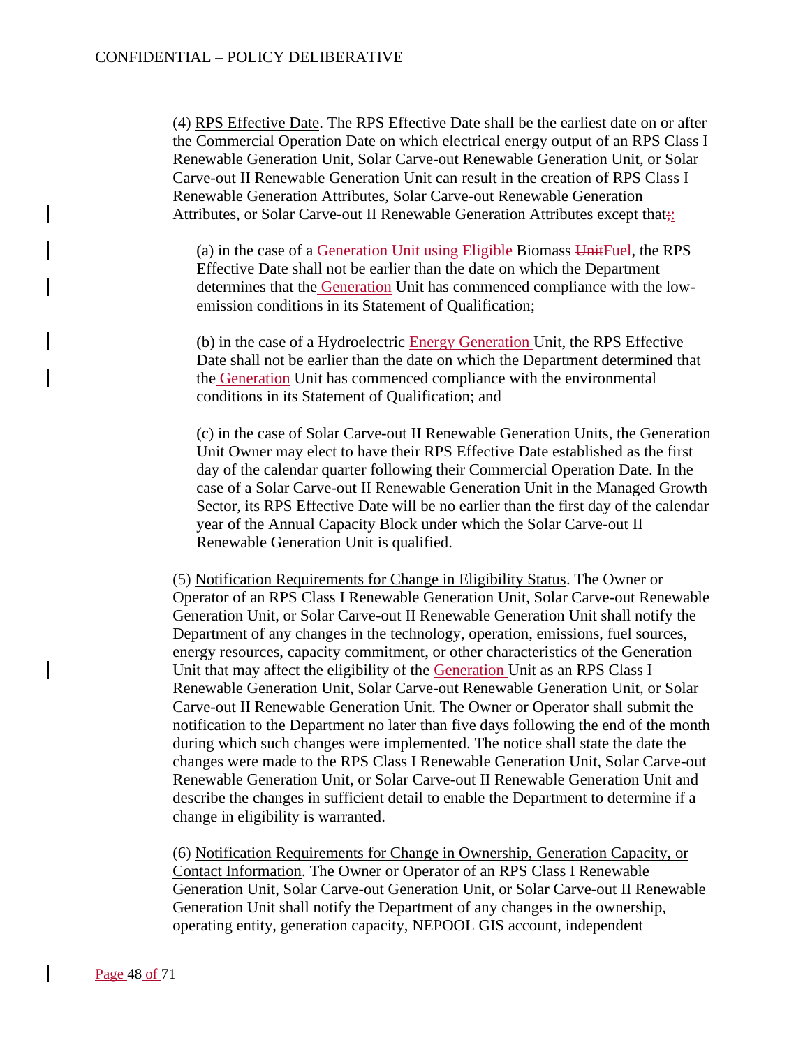(4) <u>RPS Effective Date</u>. The RPS Effective Date shall be the earliest date on or after the Commercial Operation Date on which electrical energy output of an RPS Class I Renewable Generation Unit, Solar Carve-out Renewable Generation Unit, or Solar Carve-out II Renewable Generation Unit can result in the creation of RPS Class I Renewable Generation Attributes, Solar Carve-out Renewable Generation Attributes, or Solar Carve-out II Renewable Generation Attributes except that~~;~~:

(a) in the case of a Generation Unit using Eligible Biomass ~~Unit~~Fuel, the RPS Effective Date shall not be earlier than the date on which the Department determines that the Generation Unit has commenced compliance with the low-emission conditions in its Statement of Qualification;

(b) in the case of a Hydroelectric Energy Generation Unit, the RPS Effective Date shall not be earlier than the date on which the Department determined that the Generation Unit has commenced compliance with the environmental conditions in its Statement of Qualification; and

(c) in the case of Solar Carve-out II Renewable Generation Units, the Generation Unit Owner may elect to have their RPS Effective Date established as the first day of the calendar quarter following their Commercial Operation Date. In the case of a Solar Carve-out II Renewable Generation Unit in the Managed Growth Sector, its RPS Effective Date will be no earlier than the first day of the calendar year of the Annual Capacity Block under which the Solar Carve-out II Renewable Generation Unit is qualified.

(5) <u>Notification Requirements for Change in Eligibility Status</u>. The Owner or Operator of an RPS Class I Renewable Generation Unit, Solar Carve-out Renewable Generation Unit, or Solar Carve-out II Renewable Generation Unit shall notify the Department of any changes in the technology, operation, emissions, fuel sources, energy resources, capacity commitment, or other characteristics of the Generation Unit that may affect the eligibility of the Generation Unit as an RPS Class I Renewable Generation Unit, Solar Carve-out Renewable Generation Unit, or Solar Carve-out II Renewable Generation Unit. The Owner or Operator shall submit the notification to the Department no later than five days following the end of the month during which such changes were implemented. The notice shall state the date the changes were made to the RPS Class I Renewable Generation Unit, Solar Carve-out Renewable Generation Unit, or Solar Carve-out II Renewable Generation Unit and describe the changes in sufficient detail to enable the Department to determine if a change in eligibility is warranted.

(6) <u>Notification Requirements for Change in Ownership, Generation Capacity, or Contact Information</u>. The Owner or Operator of an RPS Class I Renewable Generation Unit, Solar Carve-out Generation Unit, or Solar Carve-out II Renewable Generation Unit shall notify the Department of any changes in the ownership, operating entity, generation capacity, NEPOOL GIS account, independent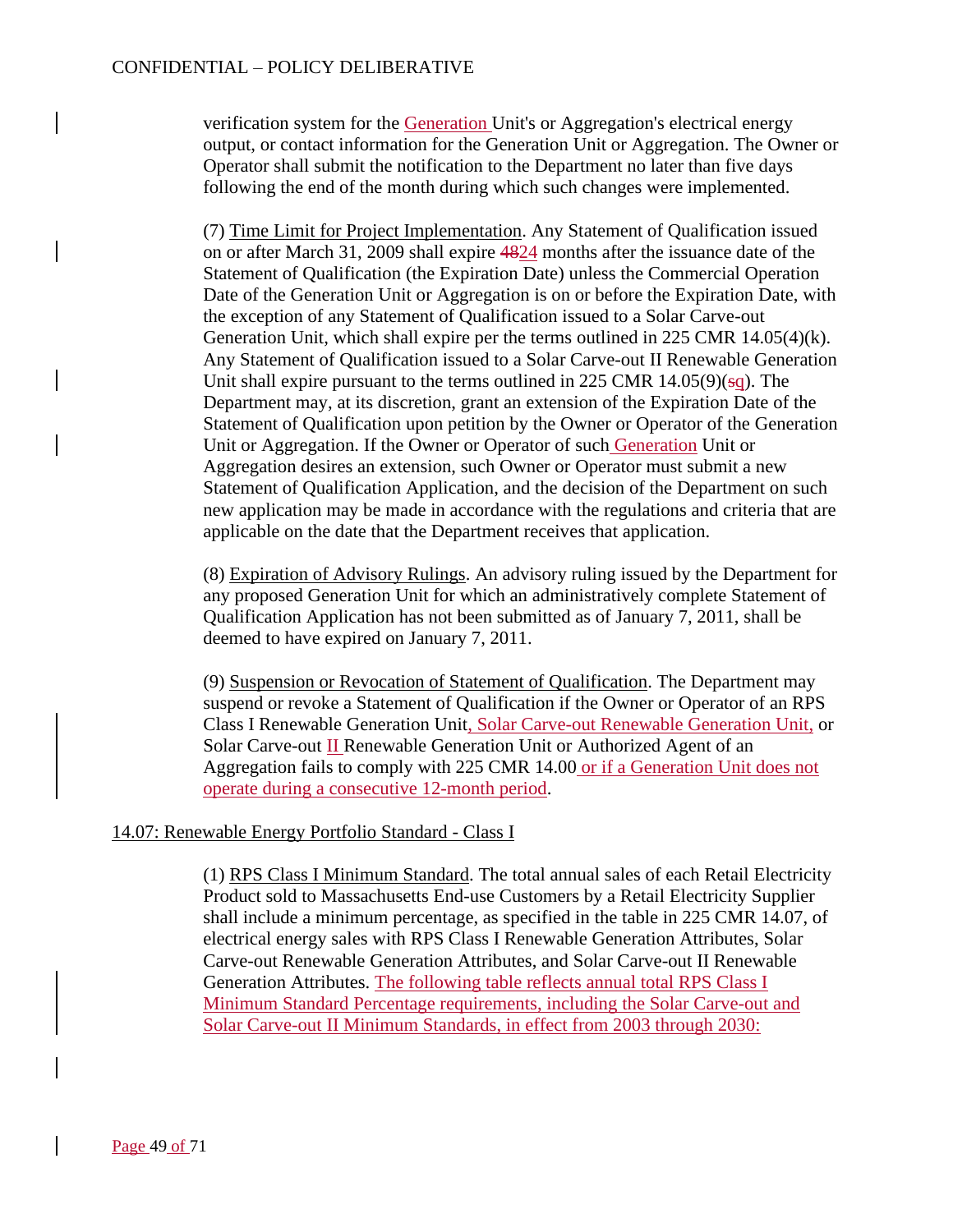verification system for the Generation Unit's or Aggregation's electrical energy output, or contact information for the Generation Unit or Aggregation. The Owner or Operator shall submit the notification to the Department no later than five days following the end of the month during which such changes were implemented.

(7) Time Limit for Project Implementation. Any Statement of Qualification issued on or after March 31, 2009 shall expire ~~48~~24 months after the issuance date of the Statement of Qualification (the Expiration Date) unless the Commercial Operation Date of the Generation Unit or Aggregation is on or before the Expiration Date, with the exception of any Statement of Qualification issued to a Solar Carve-out Generation Unit, which shall expire per the terms outlined in 225 CMR 14.05(4)(k). Any Statement of Qualification issued to a Solar Carve-out II Renewable Generation Unit shall expire pursuant to the terms outlined in 225 CMR 14.05(9)(~~s~~q). The Department may, at its discretion, grant an extension of the Expiration Date of the Statement of Qualification upon petition by the Owner or Operator of the Generation Unit or Aggregation. If the Owner or Operator of such Generation Unit or Aggregation desires an extension, such Owner or Operator must submit a new Statement of Qualification Application, and the decision of the Department on such new application may be made in accordance with the regulations and criteria that are applicable on the date that the Department receives that application.

(8) Expiration of Advisory Rulings. An advisory ruling issued by the Department for any proposed Generation Unit for which an administratively complete Statement of Qualification Application has not been submitted as of January 7, 2011, shall be deemed to have expired on January 7, 2011.

(9) Suspension or Revocation of Statement of Qualification. The Department may suspend or revoke a Statement of Qualification if the Owner or Operator of an RPS Class I Renewable Generation Unit, Solar Carve-out Renewable Generation Unit, or Solar Carve-out II Renewable Generation Unit or Authorized Agent of an Aggregation fails to comply with 225 CMR 14.00 or if a Generation Unit does not operate during a consecutive 12-month period.

## 14.07: Renewable Energy Portfolio Standard - Class I

(1) RPS Class I Minimum Standard. The total annual sales of each Retail Electricity Product sold to Massachusetts End-use Customers by a Retail Electricity Supplier shall include a minimum percentage, as specified in the table in 225 CMR 14.07, of electrical energy sales with RPS Class I Renewable Generation Attributes, Solar Carve-out Renewable Generation Attributes, and Solar Carve-out II Renewable Generation Attributes. The following table reflects annual total RPS Class I Minimum Standard Percentage requirements, including the Solar Carve-out and Solar Carve-out II Minimum Standards, in effect from 2003 through 2030: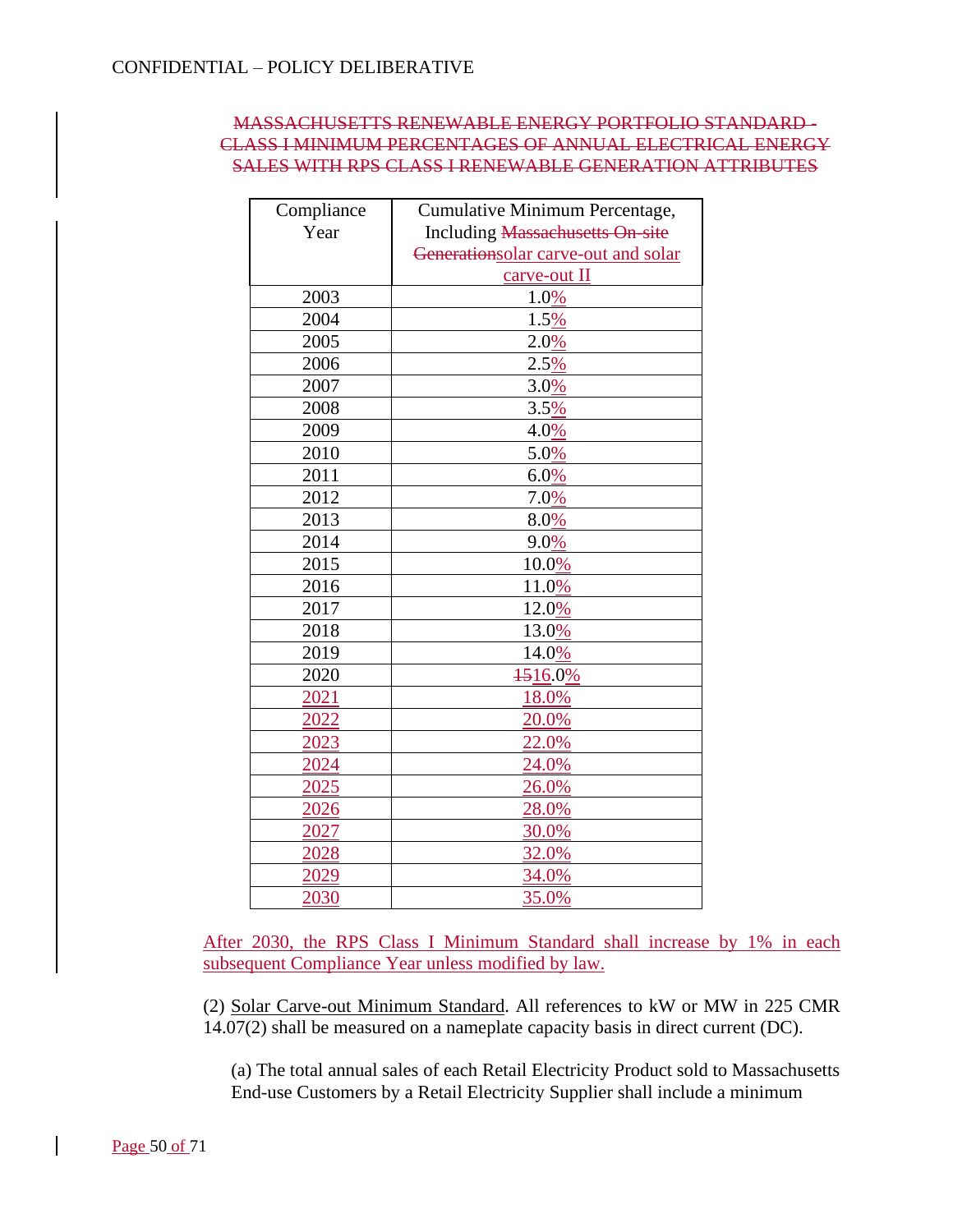~~MASSACHUSETTS RENEWABLE ENERGY PORTFOLIO STANDARD - CLASS I MINIMUM PERCENTAGES OF ANNUAL ELECTRICAL ENERGY SALES WITH RPS CLASS I RENEWABLE GENERATION ATTRIBUTES~~

| Compliance Year | Cumulative Minimum Percentage, Including ~~Massachusetts On-site Generation~~solar carve-out and solar carve-out II |
|---|---|
| 2003 | 1.0% |
| 2004 | 1.5% |
| 2005 | 2.0% |
| 2006 | 2.5% |
| 2007 | 3.0% |
| 2008 | 3.5% |
| 2009 | 4.0% |
| 2010 | 5.0% |
| 2011 | 6.0% |
| 2012 | 7.0% |
| 2013 | 8.0% |
| 2014 | 9.0% |
| 2015 | 10.0% |
| 2016 | 11.0% |
| 2017 | 12.0% |
| 2018 | 13.0% |
| 2019 | 14.0% |
| 2020 | ~~15~~16.0% |
| 2021 | 18.0% |
| 2022 | 20.0% |
| 2023 | 22.0% |
| 2024 | 24.0% |
| 2025 | 26.0% |
| 2026 | 28.0% |
| 2027 | 30.0% |
| 2028 | 32.0% |
| 2029 | 34.0% |
| 2030 | 35.0% |

After 2030, the RPS Class I Minimum Standard shall increase by 1% in each subsequent Compliance Year unless modified by law.

(2) Solar Carve-out Minimum Standard. All references to kW or MW in 225 CMR 14.07(2) shall be measured on a nameplate capacity basis in direct current (DC).

(a) The total annual sales of each Retail Electricity Product sold to Massachusetts End-use Customers by a Retail Electricity Supplier shall include a minimum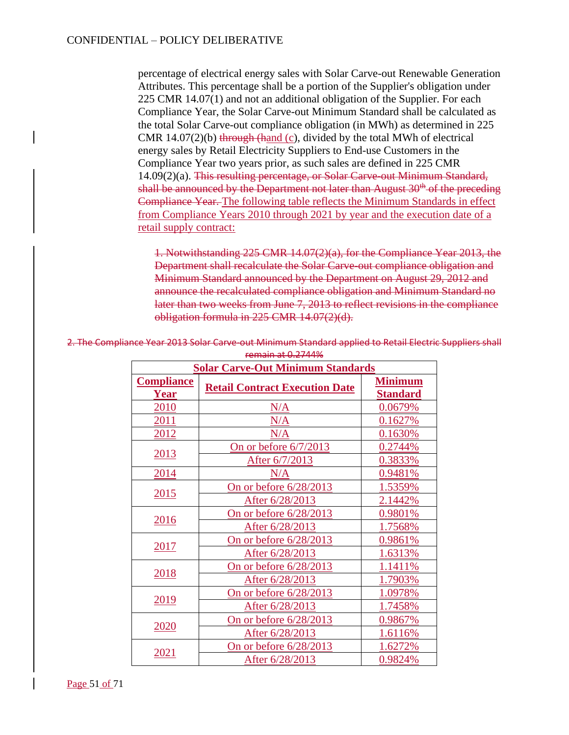percentage of electrical energy sales with Solar Carve-out Renewable Generation Attributes. This percentage shall be a portion of the Supplier's obligation under 225 CMR 14.07(1) and not an additional obligation of the Supplier. For each Compliance Year, the Solar Carve-out Minimum Standard shall be calculated as the total Solar Carve-out compliance obligation (in MWh) as determined in 225 CMR 14.07(2)(b) ~~through (h~~and (c), divided by the total MWh of electrical energy sales by Retail Electricity Suppliers to End-use Customers in the Compliance Year two years prior, as such sales are defined in 225 CMR 14.09(2)(a). ~~This resulting percentage, or Solar Carve-out Minimum Standard, shall be announced by the Department not later than August 30th of the preceding Compliance Year.~~ The following table reflects the Minimum Standards in effect from Compliance Years 2010 through 2021 by year and the execution date of a retail supply contract:

~~1. Notwithstanding 225 CMR 14.07(2)(a), for the Compliance Year 2013, the Department shall recalculate the Solar Carve-out compliance obligation and Minimum Standard announced by the Department on August 29, 2012 and announce the recalculated compliance obligation and Minimum Standard no later than two weeks from June 7, 2013 to reflect revisions in the compliance obligation formula in 225 CMR 14.07(2)(d).~~

~~2. The Compliance Year 2013 Solar Carve-out Minimum Standard applied to Retail Electric Suppliers shall remain at 0.2744%~~

| Solar Carve-Out Minimum Standards | | |
|---|---|---|
| **Compliance Year** | **Retail Contract Execution Date** | **Minimum Standard** |
| 2010 | N/A | 0.0679% |
| 2011 | N/A | 0.1627% |
| 2012 | N/A | 0.1630% |
| 2013 | On or before 6/7/2013 | 0.2744% |
| | After 6/7/2013 | 0.3833% |
| 2014 | N/A | 0.9481% |
| 2015 | On or before 6/28/2013 | 1.5359% |
| | After 6/28/2013 | 2.1442% |
| 2016 | On or before 6/28/2013 | 0.9801% |
| | After 6/28/2013 | 1.7568% |
| 2017 | On or before 6/28/2013 | 0.9861% |
| | After 6/28/2013 | 1.6313% |
| 2018 | On or before 6/28/2013 | 1.1411% |
| | After 6/28/2013 | 1.7903% |
| 2019 | On or before 6/28/2013 | 1.0978% |
| | After 6/28/2013 | 1.7458% |
| 2020 | On or before 6/28/2013 | 0.9867% |
| | After 6/28/2013 | 1.6116% |
| 2021 | On or before 6/28/2013 | 1.6272% |
| | After 6/28/2013 | 0.9824% |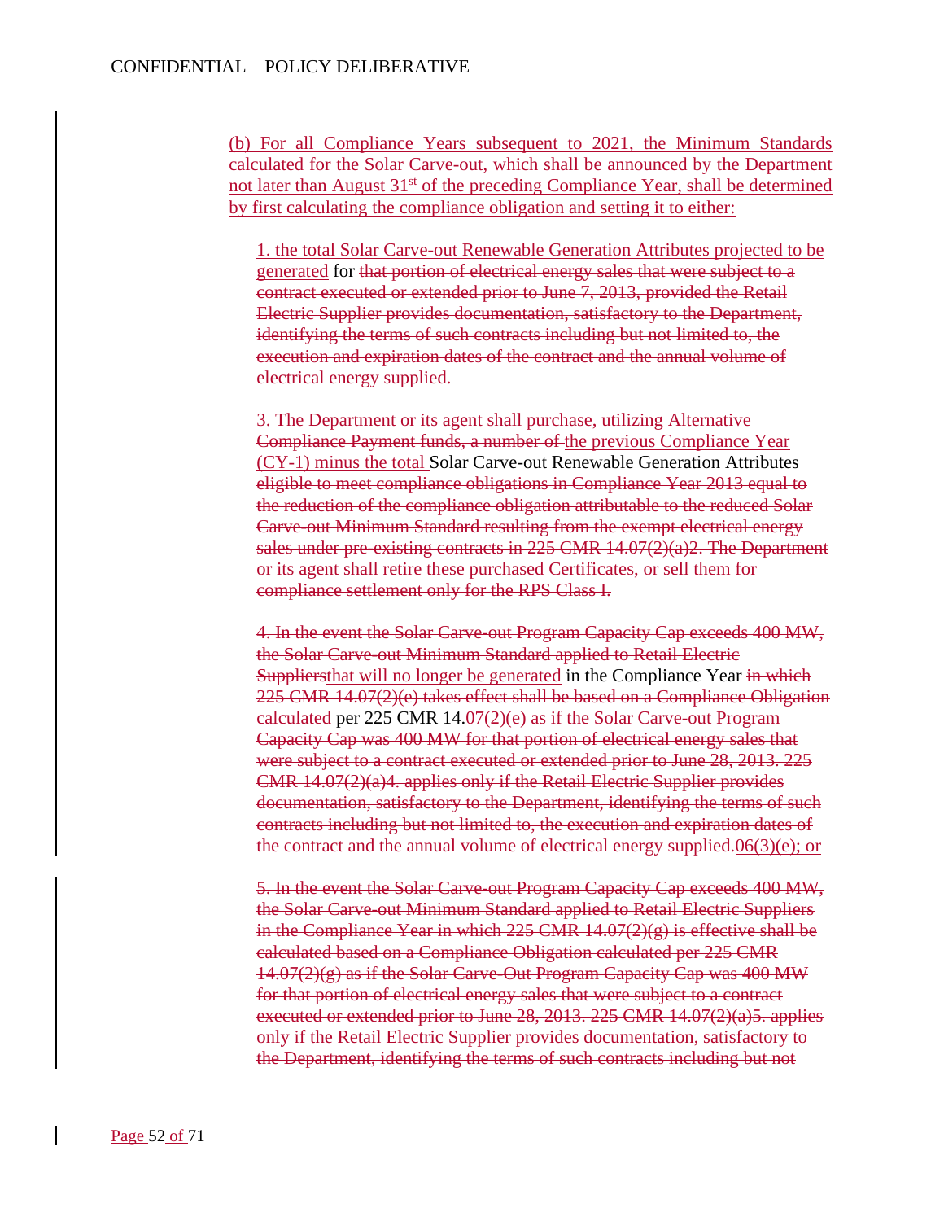(b) For all Compliance Years subsequent to 2021, the Minimum Standards calculated for the Solar Carve-out, which shall be announced by the Department not later than August 31st of the preceding Compliance Year, shall be determined by first calculating the compliance obligation and setting it to either:

1. the total Solar Carve-out Renewable Generation Attributes projected to be generated for ~~that portion of electrical energy sales that were subject to a contract executed or extended prior to June 7, 2013, provided the Retail Electric Supplier provides documentation, satisfactory to the Department, identifying the terms of such contracts including but not limited to, the execution and expiration dates of the contract and the annual volume of electrical energy supplied.~~

~~3. The Department or its agent shall purchase, utilizing Alternative Compliance Payment funds, a number of~~ the previous Compliance Year (CY-1) minus the total Solar Carve-out Renewable Generation Attributes ~~eligible to meet compliance obligations in Compliance Year 2013 equal to the reduction of the compliance obligation attributable to the reduced Solar Carve-out Minimum Standard resulting from the exempt electrical energy sales under pre-existing contracts in 225 CMR 14.07(2)(a)2. The Department or its agent shall retire these purchased Certificates, or sell them for compliance settlement only for the RPS Class I.~~

~~4. In the event the Solar Carve-out Program Capacity Cap exceeds 400 MW, the Solar Carve-out Minimum Standard applied to Retail Electric Suppliers~~that will no longer be generated in the Compliance Year ~~in which 225 CMR 14.07(2)(e) takes effect shall be based on a Compliance Obligation calculated~~ per 225 CMR 14.~~07(2)(e) as if the Solar Carve-out Program Capacity Cap was 400 MW for that portion of electrical energy sales that were subject to a contract executed or extended prior to June 28, 2013. 225 CMR 14.07(2)(a)4. applies only if the Retail Electric Supplier provides documentation, satisfactory to the Department, identifying the terms of such contracts including but not limited to, the execution and expiration dates of the contract and the annual volume of electrical energy supplied.~~06(3)(e); or

~~5. In the event the Solar Carve-out Program Capacity Cap exceeds 400 MW, the Solar Carve-out Minimum Standard applied to Retail Electric Suppliers in the Compliance Year in which 225 CMR 14.07(2)(g) is effective shall be calculated based on a Compliance Obligation calculated per 225 CMR 14.07(2)(g) as if the Solar Carve-Out Program Capacity Cap was 400 MW for that portion of electrical energy sales that were subject to a contract executed or extended prior to June 28, 2013. 225 CMR 14.07(2)(a)5. applies only if the Retail Electric Supplier provides documentation, satisfactory to the Department, identifying the terms of such contracts including but not~~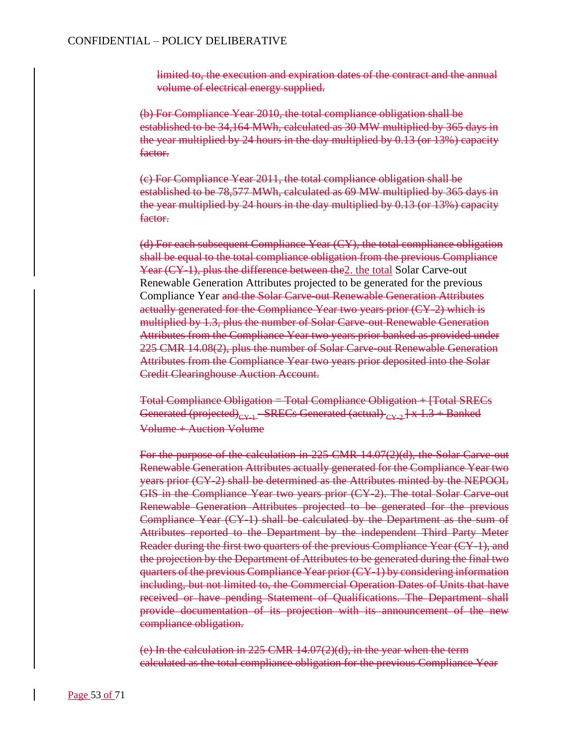~~limited to, the execution and expiration dates of the contract and the annual volume of electrical energy supplied.~~

~~(b) For Compliance Year 2010, the total compliance obligation shall be established to be 34,164 MWh, calculated as 30 MW multiplied by 365 days in the year multiplied by 24 hours in the day multiplied by 0.13 (or 13%) capacity factor.~~

~~(c) For Compliance Year 2011, the total compliance obligation shall be established to be 78,577 MWh, calculated as 69 MW multiplied by 365 days in the year multiplied by 24 hours in the day multiplied by 0.13 (or 13%) capacity factor.~~

~~(d) For each subsequent Compliance Year (CY), the total compliance obligation shall be equal to the total compliance obligation from the previous Compliance Year (CY-1), plus the difference between the~~2. the total Solar Carve-out Renewable Generation Attributes projected to be generated for the previous Compliance Year ~~and the Solar Carve-out Renewable Generation Attributes actually generated for the Compliance Year two years prior (CY-2) which is multiplied by 1.3, plus the number of Solar Carve-out Renewable Generation Attributes from the Compliance Year two years prior banked as provided under 225 CMR 14.08(2), plus the number of Solar Carve-out Renewable Generation Attributes from the Compliance Year two years prior deposited into the Solar Credit Clearinghouse Auction Account.~~

~~Total Compliance Obligation = Total Compliance Obligation + [Total SRECs Generated (projected)~~$_{CY-1}$ ~~– SRECs Generated (actual)~~ $_{CY-2}$ ~~] x 1.3 + Banked Volume + Auction Volume~~

~~For the purpose of the calculation in 225 CMR 14.07(2)(d), the Solar Carve-out Renewable Generation Attributes actually generated for the Compliance Year two years prior (CY-2) shall be determined as the Attributes minted by the NEPOOL GIS in the Compliance Year two years prior (CY-2). The total Solar Carve-out Renewable Generation Attributes projected to be generated for the previous Compliance Year (CY-1) shall be calculated by the Department as the sum of Attributes reported to the Department by the independent Third Party Meter Reader during the first two quarters of the previous Compliance Year (CY-1), and the projection by the Department of Attributes to be generated during the final two quarters of the previous Compliance Year prior (CY-1) by considering information including, but not limited to, the Commercial Operation Dates of Units that have received or have pending Statement of Qualifications. The Department shall provide documentation of its projection with its announcement of the new compliance obligation.~~

~~(e) In the calculation in 225 CMR 14.07(2)(d), in the year when the term calculated as the total compliance obligation for the previous Compliance Year~~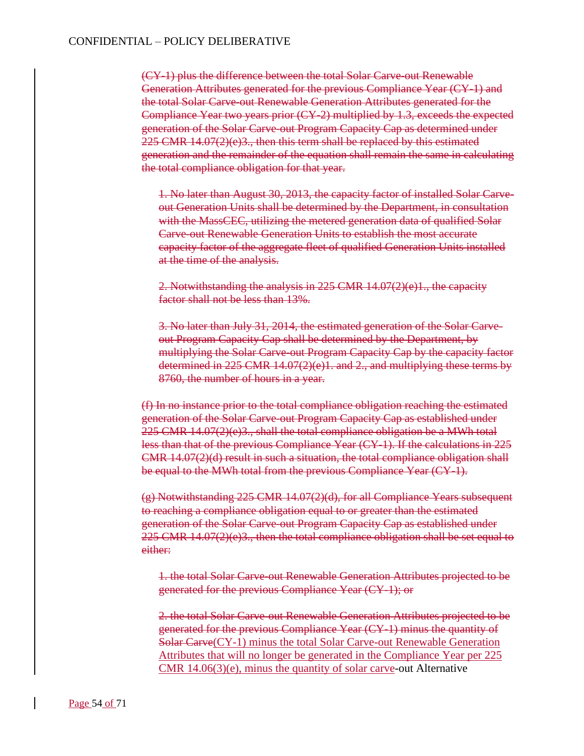CONFIDENTIAL – POLICY DELIBERATIVE

~~(CY-1) plus the difference between the total Solar Carve-out Renewable Generation Attributes generated for the previous Compliance Year (CY-1) and the total Solar Carve-out Renewable Generation Attributes generated for the Compliance Year two years prior (CY-2) multiplied by 1.3, exceeds the expected generation of the Solar Carve-out Program Capacity Cap as determined under 225 CMR 14.07(2)(e)3., then this term shall be replaced by this estimated generation and the remainder of the equation shall remain the same in calculating the total compliance obligation for that year.~~

~~1. No later than August 30, 2013, the capacity factor of installed Solar Carve-out Generation Units shall be determined by the Department, in consultation with the MassCEC, utilizing the metered generation data of qualified Solar Carve-out Renewable Generation Units to establish the most accurate capacity factor of the aggregate fleet of qualified Generation Units installed at the time of the analysis.~~

~~2. Notwithstanding the analysis in 225 CMR 14.07(2)(e)1., the capacity factor shall not be less than 13%.~~

~~3. No later than July 31, 2014, the estimated generation of the Solar Carve-out Program Capacity Cap shall be determined by the Department, by multiplying the Solar Carve-out Program Capacity Cap by the capacity factor determined in 225 CMR 14.07(2)(e)1. and 2., and multiplying these terms by 8760, the number of hours in a year.~~

~~(f) In no instance prior to the total compliance obligation reaching the estimated generation of the Solar Carve-out Program Capacity Cap as established under 225 CMR 14.07(2)(e)3., shall the total compliance obligation be a MWh total less than that of the previous Compliance Year (CY-1). If the calculations in 225 CMR 14.07(2)(d) result in such a situation, the total compliance obligation shall be equal to the MWh total from the previous Compliance Year (CY-1).~~

~~(g) Notwithstanding 225 CMR 14.07(2)(d), for all Compliance Years subsequent to reaching a compliance obligation equal to or greater than the estimated generation of the Solar Carve-out Program Capacity Cap as established under 225 CMR 14.07(2)(e)3., then the total compliance obligation shall be set equal to either:~~

~~1. the total Solar Carve-out Renewable Generation Attributes projected to be generated for the previous Compliance Year (CY-1); or~~

~~2. the total Solar Carve-out Renewable Generation Attributes projected to be generated for the previous Compliance Year (CY-1) minus the quantity of Solar Carve~~(CY-1) minus the total Solar Carve-out Renewable Generation Attributes that will no longer be generated in the Compliance Year per 225 CMR 14.06(3)(e), minus the quantity of solar carve-out Alternative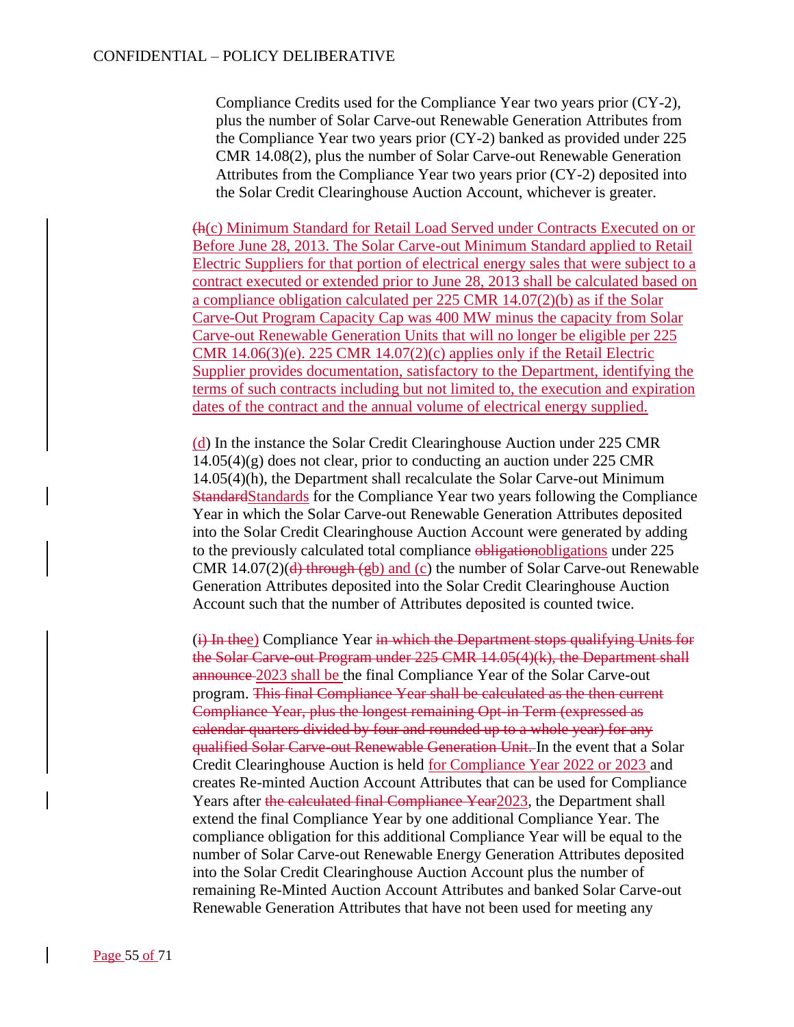Compliance Credits used for the Compliance Year two years prior (CY-2), plus the number of Solar Carve-out Renewable Generation Attributes from the Compliance Year two years prior (CY-2) banked as provided under 225 CMR 14.08(2), plus the number of Solar Carve-out Renewable Generation Attributes from the Compliance Year two years prior (CY-2) deposited into the Solar Credit Clearinghouse Auction Account, whichever is greater.

~~(h~~(c) Minimum Standard for Retail Load Served under Contracts Executed on or Before June 28, 2013. The Solar Carve-out Minimum Standard applied to Retail Electric Suppliers for that portion of electrical energy sales that were subject to a contract executed or extended prior to June 28, 2013 shall be calculated based on a compliance obligation calculated per 225 CMR 14.07(2)(b) as if the Solar Carve-Out Program Capacity Cap was 400 MW minus the capacity from Solar Carve-out Renewable Generation Units that will no longer be eligible per 225 CMR 14.06(3)(e). 225 CMR 14.07(2)(c) applies only if the Retail Electric Supplier provides documentation, satisfactory to the Department, identifying the terms of such contracts including but not limited to, the execution and expiration dates of the contract and the annual volume of electrical energy supplied.

(d) In the instance the Solar Credit Clearinghouse Auction under 225 CMR 14.05(4)(g) does not clear, prior to conducting an auction under 225 CMR 14.05(4)(h), the Department shall recalculate the Solar Carve-out Minimum ~~Standard~~Standards for the Compliance Year two years following the Compliance Year in which the Solar Carve-out Renewable Generation Attributes deposited into the Solar Credit Clearinghouse Auction Account were generated by adding to the previously calculated total compliance ~~obligation~~obligations under 225 CMR 14.07(2)(~~d) through (g~~b) and (c) the number of Solar Carve-out Renewable Generation Attributes deposited into the Solar Credit Clearinghouse Auction Account such that the number of Attributes deposited is counted twice.

(~~i) In the~~e) Compliance Year ~~in which the Department stops qualifying Units for the Solar Carve-out Program under 225 CMR 14.05(4)(k), the Department shall announce~~ 2023 shall be the final Compliance Year of the Solar Carve-out program. ~~This final Compliance Year shall be calculated as the then current Compliance Year, plus the longest remaining Opt-in Term (expressed as calendar quarters divided by four and rounded up to a whole year) for any qualified Solar Carve-out Renewable Generation Unit.~~ In the event that a Solar Credit Clearinghouse Auction is held for Compliance Year 2022 or 2023 and creates Re-minted Auction Account Attributes that can be used for Compliance Years after ~~the calculated final Compliance Year~~2023, the Department shall extend the final Compliance Year by one additional Compliance Year. The compliance obligation for this additional Compliance Year will be equal to the number of Solar Carve-out Renewable Energy Generation Attributes deposited into the Solar Credit Clearinghouse Auction Account plus the number of remaining Re-Minted Auction Account Attributes and banked Solar Carve-out Renewable Generation Attributes that have not been used for meeting any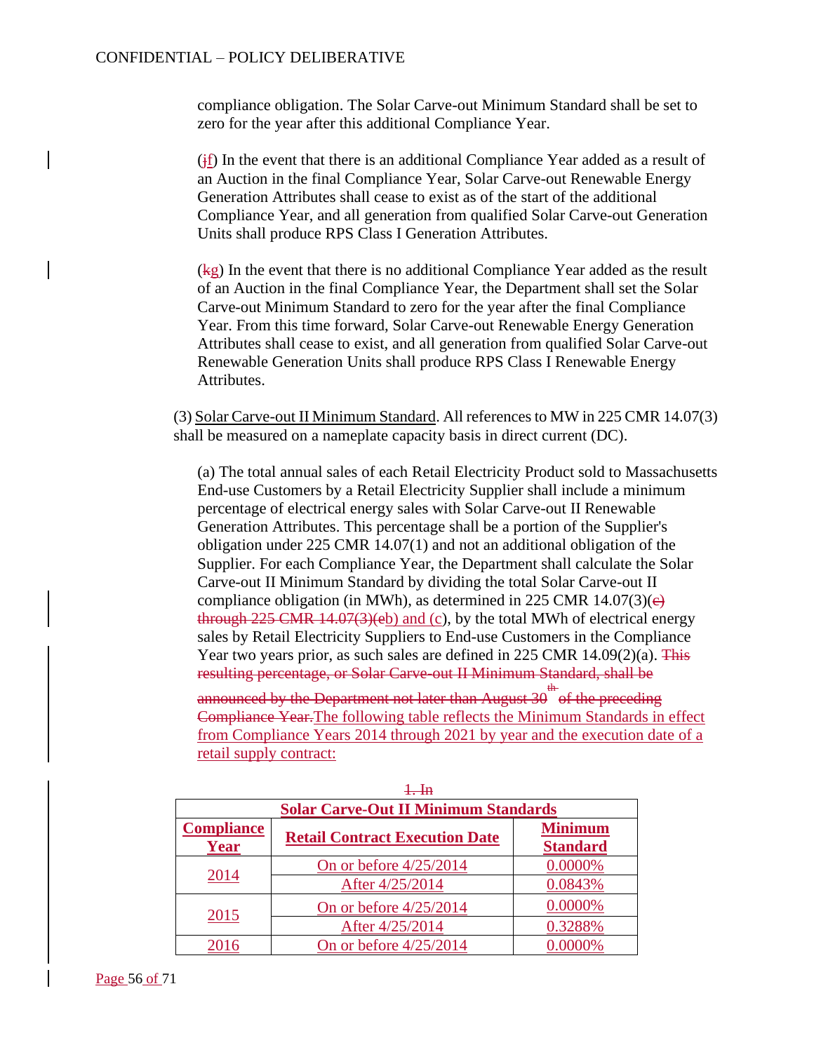compliance obligation. The Solar Carve-out Minimum Standard shall be set to zero for the year after this additional Compliance Year.

(jf) In the event that there is an additional Compliance Year added as a result of an Auction in the final Compliance Year, Solar Carve-out Renewable Energy Generation Attributes shall cease to exist as of the start of the additional Compliance Year, and all generation from qualified Solar Carve-out Generation Units shall produce RPS Class I Generation Attributes.

(kg) In the event that there is no additional Compliance Year added as the result of an Auction in the final Compliance Year, the Department shall set the Solar Carve-out Minimum Standard to zero for the year after the final Compliance Year. From this time forward, Solar Carve-out Renewable Energy Generation Attributes shall cease to exist, and all generation from qualified Solar Carve-out Renewable Generation Units shall produce RPS Class I Renewable Energy Attributes.

(3) Solar Carve-out II Minimum Standard. All references to MW in 225 CMR 14.07(3) shall be measured on a nameplate capacity basis in direct current (DC).

(a) The total annual sales of each Retail Electricity Product sold to Massachusetts End-use Customers by a Retail Electricity Supplier shall include a minimum percentage of electrical energy sales with Solar Carve-out II Renewable Generation Attributes. This percentage shall be a portion of the Supplier's obligation under 225 CMR 14.07(1) and not an additional obligation of the Supplier. For each Compliance Year, the Department shall calculate the Solar Carve-out II Minimum Standard by dividing the total Solar Carve-out II compliance obligation (in MWh), as determined in 225 CMR 14.07(3)(c) through 225 CMR 14.07(3)(eb) and (c), by the total MWh of electrical energy sales by Retail Electricity Suppliers to End-use Customers in the Compliance Year two years prior, as such sales are defined in 225 CMR 14.09(2)(a). This resulting percentage, or Solar Carve-out II Minimum Standard, shall be announced by the Department not later than August 30th of the preceding Compliance Year.The following table reflects the Minimum Standards in effect from Compliance Years 2014 through 2021 by year and the execution date of a retail supply contract:

1. In

| Solar Carve-Out II Minimum Standards | | |
|---|---|---|
| **Compliance Year** | **Retail Contract Execution Date** | **Minimum Standard** |
| 2014 | On or before 4/25/2014 | 0.0000% |
| | After 4/25/2014 | 0.0843% |
| 2015 | On or before 4/25/2014 | 0.0000% |
| | After 4/25/2014 | 0.3288% |
| 2016 | On or before 4/25/2014 | 0.0000% |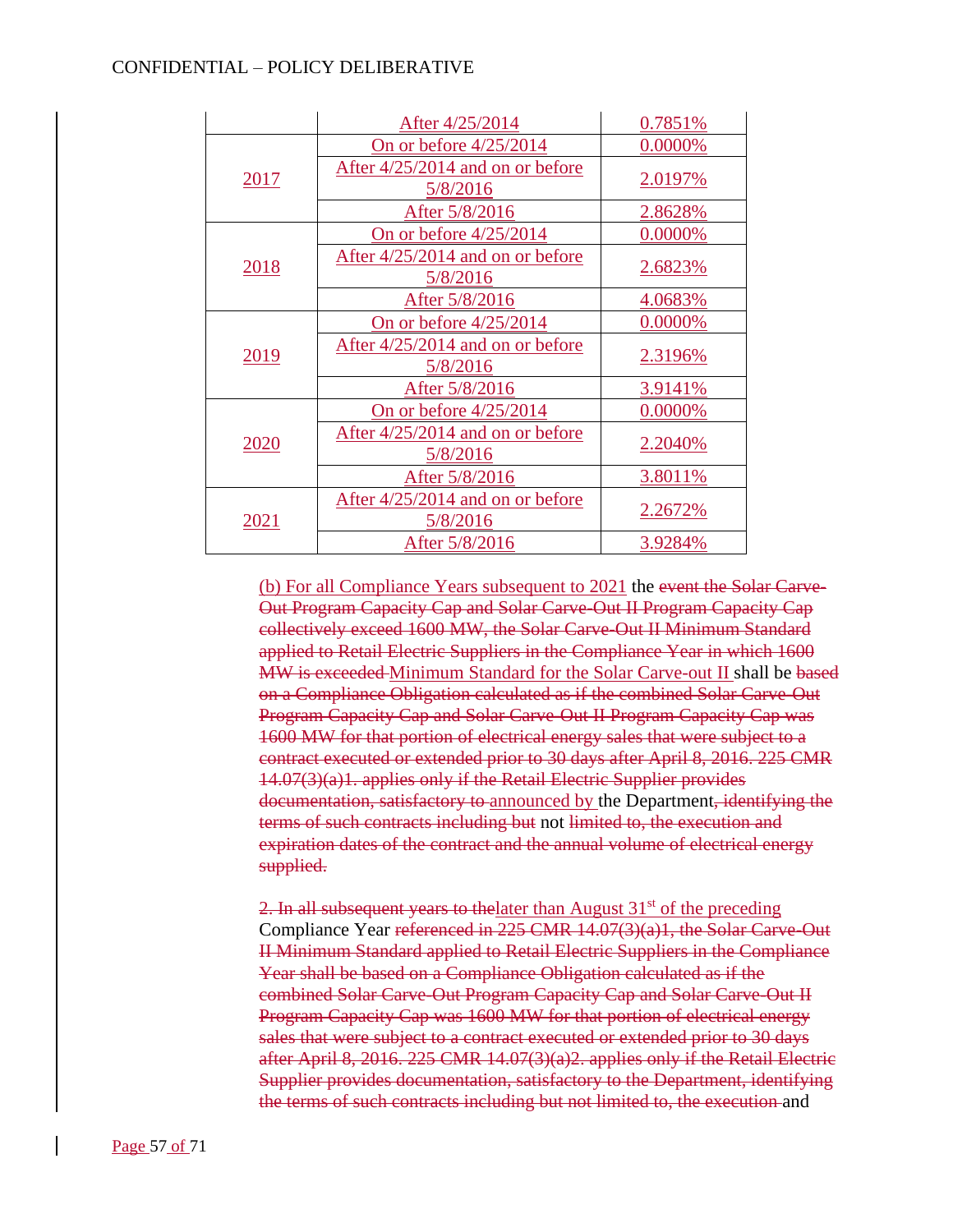| | | |
|---|---|---|
| | After 4/25/2014 | 0.7851% |
| 2017 | On or before 4/25/2014 | 0.0000% |
| | After 4/25/2014 and on or before 5/8/2016 | 2.0197% |
| | After 5/8/2016 | 2.8628% |
| 2018 | On or before 4/25/2014 | 0.0000% |
| | After 4/25/2014 and on or before 5/8/2016 | 2.6823% |
| | After 5/8/2016 | 4.0683% |
| 2019 | On or before 4/25/2014 | 0.0000% |
| | After 4/25/2014 and on or before 5/8/2016 | 2.3196% |
| | After 5/8/2016 | 3.9141% |
| 2020 | On or before 4/25/2014 | 0.0000% |
| | After 4/25/2014 and on or before 5/8/2016 | 2.2040% |
| | After 5/8/2016 | 3.8011% |
| 2021 | After 4/25/2014 and on or before 5/8/2016 | 2.2672% |
| | After 5/8/2016 | 3.9284% |

(b) For all Compliance Years subsequent to 2021 the ~~event the Solar Carve-Out Program Capacity Cap and Solar Carve-Out II Program Capacity Cap collectively exceed 1600 MW, the Solar Carve-Out II Minimum Standard applied to Retail Electric Suppliers in the Compliance Year in which 1600 MW is exceeded~~ Minimum Standard for the Solar Carve-out II shall be ~~based on a Compliance Obligation calculated as if the combined Solar Carve-Out Program Capacity Cap and Solar Carve-Out II Program Capacity Cap was 1600 MW for that portion of electrical energy sales that were subject to a contract executed or extended prior to 30 days after April 8, 2016. 225 CMR 14.07(3)(a)1. applies only if the Retail Electric Supplier provides documentation, satisfactory to~~ announced by the Department~~, identifying the terms of such contracts including but~~ not ~~limited to, the execution and expiration dates of the contract and the annual volume of electrical energy supplied.~~

~~2. In all subsequent years to the~~later than August 31st of the preceding Compliance Year ~~referenced in 225 CMR 14.07(3)(a)1, the Solar Carve-Out II Minimum Standard applied to Retail Electric Suppliers in the Compliance Year shall be based on a Compliance Obligation calculated as if the combined Solar Carve-Out Program Capacity Cap and Solar Carve-Out II Program Capacity Cap was 1600 MW for that portion of electrical energy sales that were subject to a contract executed or extended prior to 30 days after April 8, 2016. 225 CMR 14.07(3)(a)2. applies only if the Retail Electric Supplier provides documentation, satisfactory to the Department, identifying the terms of such contracts including but not limited to, the execution~~ and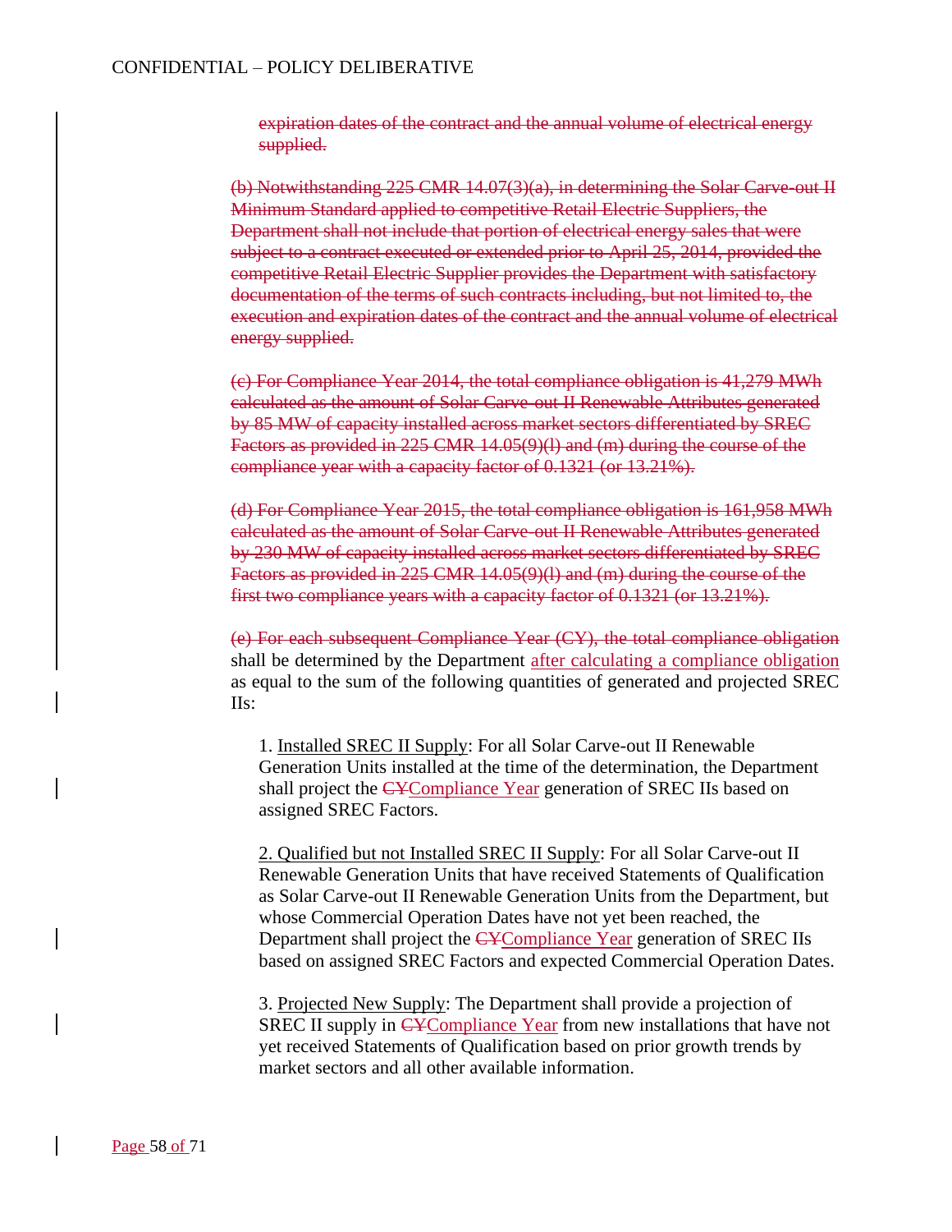~~expiration dates of the contract and the annual volume of electrical energy supplied.~~

~~(b) Notwithstanding 225 CMR 14.07(3)(a), in determining the Solar Carve-out II Minimum Standard applied to competitive Retail Electric Suppliers, the Department shall not include that portion of electrical energy sales that were subject to a contract executed or extended prior to April 25, 2014, provided the competitive Retail Electric Supplier provides the Department with satisfactory documentation of the terms of such contracts including, but not limited to, the execution and expiration dates of the contract and the annual volume of electrical energy supplied.~~

~~(c) For Compliance Year 2014, the total compliance obligation is 41,279 MWh calculated as the amount of Solar Carve-out II Renewable Attributes generated by 85 MW of capacity installed across market sectors differentiated by SREC Factors as provided in 225 CMR 14.05(9)(l) and (m) during the course of the compliance year with a capacity factor of 0.1321 (or 13.21%).~~

~~(d) For Compliance Year 2015, the total compliance obligation is 161,958 MWh calculated as the amount of Solar Carve-out II Renewable Attributes generated by 230 MW of capacity installed across market sectors differentiated by SREC Factors as provided in 225 CMR 14.05(9)(l) and (m) during the course of the first two compliance years with a capacity factor of 0.1321 (or 13.21%).~~

~~(e) For each subsequent Compliance Year (CY), the total compliance obligation~~ shall be determined by the Department after calculating a compliance obligation as equal to the sum of the following quantities of generated and projected SREC IIs:

1. Installed SREC II Supply: For all Solar Carve-out II Renewable Generation Units installed at the time of the determination, the Department shall project the ~~CY~~Compliance Year generation of SREC IIs based on assigned SREC Factors.

2. Qualified but not Installed SREC II Supply: For all Solar Carve-out II Renewable Generation Units that have received Statements of Qualification as Solar Carve-out II Renewable Generation Units from the Department, but whose Commercial Operation Dates have not yet been reached, the Department shall project the ~~CY~~Compliance Year generation of SREC IIs based on assigned SREC Factors and expected Commercial Operation Dates.

3. Projected New Supply: The Department shall provide a projection of SREC II supply in ~~CY~~Compliance Year from new installations that have not yet received Statements of Qualification based on prior growth trends by market sectors and all other available information.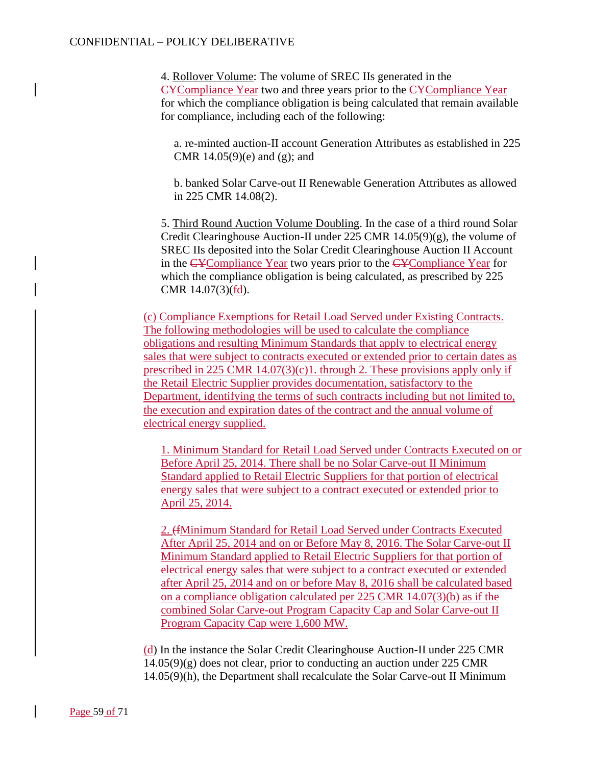4. Rollover Volume: The volume of SREC IIs generated in the ~~CY~~Compliance Year two and three years prior to the ~~CY~~Compliance Year for which the compliance obligation is being calculated that remain available for compliance, including each of the following:

a. re-minted auction-II account Generation Attributes as established in 225 CMR 14.05(9)(e) and (g); and

b. banked Solar Carve-out II Renewable Generation Attributes as allowed in 225 CMR 14.08(2).

5. Third Round Auction Volume Doubling. In the case of a third round Solar Credit Clearinghouse Auction-II under 225 CMR 14.05(9)(g), the volume of SREC IIs deposited into the Solar Credit Clearinghouse Auction II Account in the ~~CY~~Compliance Year two years prior to the ~~CY~~Compliance Year for which the compliance obligation is being calculated, as prescribed by 225 CMR 14.07(3)(~~f~~d).

(c) Compliance Exemptions for Retail Load Served under Existing Contracts. The following methodologies will be used to calculate the compliance obligations and resulting Minimum Standards that apply to electrical energy sales that were subject to contracts executed or extended prior to certain dates as prescribed in 225 CMR 14.07(3)(c)1. through 2. These provisions apply only if the Retail Electric Supplier provides documentation, satisfactory to the Department, identifying the terms of such contracts including but not limited to, the execution and expiration dates of the contract and the annual volume of electrical energy supplied.

1. Minimum Standard for Retail Load Served under Contracts Executed on or Before April 25, 2014. There shall be no Solar Carve-out II Minimum Standard applied to Retail Electric Suppliers for that portion of electrical energy sales that were subject to a contract executed or extended prior to April 25, 2014.

2. ~~(f~~Minimum Standard for Retail Load Served under Contracts Executed After April 25, 2014 and on or Before May 8, 2016. The Solar Carve-out II Minimum Standard applied to Retail Electric Suppliers for that portion of electrical energy sales that were subject to a contract executed or extended after April 25, 2014 and on or before May 8, 2016 shall be calculated based on a compliance obligation calculated per 225 CMR 14.07(3)(b) as if the combined Solar Carve-out Program Capacity Cap and Solar Carve-out II Program Capacity Cap were 1,600 MW.

(d) In the instance the Solar Credit Clearinghouse Auction-II under 225 CMR 14.05(9)(g) does not clear, prior to conducting an auction under 225 CMR 14.05(9)(h), the Department shall recalculate the Solar Carve-out II Minimum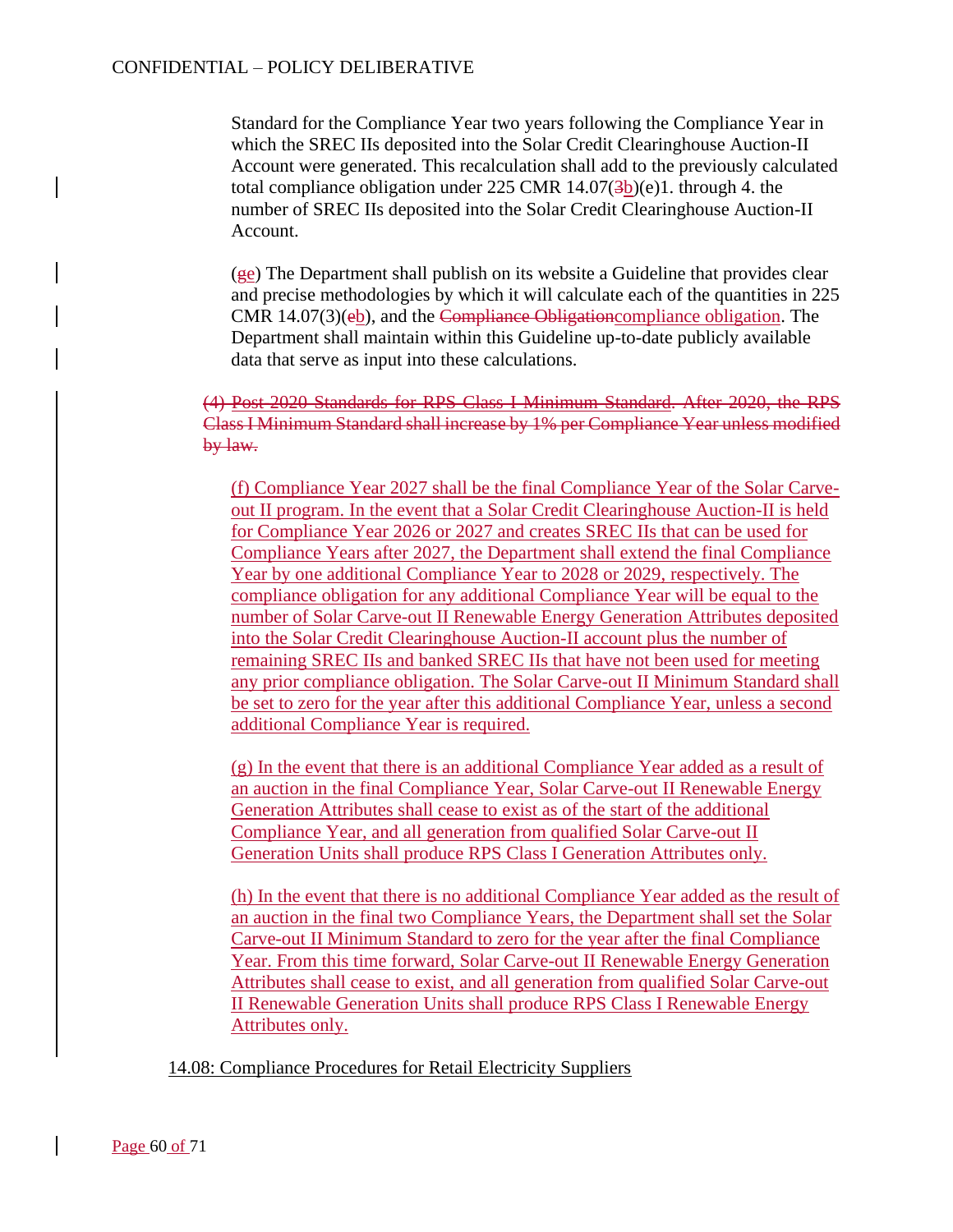Standard for the Compliance Year two years following the Compliance Year in which the SREC IIs deposited into the Solar Credit Clearinghouse Auction-II Account were generated. This recalculation shall add to the previously calculated total compliance obligation under 225 CMR 14.07(~~3~~b)(e)1. through 4. the number of SREC IIs deposited into the Solar Credit Clearinghouse Auction-II Account.

(~~g~~e) The Department shall publish on its website a Guideline that provides clear and precise methodologies by which it will calculate each of the quantities in 225 CMR 14.07(3)(~~e~~b), and the ~~Compliance Obligation~~compliance obligation. The Department shall maintain within this Guideline up-to-date publicly available data that serve as input into these calculations.

~~(4) Post-2020 Standards for RPS Class I Minimum Standard. After 2020, the RPS Class I Minimum Standard shall increase by 1% per Compliance Year unless modified by law.~~

(f) Compliance Year 2027 shall be the final Compliance Year of the Solar Carve-out II program. In the event that a Solar Credit Clearinghouse Auction-II is held for Compliance Year 2026 or 2027 and creates SREC IIs that can be used for Compliance Years after 2027, the Department shall extend the final Compliance Year by one additional Compliance Year to 2028 or 2029, respectively. The compliance obligation for any additional Compliance Year will be equal to the number of Solar Carve-out II Renewable Energy Generation Attributes deposited into the Solar Credit Clearinghouse Auction-II account plus the number of remaining SREC IIs and banked SREC IIs that have not been used for meeting any prior compliance obligation. The Solar Carve-out II Minimum Standard shall be set to zero for the year after this additional Compliance Year, unless a second additional Compliance Year is required.

(g) In the event that there is an additional Compliance Year added as a result of an auction in the final Compliance Year, Solar Carve-out II Renewable Energy Generation Attributes shall cease to exist as of the start of the additional Compliance Year, and all generation from qualified Solar Carve-out II Generation Units shall produce RPS Class I Generation Attributes only.

(h) In the event that there is no additional Compliance Year added as the result of an auction in the final two Compliance Years, the Department shall set the Solar Carve-out II Minimum Standard to zero for the year after the final Compliance Year. From this time forward, Solar Carve-out II Renewable Energy Generation Attributes shall cease to exist, and all generation from qualified Solar Carve-out II Renewable Generation Units shall produce RPS Class I Renewable Energy Attributes only.

14.08: Compliance Procedures for Retail Electricity Suppliers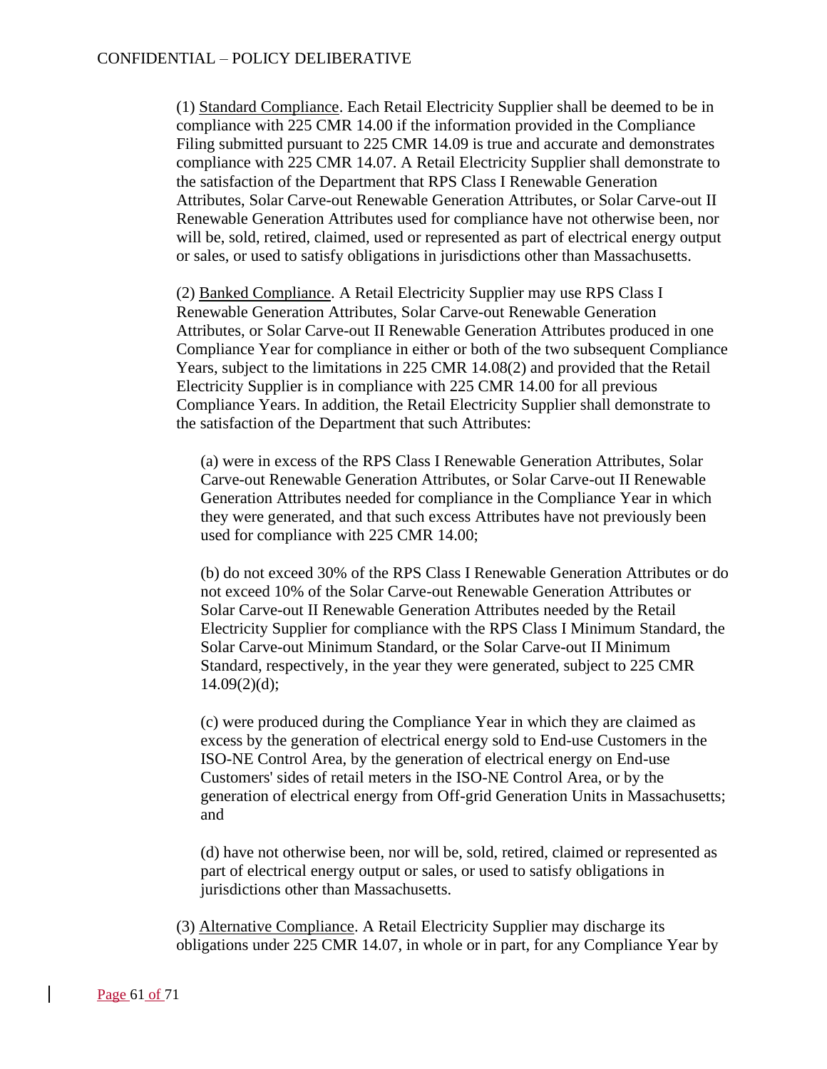(1) Standard Compliance. Each Retail Electricity Supplier shall be deemed to be in compliance with 225 CMR 14.00 if the information provided in the Compliance Filing submitted pursuant to 225 CMR 14.09 is true and accurate and demonstrates compliance with 225 CMR 14.07. A Retail Electricity Supplier shall demonstrate to the satisfaction of the Department that RPS Class I Renewable Generation Attributes, Solar Carve-out Renewable Generation Attributes, or Solar Carve-out II Renewable Generation Attributes used for compliance have not otherwise been, nor will be, sold, retired, claimed, used or represented as part of electrical energy output or sales, or used to satisfy obligations in jurisdictions other than Massachusetts.

(2) Banked Compliance. A Retail Electricity Supplier may use RPS Class I Renewable Generation Attributes, Solar Carve-out Renewable Generation Attributes, or Solar Carve-out II Renewable Generation Attributes produced in one Compliance Year for compliance in either or both of the two subsequent Compliance Years, subject to the limitations in 225 CMR 14.08(2) and provided that the Retail Electricity Supplier is in compliance with 225 CMR 14.00 for all previous Compliance Years. In addition, the Retail Electricity Supplier shall demonstrate to the satisfaction of the Department that such Attributes:

(a) were in excess of the RPS Class I Renewable Generation Attributes, Solar Carve-out Renewable Generation Attributes, or Solar Carve-out II Renewable Generation Attributes needed for compliance in the Compliance Year in which they were generated, and that such excess Attributes have not previously been used for compliance with 225 CMR 14.00;

(b) do not exceed 30% of the RPS Class I Renewable Generation Attributes or do not exceed 10% of the Solar Carve-out Renewable Generation Attributes or Solar Carve-out II Renewable Generation Attributes needed by the Retail Electricity Supplier for compliance with the RPS Class I Minimum Standard, the Solar Carve-out Minimum Standard, or the Solar Carve-out II Minimum Standard, respectively, in the year they were generated, subject to 225 CMR 14.09(2)(d);

(c) were produced during the Compliance Year in which they are claimed as excess by the generation of electrical energy sold to End-use Customers in the ISO-NE Control Area, by the generation of electrical energy on End-use Customers' sides of retail meters in the ISO-NE Control Area, or by the generation of electrical energy from Off-grid Generation Units in Massachusetts; and

(d) have not otherwise been, nor will be, sold, retired, claimed or represented as part of electrical energy output or sales, or used to satisfy obligations in jurisdictions other than Massachusetts.

(3) Alternative Compliance. A Retail Electricity Supplier may discharge its obligations under 225 CMR 14.07, in whole or in part, for any Compliance Year by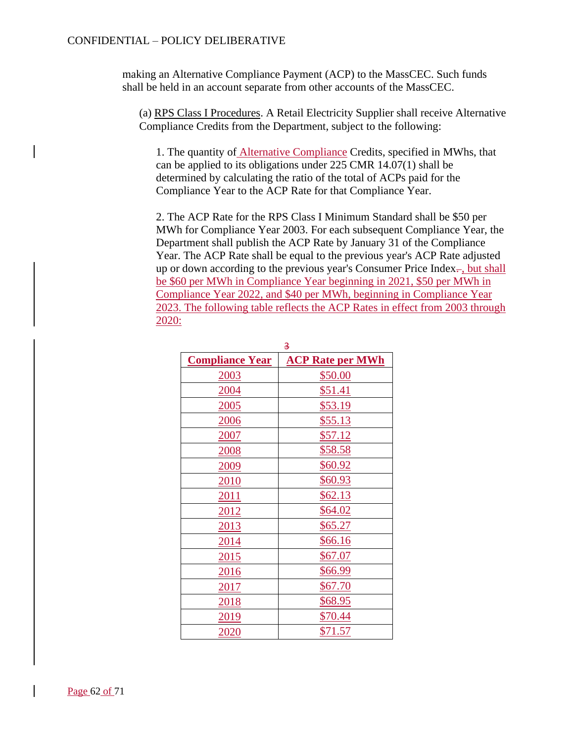making an Alternative Compliance Payment (ACP) to the MassCEC. Such funds shall be held in an account separate from other accounts of the MassCEC.

(a) RPS Class I Procedures. A Retail Electricity Supplier shall receive Alternative Compliance Credits from the Department, subject to the following:

1. The quantity of Alternative Compliance Credits, specified in MWhs, that can be applied to its obligations under 225 CMR 14.07(1) shall be determined by calculating the ratio of the total of ACPs paid for the Compliance Year to the ACP Rate for that Compliance Year.

2. The ACP Rate for the RPS Class I Minimum Standard shall be $50 per MWh for Compliance Year 2003. For each subsequent Compliance Year, the Department shall publish the ACP Rate by January 31 of the Compliance Year. The ACP Rate shall be equal to the previous year's ACP Rate adjusted up or down according to the previous year's Consumer Price Index., but shall be $60 per MWh in Compliance Year beginning in 2021, $50 per MWh in Compliance Year 2022, and $40 per MWh, beginning in Compliance Year 2023. The following table reflects the ACP Rates in effect from 2003 through 2020:

| Compliance Year | ACP Rate per MWh |
|---|---|
| 2003 | $50.00 |
| 2004 | $51.41 |
| 2005 | $53.19 |
| 2006 | $55.13 |
| 2007 | $57.12 |
| 2008 | $58.58 |
| 2009 | $60.92 |
| 2010 | $60.93 |
| 2011 | $62.13 |
| 2012 | $64.02 |
| 2013 | $65.27 |
| 2014 | $66.16 |
| 2015 | $67.07 |
| 2016 | $66.99 |
| 2017 | $67.70 |
| 2018 | $68.95 |
| 2019 | $70.44 |
| 2020 | $71.57 |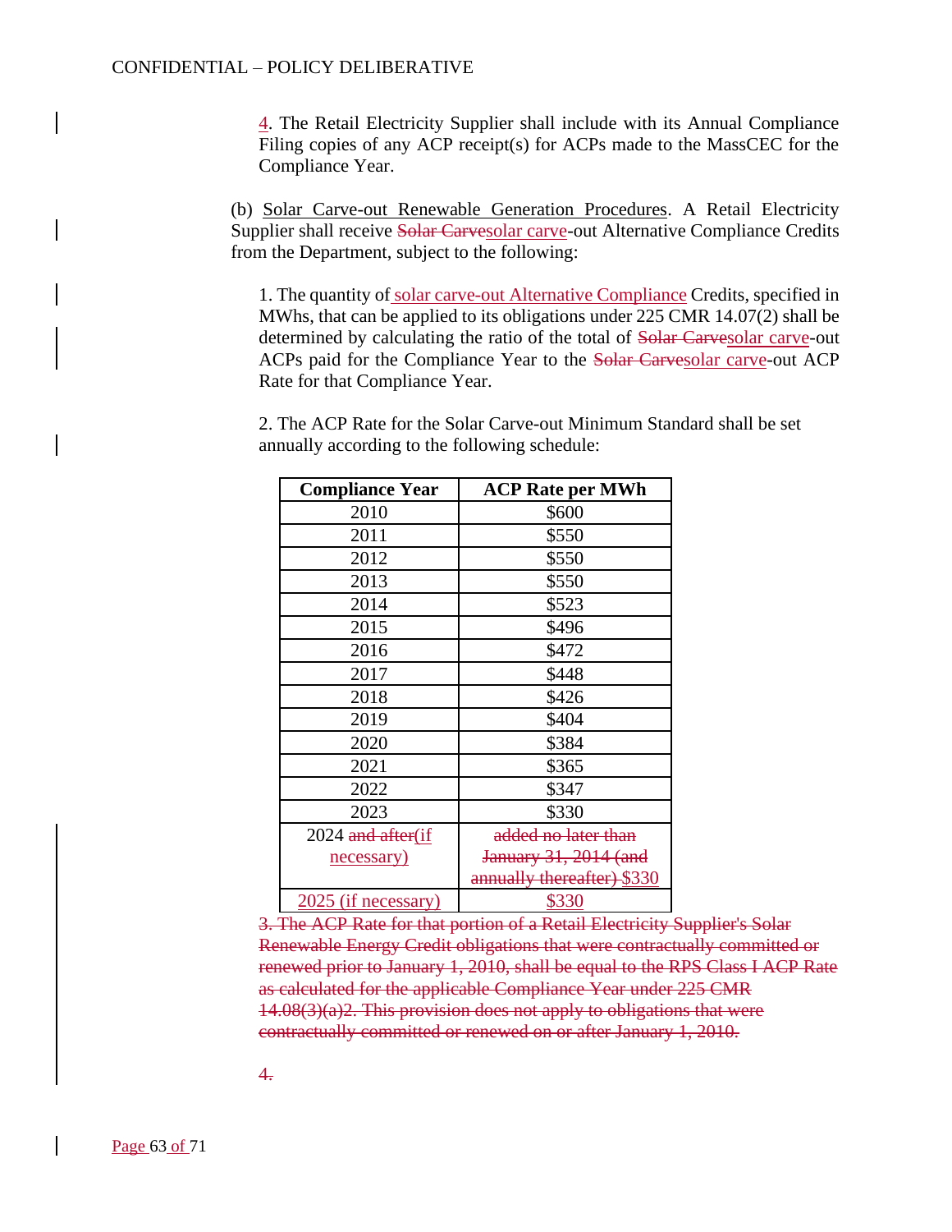4. The Retail Electricity Supplier shall include with its Annual Compliance Filing copies of any ACP receipt(s) for ACPs made to the MassCEC for the Compliance Year.

(b) Solar Carve-out Renewable Generation Procedures. A Retail Electricity Supplier shall receive ~~Solar Carve~~solar carve-out Alternative Compliance Credits from the Department, subject to the following:

1. The quantity of solar carve-out Alternative Compliance Credits, specified in MWhs, that can be applied to its obligations under 225 CMR 14.07(2) shall be determined by calculating the ratio of the total of ~~Solar Carve~~solar carve-out ACPs paid for the Compliance Year to the ~~Solar Carve~~solar carve-out ACP Rate for that Compliance Year.

2. The ACP Rate for the Solar Carve-out Minimum Standard shall be set annually according to the following schedule:

| Compliance Year | ACP Rate per MWh |
|---|---|
| 2010 | $600 |
| 2011 | $550 |
| 2012 | $550 |
| 2013 | $550 |
| 2014 | $523 |
| 2015 | $496 |
| 2016 | $472 |
| 2017 | $448 |
| 2018 | $426 |
| 2019 | $404 |
| 2020 | $384 |
| 2021 | $365 |
| 2022 | $347 |
| 2023 | $330 |
| 2024 ~~and after~~(if necessary) | ~~added no later than January 31, 2014 (and annually thereafter)~~ $330 |
| 2025 (if necessary) | $330 |

~~3. The ACP Rate for that portion of a Retail Electricity Supplier's Solar Renewable Energy Credit obligations that were contractually committed or renewed prior to January 1, 2010, shall be equal to the RPS Class I ACP Rate as calculated for the applicable Compliance Year under 225 CMR 14.08(3)(a)2. This provision does not apply to obligations that were contractually committed or renewed on or after January 1, 2010.~~

~~4.~~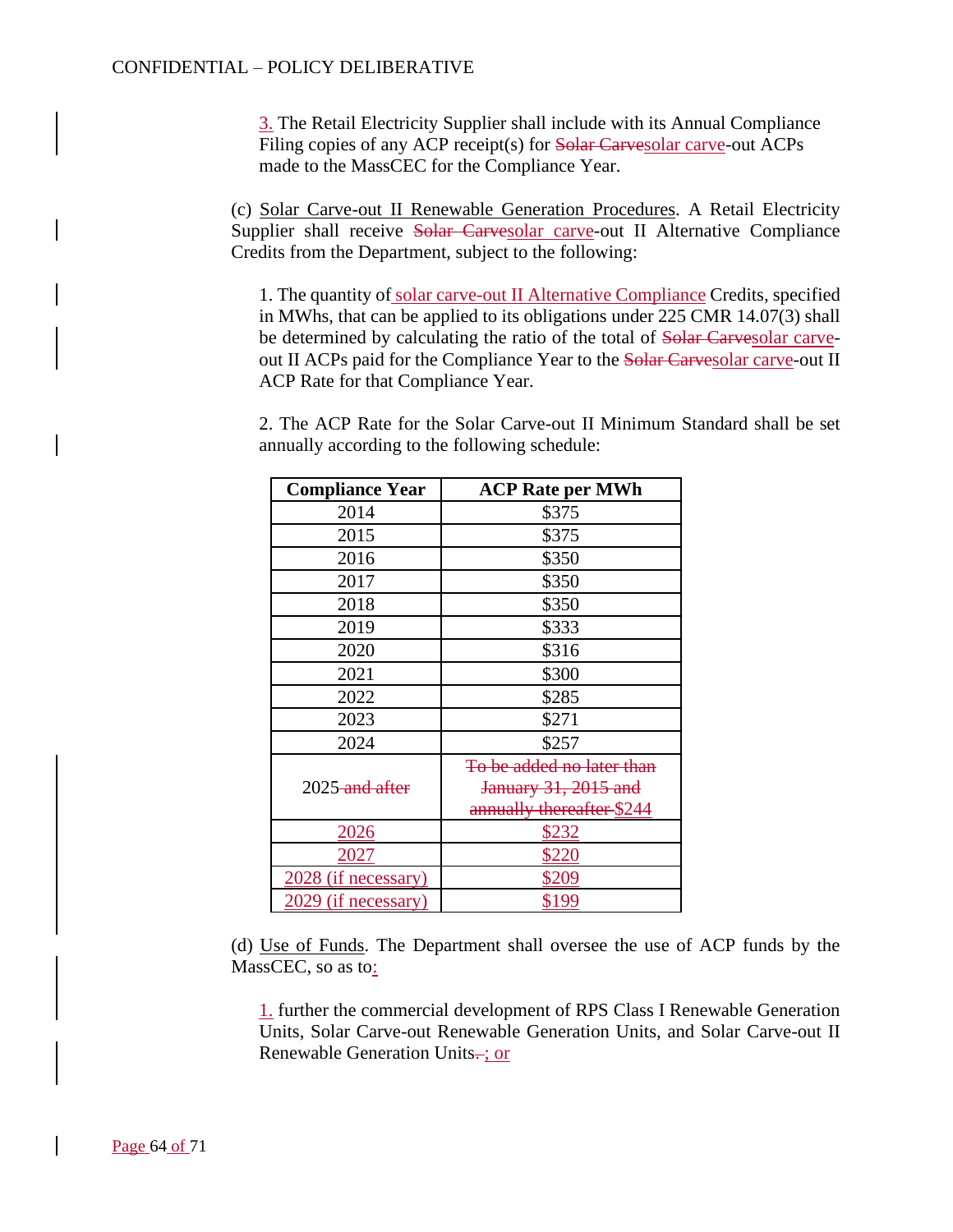3. The Retail Electricity Supplier shall include with its Annual Compliance Filing copies of any ACP receipt(s) for ~~Solar Carve~~solar carve-out ACPs made to the MassCEC for the Compliance Year.

(c) Solar Carve-out II Renewable Generation Procedures. A Retail Electricity Supplier shall receive ~~Solar Carve~~solar carve-out II Alternative Compliance Credits from the Department, subject to the following:

1. The quantity of solar carve-out II Alternative Compliance Credits, specified in MWhs, that can be applied to its obligations under 225 CMR 14.07(3) shall be determined by calculating the ratio of the total of ~~Solar Carve~~solar carve-out II ACPs paid for the Compliance Year to the ~~Solar Carve~~solar carve-out II ACP Rate for that Compliance Year.

2. The ACP Rate for the Solar Carve-out II Minimum Standard shall be set annually according to the following schedule:

| Compliance Year | ACP Rate per MWh |
|---|---|
| 2014 | $375 |
| 2015 | $375 |
| 2016 | $350 |
| 2017 | $350 |
| 2018 | $350 |
| 2019 | $333 |
| 2020 | $316 |
| 2021 | $300 |
| 2022 | $285 |
| 2023 | $271 |
| 2024 | $257 |
| 2025 ~~and after~~ | ~~To be added no later than January 31, 2015 and annually thereafter~~ $244 |
| 2026 | $232 |
| 2027 | $220 |
| 2028 (if necessary) | $209 |
| 2029 (if necessary) | $199 |

(d) Use of Funds. The Department shall oversee the use of ACP funds by the MassCEC, so as to:

1. further the commercial development of RPS Class I Renewable Generation Units, Solar Carve-out Renewable Generation Units, and Solar Carve-out II Renewable Generation Units~~.~~; or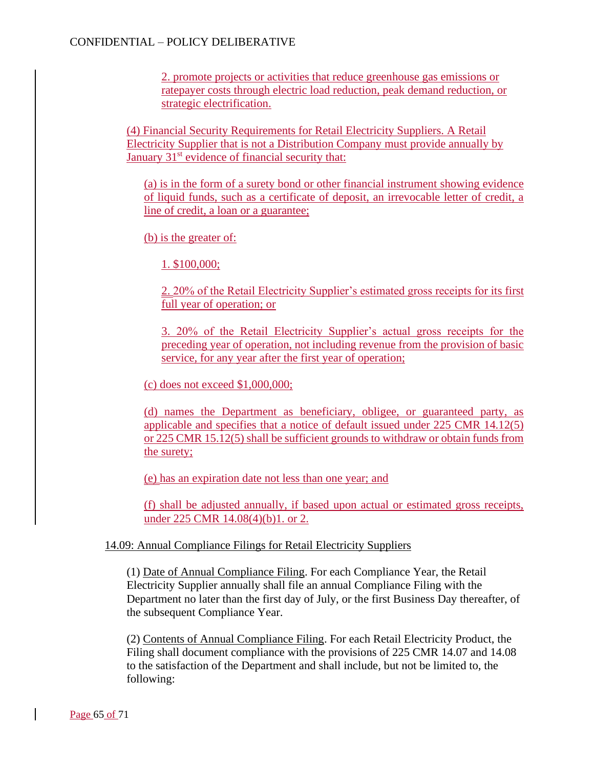CONFIDENTIAL – POLICY DELIBERATIVE

2. promote projects or activities that reduce greenhouse gas emissions or ratepayer costs through electric load reduction, peak demand reduction, or strategic electrification.

(4) Financial Security Requirements for Retail Electricity Suppliers. A Retail Electricity Supplier that is not a Distribution Company must provide annually by January 31st evidence of financial security that:

(a) is in the form of a surety bond or other financial instrument showing evidence of liquid funds, such as a certificate of deposit, an irrevocable letter of credit, a line of credit, a loan or a guarantee;

(b) is the greater of:

1. $100,000;

2. 20% of the Retail Electricity Supplier's estimated gross receipts for its first full year of operation; or

3. 20% of the Retail Electricity Supplier's actual gross receipts for the preceding year of operation, not including revenue from the provision of basic service, for any year after the first year of operation;

(c) does not exceed $1,000,000;

(d) names the Department as beneficiary, obligee, or guaranteed party, as applicable and specifies that a notice of default issued under 225 CMR 14.12(5) or 225 CMR 15.12(5) shall be sufficient grounds to withdraw or obtain funds from the surety;

(e) has an expiration date not less than one year; and

(f) shall be adjusted annually, if based upon actual or estimated gross receipts, under 225 CMR 14.08(4)(b)1. or 2.

14.09: Annual Compliance Filings for Retail Electricity Suppliers

(1) Date of Annual Compliance Filing. For each Compliance Year, the Retail Electricity Supplier annually shall file an annual Compliance Filing with the Department no later than the first day of July, or the first Business Day thereafter, of the subsequent Compliance Year.

(2) Contents of Annual Compliance Filing. For each Retail Electricity Product, the Filing shall document compliance with the provisions of 225 CMR 14.07 and 14.08 to the satisfaction of the Department and shall include, but not be limited to, the following: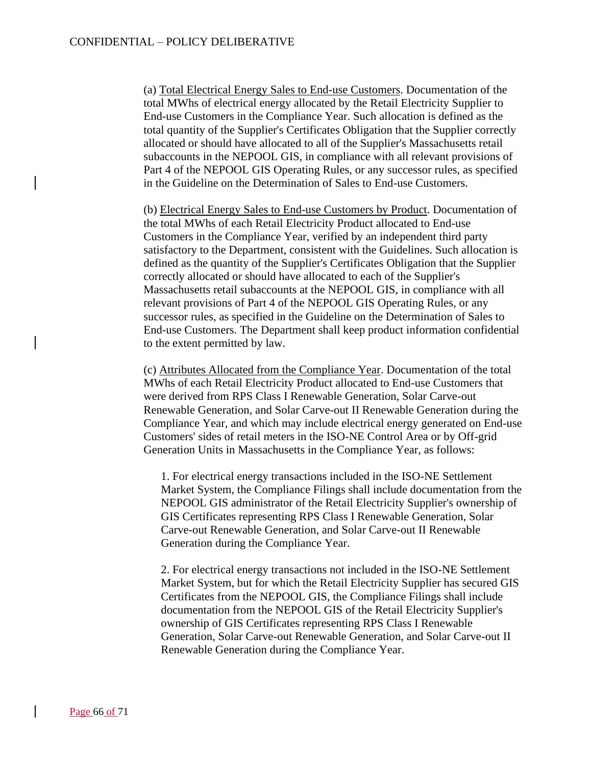(a) Total Electrical Energy Sales to End-use Customers. Documentation of the total MWhs of electrical energy allocated by the Retail Electricity Supplier to End-use Customers in the Compliance Year. Such allocation is defined as the total quantity of the Supplier's Certificates Obligation that the Supplier correctly allocated or should have allocated to all of the Supplier's Massachusetts retail subaccounts in the NEPOOL GIS, in compliance with all relevant provisions of Part 4 of the NEPOOL GIS Operating Rules, or any successor rules, as specified in the Guideline on the Determination of Sales to End-use Customers.

(b) Electrical Energy Sales to End-use Customers by Product. Documentation of the total MWhs of each Retail Electricity Product allocated to End-use Customers in the Compliance Year, verified by an independent third party satisfactory to the Department, consistent with the Guidelines. Such allocation is defined as the quantity of the Supplier's Certificates Obligation that the Supplier correctly allocated or should have allocated to each of the Supplier's Massachusetts retail subaccounts at the NEPOOL GIS, in compliance with all relevant provisions of Part 4 of the NEPOOL GIS Operating Rules, or any successor rules, as specified in the Guideline on the Determination of Sales to End-use Customers. The Department shall keep product information confidential to the extent permitted by law.

(c) Attributes Allocated from the Compliance Year. Documentation of the total MWhs of each Retail Electricity Product allocated to End-use Customers that were derived from RPS Class I Renewable Generation, Solar Carve-out Renewable Generation, and Solar Carve-out II Renewable Generation during the Compliance Year, and which may include electrical energy generated on End-use Customers' sides of retail meters in the ISO-NE Control Area or by Off-grid Generation Units in Massachusetts in the Compliance Year, as follows:

1. For electrical energy transactions included in the ISO-NE Settlement Market System, the Compliance Filings shall include documentation from the NEPOOL GIS administrator of the Retail Electricity Supplier's ownership of GIS Certificates representing RPS Class I Renewable Generation, Solar Carve-out Renewable Generation, and Solar Carve-out II Renewable Generation during the Compliance Year.

2. For electrical energy transactions not included in the ISO-NE Settlement Market System, but for which the Retail Electricity Supplier has secured GIS Certificates from the NEPOOL GIS, the Compliance Filings shall include documentation from the NEPOOL GIS of the Retail Electricity Supplier's ownership of GIS Certificates representing RPS Class I Renewable Generation, Solar Carve-out Renewable Generation, and Solar Carve-out II Renewable Generation during the Compliance Year.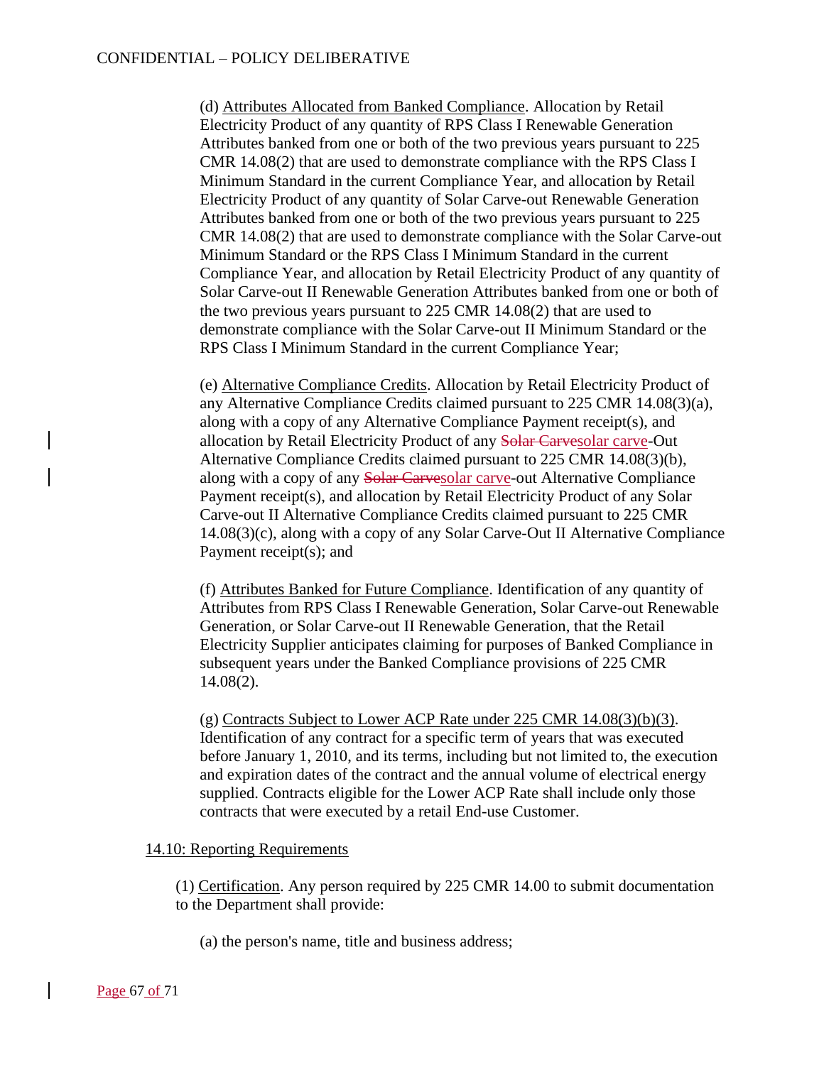(d) Attributes Allocated from Banked Compliance. Allocation by Retail Electricity Product of any quantity of RPS Class I Renewable Generation Attributes banked from one or both of the two previous years pursuant to 225 CMR 14.08(2) that are used to demonstrate compliance with the RPS Class I Minimum Standard in the current Compliance Year, and allocation by Retail Electricity Product of any quantity of Solar Carve-out Renewable Generation Attributes banked from one or both of the two previous years pursuant to 225 CMR 14.08(2) that are used to demonstrate compliance with the Solar Carve-out Minimum Standard or the RPS Class I Minimum Standard in the current Compliance Year, and allocation by Retail Electricity Product of any quantity of Solar Carve-out II Renewable Generation Attributes banked from one or both of the two previous years pursuant to 225 CMR 14.08(2) that are used to demonstrate compliance with the Solar Carve-out II Minimum Standard or the RPS Class I Minimum Standard in the current Compliance Year;

(e) Alternative Compliance Credits. Allocation by Retail Electricity Product of any Alternative Compliance Credits claimed pursuant to 225 CMR 14.08(3)(a), along with a copy of any Alternative Compliance Payment receipt(s), and allocation by Retail Electricity Product of any ~~Solar Carve~~solar carve-Out Alternative Compliance Credits claimed pursuant to 225 CMR 14.08(3)(b), along with a copy of any ~~Solar Carve~~solar carve-out Alternative Compliance Payment receipt(s), and allocation by Retail Electricity Product of any Solar Carve-out II Alternative Compliance Credits claimed pursuant to 225 CMR 14.08(3)(c), along with a copy of any Solar Carve-Out II Alternative Compliance Payment receipt(s); and

(f) Attributes Banked for Future Compliance. Identification of any quantity of Attributes from RPS Class I Renewable Generation, Solar Carve-out Renewable Generation, or Solar Carve-out II Renewable Generation, that the Retail Electricity Supplier anticipates claiming for purposes of Banked Compliance in subsequent years under the Banked Compliance provisions of 225 CMR 14.08(2).

(g) Contracts Subject to Lower ACP Rate under 225 CMR 14.08(3)(b)(3). Identification of any contract for a specific term of years that was executed before January 1, 2010, and its terms, including but not limited to, the execution and expiration dates of the contract and the annual volume of electrical energy supplied. Contracts eligible for the Lower ACP Rate shall include only those contracts that were executed by a retail End-use Customer.

14.10: Reporting Requirements

(1) Certification. Any person required by 225 CMR 14.00 to submit documentation to the Department shall provide:

(a) the person's name, title and business address;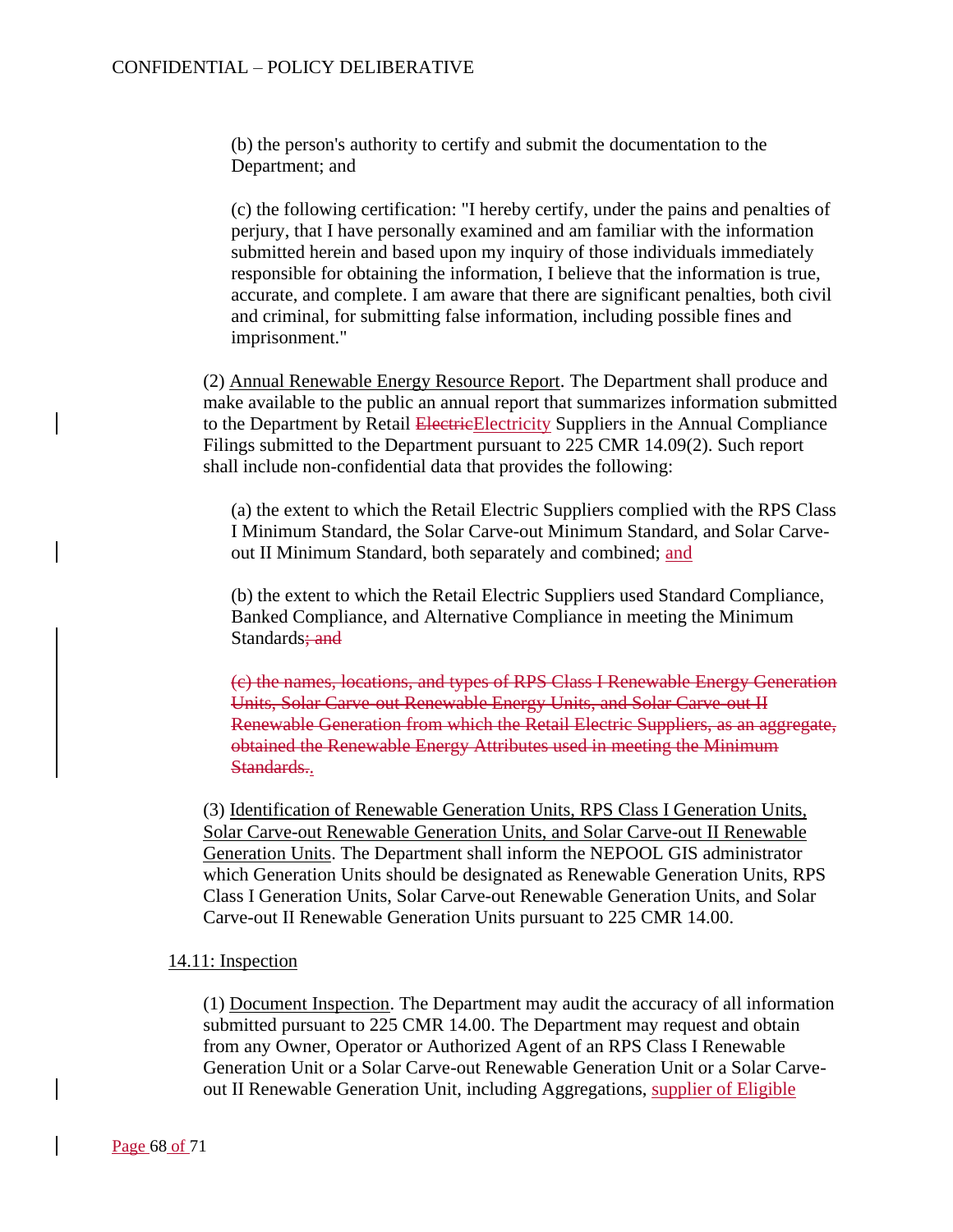(b) the person's authority to certify and submit the documentation to the Department; and

(c) the following certification: "I hereby certify, under the pains and penalties of perjury, that I have personally examined and am familiar with the information submitted herein and based upon my inquiry of those individuals immediately responsible for obtaining the information, I believe that the information is true, accurate, and complete. I am aware that there are significant penalties, both civil and criminal, for submitting false information, including possible fines and imprisonment."

(2) Annual Renewable Energy Resource Report. The Department shall produce and make available to the public an annual report that summarizes information submitted to the Department by Retail ~~Electric~~Electricity Suppliers in the Annual Compliance Filings submitted to the Department pursuant to 225 CMR 14.09(2). Such report shall include non-confidential data that provides the following:

(a) the extent to which the Retail Electric Suppliers complied with the RPS Class I Minimum Standard, the Solar Carve-out Minimum Standard, and Solar Carve-out II Minimum Standard, both separately and combined; and

(b) the extent to which the Retail Electric Suppliers used Standard Compliance, Banked Compliance, and Alternative Compliance in meeting the Minimum Standards~~; and~~

~~(c) the names, locations, and types of RPS Class I Renewable Energy Generation Units, Solar Carve-out Renewable Energy Units, and Solar Carve-out II Renewable Generation from which the Retail Electric Suppliers, as an aggregate, obtained the Renewable Energy Attributes used in meeting the Minimum Standards.~~.

(3) Identification of Renewable Generation Units, RPS Class I Generation Units, Solar Carve-out Renewable Generation Units, and Solar Carve-out II Renewable Generation Units. The Department shall inform the NEPOOL GIS administrator which Generation Units should be designated as Renewable Generation Units, RPS Class I Generation Units, Solar Carve-out Renewable Generation Units, and Solar Carve-out II Renewable Generation Units pursuant to 225 CMR 14.00.

14.11: Inspection

(1) Document Inspection. The Department may audit the accuracy of all information submitted pursuant to 225 CMR 14.00. The Department may request and obtain from any Owner, Operator or Authorized Agent of an RPS Class I Renewable Generation Unit or a Solar Carve-out Renewable Generation Unit or a Solar Carve-out II Renewable Generation Unit, including Aggregations, supplier of Eligible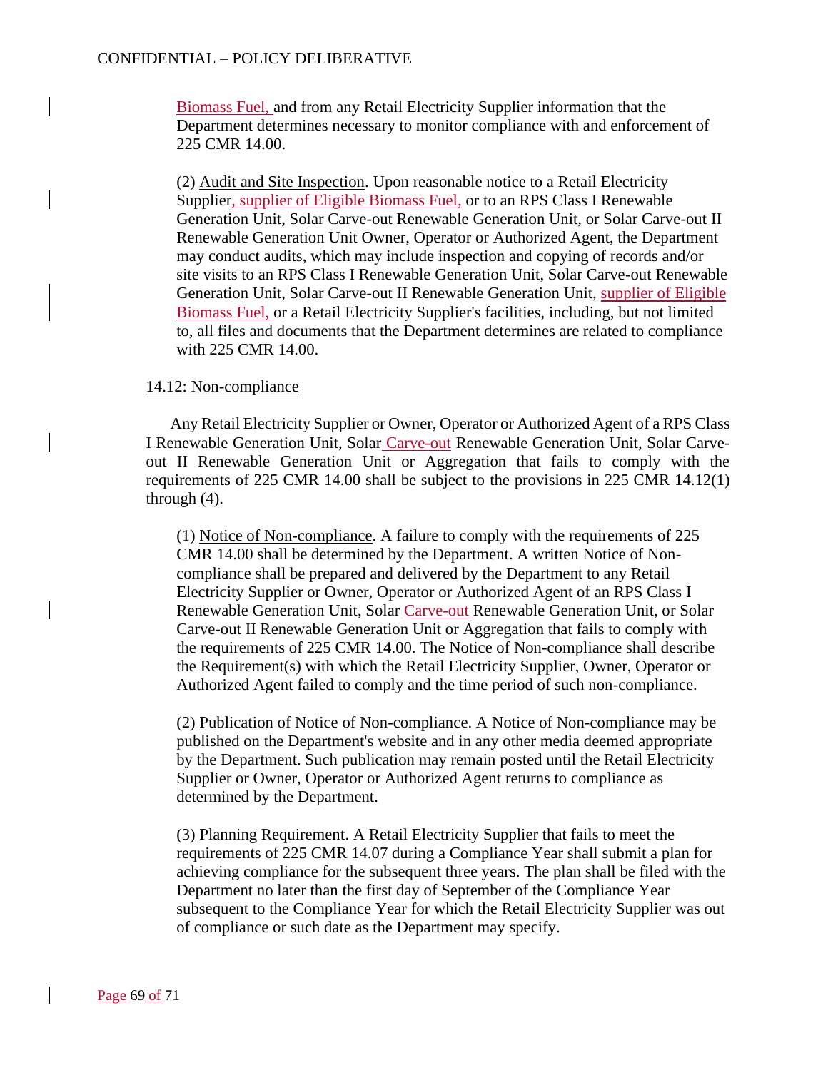Biomass Fuel, and from any Retail Electricity Supplier information that the Department determines necessary to monitor compliance with and enforcement of 225 CMR 14.00.

(2) Audit and Site Inspection. Upon reasonable notice to a Retail Electricity Supplier, supplier of Eligible Biomass Fuel, or to an RPS Class I Renewable Generation Unit, Solar Carve-out Renewable Generation Unit, or Solar Carve-out II Renewable Generation Unit Owner, Operator or Authorized Agent, the Department may conduct audits, which may include inspection and copying of records and/or site visits to an RPS Class I Renewable Generation Unit, Solar Carve-out Renewable Generation Unit, Solar Carve-out II Renewable Generation Unit, supplier of Eligible Biomass Fuel, or a Retail Electricity Supplier's facilities, including, but not limited to, all files and documents that the Department determines are related to compliance with 225 CMR 14.00.

## 14.12: Non-compliance

Any Retail Electricity Supplier or Owner, Operator or Authorized Agent of a RPS Class I Renewable Generation Unit, Solar Carve-out Renewable Generation Unit, Solar Carve-out II Renewable Generation Unit or Aggregation that fails to comply with the requirements of 225 CMR 14.00 shall be subject to the provisions in 225 CMR 14.12(1) through (4).

(1) Notice of Non-compliance. A failure to comply with the requirements of 225 CMR 14.00 shall be determined by the Department. A written Notice of Non-compliance shall be prepared and delivered by the Department to any Retail Electricity Supplier or Owner, Operator or Authorized Agent of an RPS Class I Renewable Generation Unit, Solar Carve-out Renewable Generation Unit, or Solar Carve-out II Renewable Generation Unit or Aggregation that fails to comply with the requirements of 225 CMR 14.00. The Notice of Non-compliance shall describe the Requirement(s) with which the Retail Electricity Supplier, Owner, Operator or Authorized Agent failed to comply and the time period of such non-compliance.

(2) Publication of Notice of Non-compliance. A Notice of Non-compliance may be published on the Department's website and in any other media deemed appropriate by the Department. Such publication may remain posted until the Retail Electricity Supplier or Owner, Operator or Authorized Agent returns to compliance as determined by the Department.

(3) Planning Requirement. A Retail Electricity Supplier that fails to meet the requirements of 225 CMR 14.07 during a Compliance Year shall submit a plan for achieving compliance for the subsequent three years. The plan shall be filed with the Department no later than the first day of September of the Compliance Year subsequent to the Compliance Year for which the Retail Electricity Supplier was out of compliance or such date as the Department may specify.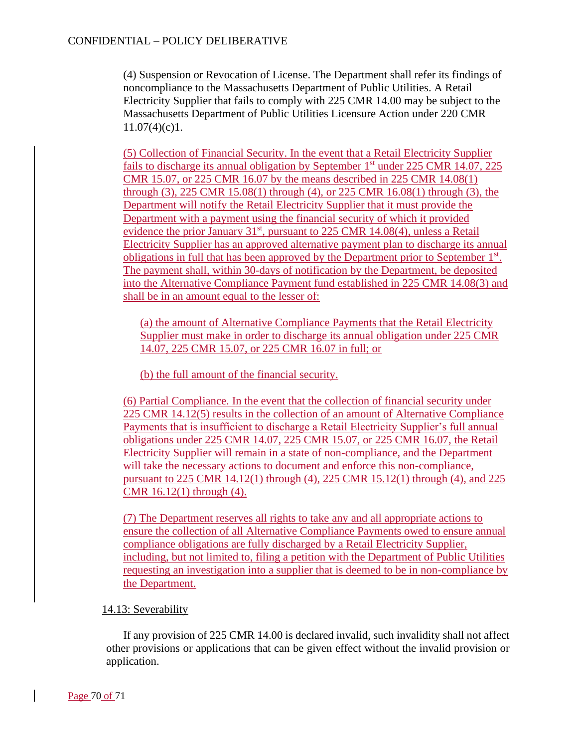(4) Suspension or Revocation of License. The Department shall refer its findings of noncompliance to the Massachusetts Department of Public Utilities. A Retail Electricity Supplier that fails to comply with 225 CMR 14.00 may be subject to the Massachusetts Department of Public Utilities Licensure Action under 220 CMR 11.07(4)(c)1.

(5) Collection of Financial Security. In the event that a Retail Electricity Supplier fails to discharge its annual obligation by September 1st under 225 CMR 14.07, 225 CMR 15.07, or 225 CMR 16.07 by the means described in 225 CMR 14.08(1) through (3), 225 CMR 15.08(1) through (4), or 225 CMR 16.08(1) through (3), the Department will notify the Retail Electricity Supplier that it must provide the Department with a payment using the financial security of which it provided evidence the prior January 31st, pursuant to 225 CMR 14.08(4), unless a Retail Electricity Supplier has an approved alternative payment plan to discharge its annual obligations in full that has been approved by the Department prior to September 1st. The payment shall, within 30-days of notification by the Department, be deposited into the Alternative Compliance Payment fund established in 225 CMR 14.08(3) and shall be in an amount equal to the lesser of:

(a) the amount of Alternative Compliance Payments that the Retail Electricity Supplier must make in order to discharge its annual obligation under 225 CMR 14.07, 225 CMR 15.07, or 225 CMR 16.07 in full; or

(b) the full amount of the financial security.

(6) Partial Compliance. In the event that the collection of financial security under 225 CMR 14.12(5) results in the collection of an amount of Alternative Compliance Payments that is insufficient to discharge a Retail Electricity Supplier's full annual obligations under 225 CMR 14.07, 225 CMR 15.07, or 225 CMR 16.07, the Retail Electricity Supplier will remain in a state of non-compliance, and the Department will take the necessary actions to document and enforce this non-compliance, pursuant to 225 CMR 14.12(1) through (4), 225 CMR 15.12(1) through (4), and 225 CMR 16.12(1) through (4).

(7) The Department reserves all rights to take any and all appropriate actions to ensure the collection of all Alternative Compliance Payments owed to ensure annual compliance obligations are fully discharged by a Retail Electricity Supplier, including, but not limited to, filing a petition with the Department of Public Utilities requesting an investigation into a supplier that is deemed to be in non-compliance by the Department.

14.13: Severability

If any provision of 225 CMR 14.00 is declared invalid, such invalidity shall not affect other provisions or applications that can be given effect without the invalid provision or application.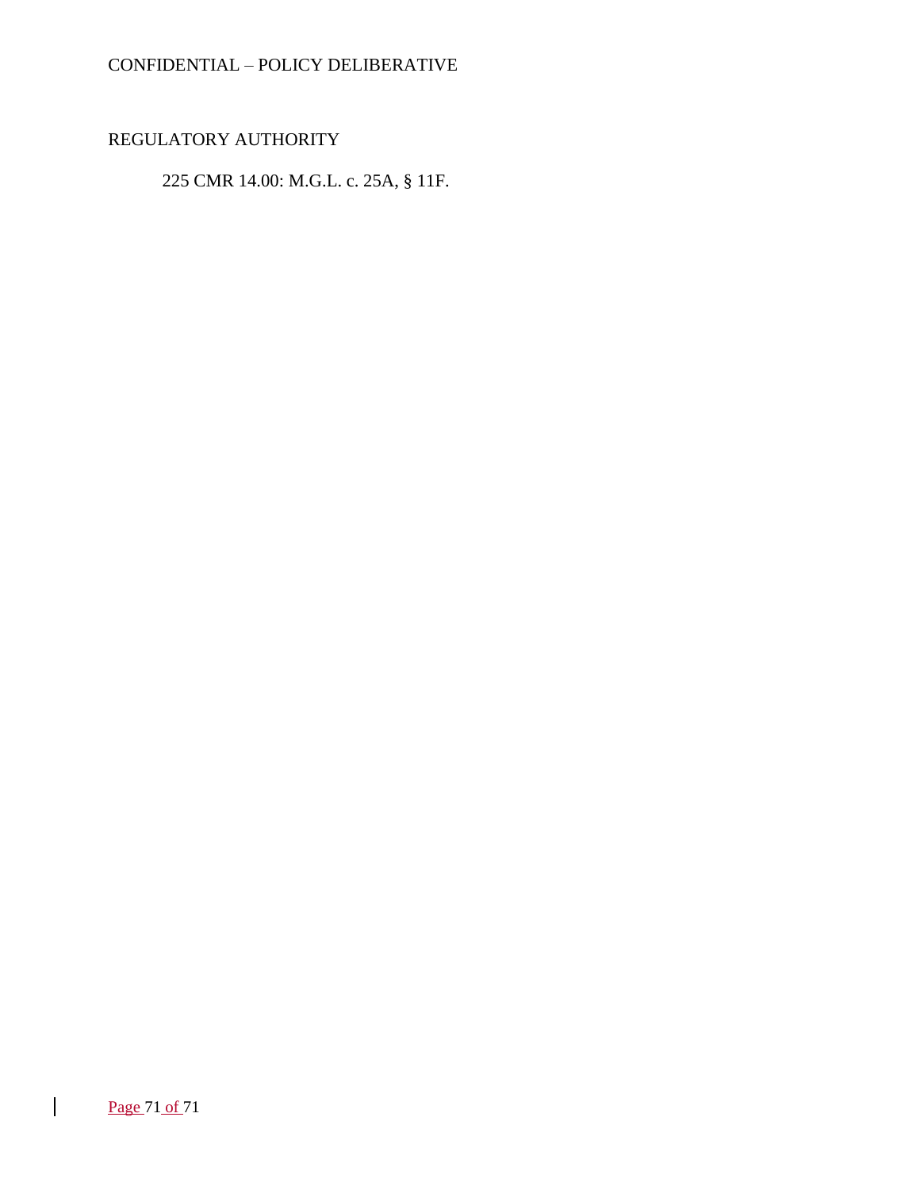CONFIDENTIAL – POLICY DELIBERATIVE

REGULATORY AUTHORITY

225 CMR 14.00: M.G.L. c. 25A, § 11F.